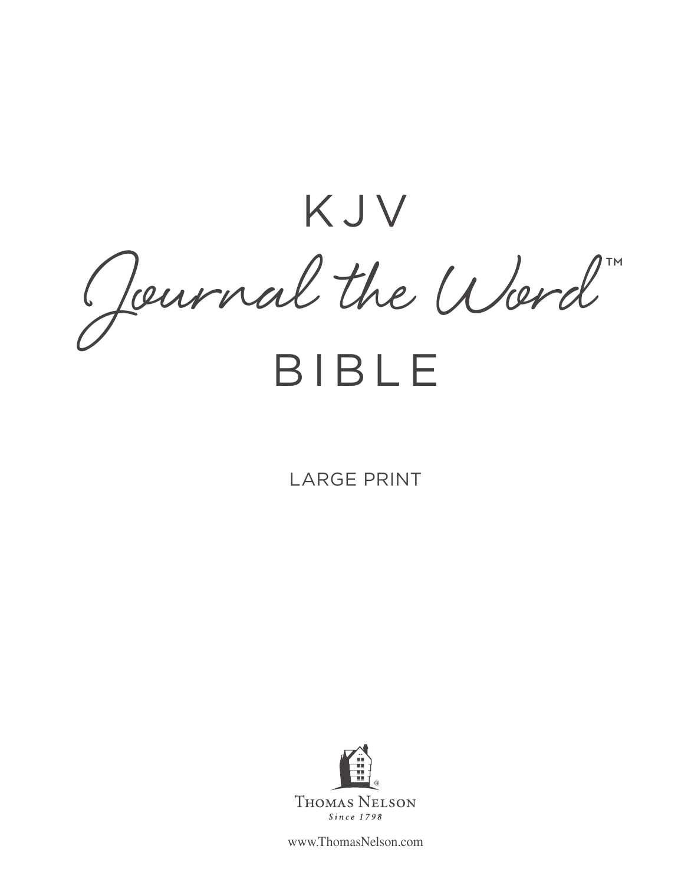# KJV

# Journal the Word™

# BIBLE

LARGE PRINT

THOMAS NELSON

*Since 1798*

www.ThomasNelson.com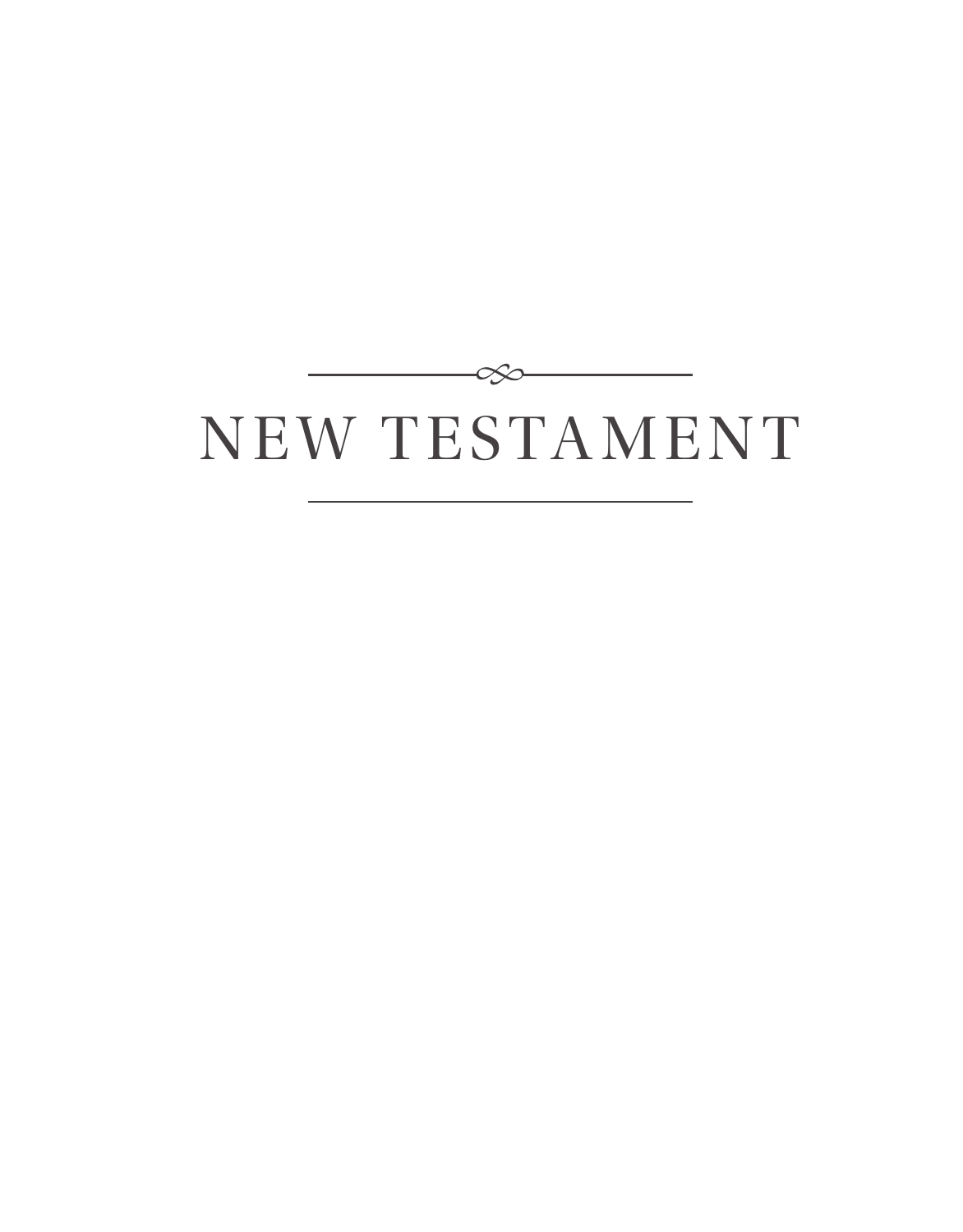# NEW TESTAMENT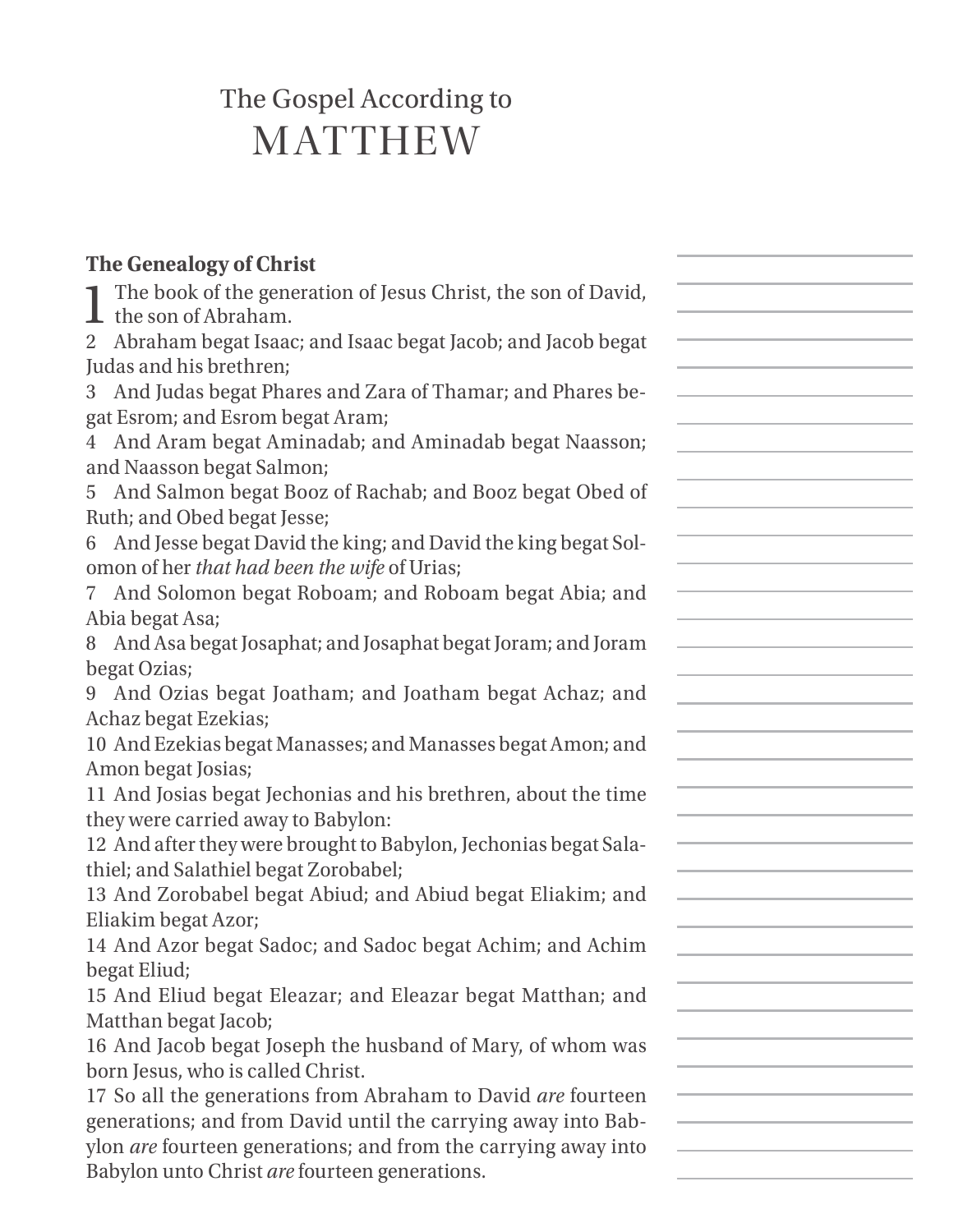# The Gospel According to MATTHEW

### The Genealogy of Christ

1 The book of the generation of Jesus Christ, the son of David, the son of Abraham.

2 Abraham begat Isaac; and Isaac begat Jacob; and Jacob begat Judas and his brethren;

3 And Judas begat Phares and Zara of Thamar; and Phares begat Esrom; and Esrom begat Aram;

4 And Aram begat Aminadab; and Aminadab begat Naasson; and Naasson begat Salmon;

5 And Salmon begat Booz of Rachab; and Booz begat Obed of Ruth; and Obed begat Jesse;

6 And Jesse begat David the king; and David the king begat Solomon of her *that had been the wife* of Urias;

7 And Solomon begat Roboam; and Roboam begat Abia; and Abia begat Asa;

8 And Asa begat Josaphat; and Josaphat begat Joram; and Joram begat Ozias;

9 And Ozias begat Joatham; and Joatham begat Achaz; and Achaz begat Ezekias;

10 And Ezekias begat Manasses; and Manasses begat Amon; and Amon begat Josias;

11 And Josias begat Jechonias and his brethren, about the time they were carried away to Babylon:

12 And after they were brought to Babylon, Jechonias begat Salathiel; and Salathiel begat Zorobabel;

13 And Zorobabel begat Abiud; and Abiud begat Eliakim; and Eliakim begat Azor;

14 And Azor begat Sadoc; and Sadoc begat Achim; and Achim begat Eliud;

15 And Eliud begat Eleazar; and Eleazar begat Matthan; and Matthan begat Jacob;

16 And Jacob begat Joseph the husband of Mary, of whom was born Jesus, who is called Christ.

17 So all the generations from Abraham to David *are* fourteen generations; and from David until the carrying away into Babylon *are* fourteen generations; and from the carrying away into Babylon unto Christ *are* fourteen generations.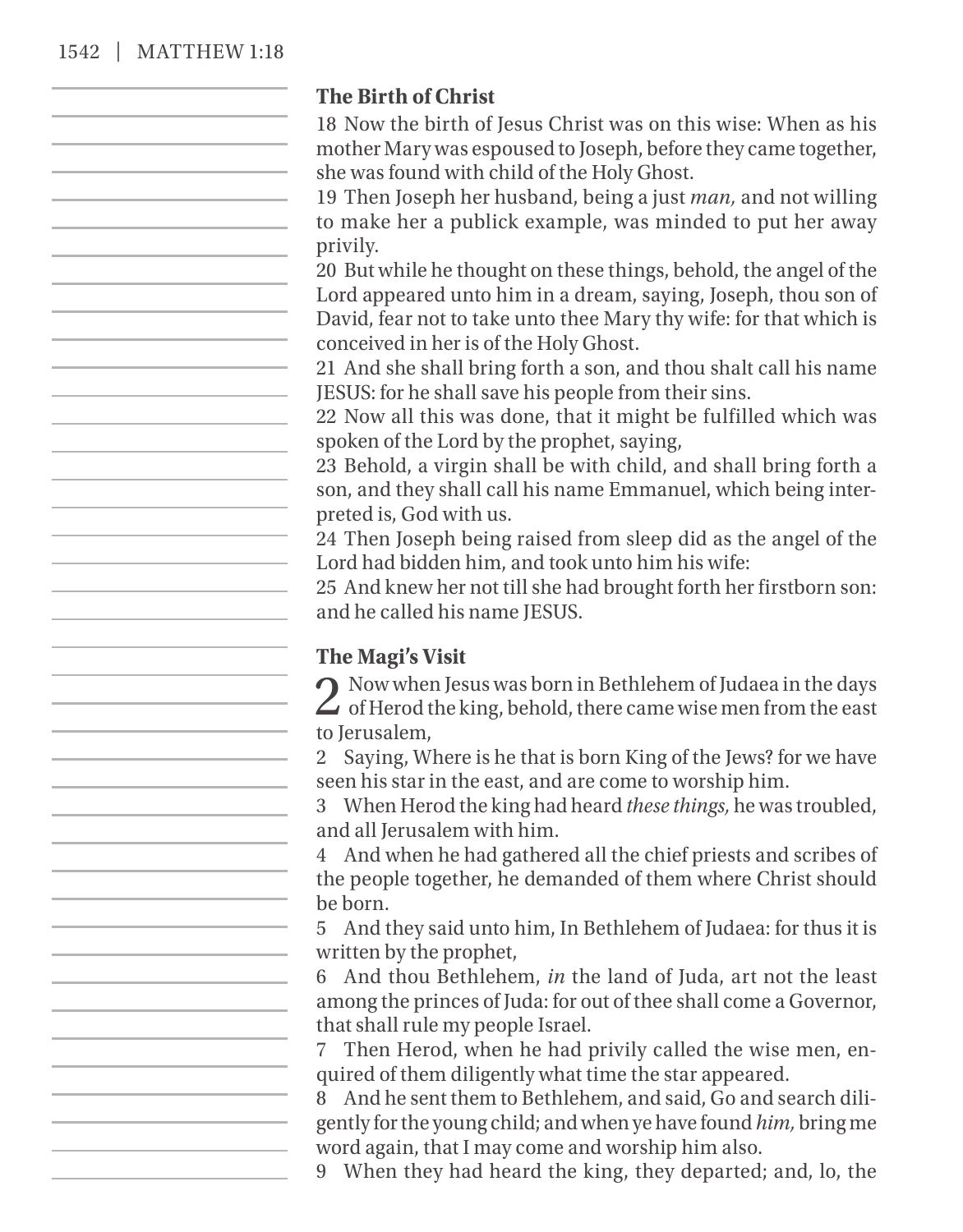### The Birth of Christ

18 Now the birth of Jesus Christ was on this wise: When as his mother Mary was espoused to Joseph, before they came together, she was found with child of the Holy Ghost.
19 Then Joseph her husband, being a just *man,* and not willing to make her a publick example, was minded to put her away privily.
20 But while he thought on these things, behold, the angel of the Lord appeared unto him in a dream, saying, Joseph, thou son of David, fear not to take unto thee Mary thy wife: for that which is conceived in her is of the Holy Ghost.
21 And she shall bring forth a son, and thou shalt call his name JESUS: for he shall save his people from their sins.
22 Now all this was done, that it might be fulfilled which was spoken of the Lord by the prophet, saying,
23 Behold, a virgin shall be with child, and shall bring forth a son, and they shall call his name Emmanuel, which being interpreted is, God with us.
24 Then Joseph being raised from sleep did as the angel of the Lord had bidden him, and took unto him his wife:
25 And knew her not till she had brought forth her firstborn son: and he called his name JESUS.

### The Magi's Visit

2 Now when Jesus was born in Bethlehem of Judaea in the days of Herod the king, behold, there came wise men from the east to Jerusalem,
2 Saying, Where is he that is born King of the Jews? for we have seen his star in the east, and are come to worship him.
3 When Herod the king had heard *these things,* he was troubled, and all Jerusalem with him.
4 And when he had gathered all the chief priests and scribes of the people together, he demanded of them where Christ should be born.
5 And they said unto him, In Bethlehem of Judaea: for thus it is written by the prophet,
6 And thou Bethlehem, *in* the land of Juda, art not the least among the princes of Juda: for out of thee shall come a Governor, that shall rule my people Israel.
7 Then Herod, when he had privily called the wise men, enquired of them diligently what time the star appeared.
8 And he sent them to Bethlehem, and said, Go and search diligently for the young child; and when ye have found *him,* bring me word again, that I may come and worship him also.
9 When they had heard the king, they departed; and, lo, the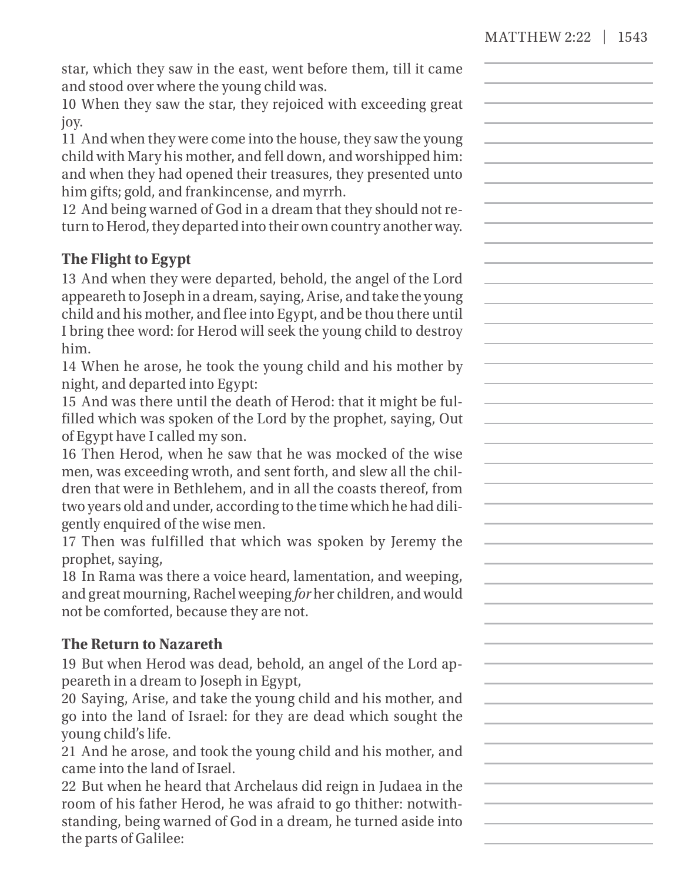star, which they saw in the east, went before them, till it came and stood over where the young child was.
10 When they saw the star, they rejoiced with exceeding great joy.
11 And when they were come into the house, they saw the young child with Mary his mother, and fell down, and worshipped him: and when they had opened their treasures, they presented unto him gifts; gold, and frankincense, and myrrh.
12 And being warned of God in a dream that they should not return to Herod, they departed into their own country another way.

### The Flight to Egypt

13 And when they were departed, behold, the angel of the Lord appeareth to Joseph in a dream, saying, Arise, and take the young child and his mother, and flee into Egypt, and be thou there until I bring thee word: for Herod will seek the young child to destroy him.
14 When he arose, he took the young child and his mother by night, and departed into Egypt:
15 And was there until the death of Herod: that it might be fulfilled which was spoken of the Lord by the prophet, saying, Out of Egypt have I called my son.
16 Then Herod, when he saw that he was mocked of the wise men, was exceeding wroth, and sent forth, and slew all the children that were in Bethlehem, and in all the coasts thereof, from two years old and under, according to the time which he had diligently enquired of the wise men.
17 Then was fulfilled that which was spoken by Jeremy the prophet, saying,
18 In Rama was there a voice heard, lamentation, and weeping, and great mourning, Rachel weeping *for* her children, and would not be comforted, because they are not.

### The Return to Nazareth

19 But when Herod was dead, behold, an angel of the Lord appeareth in a dream to Joseph in Egypt,
20 Saying, Arise, and take the young child and his mother, and go into the land of Israel: for they are dead which sought the young child's life.
21 And he arose, and took the young child and his mother, and came into the land of Israel.
22 But when he heard that Archelaus did reign in Judaea in the room of his father Herod, he was afraid to go thither: notwithstanding, being warned of God in a dream, he turned aside into the parts of Galilee: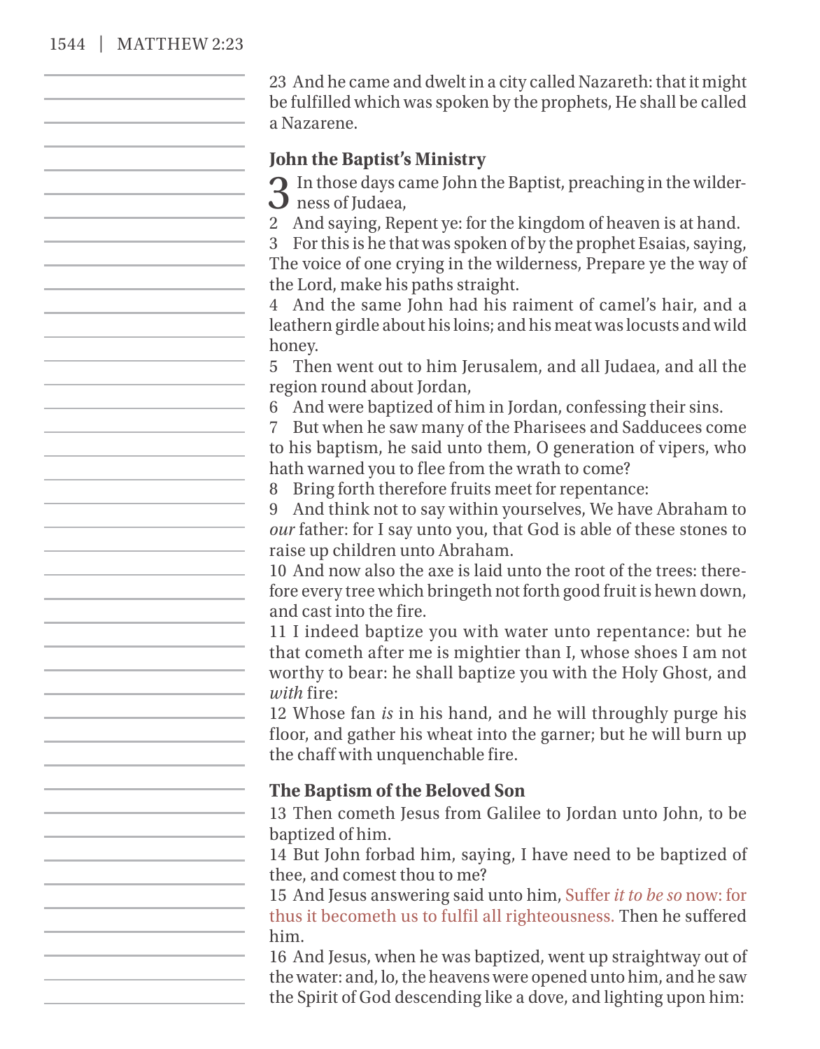23 And he came and dwelt in a city called Nazareth: that it might be fulfilled which was spoken by the prophets, He shall be called a Nazarene.

### John the Baptist's Ministry

3 In those days came John the Baptist, preaching in the wilderness of Judaea,

2 And saying, Repent ye: for the kingdom of heaven is at hand.

3 For this is he that was spoken of by the prophet Esaias, saying, The voice of one crying in the wilderness, Prepare ye the way of the Lord, make his paths straight.

4 And the same John had his raiment of camel's hair, and a leathern girdle about his loins; and his meat was locusts and wild honey.

5 Then went out to him Jerusalem, and all Judaea, and all the region round about Jordan,

6 And were baptized of him in Jordan, confessing their sins.

7 But when he saw many of the Pharisees and Sadducees come to his baptism, he said unto them, O generation of vipers, who hath warned you to flee from the wrath to come?

8 Bring forth therefore fruits meet for repentance:

9 And think not to say within yourselves, We have Abraham to *our* father: for I say unto you, that God is able of these stones to raise up children unto Abraham.

10 And now also the axe is laid unto the root of the trees: therefore every tree which bringeth not forth good fruit is hewn down, and cast into the fire.

11 I indeed baptize you with water unto repentance: but he that cometh after me is mightier than I, whose shoes I am not worthy to bear: he shall baptize you with the Holy Ghost, and *with* fire:

12 Whose fan *is* in his hand, and he will throughly purge his floor, and gather his wheat into the garner; but he will burn up the chaff with unquenchable fire.

### The Baptism of the Beloved Son

13 Then cometh Jesus from Galilee to Jordan unto John, to be baptized of him.

14 But John forbad him, saying, I have need to be baptized of thee, and comest thou to me?

15 And Jesus answering said unto him, Suffer *it to be so* now: for thus it becometh us to fulfil all righteousness. Then he suffered him.

16 And Jesus, when he was baptized, went up straightway out of the water: and, lo, the heavens were opened unto him, and he saw the Spirit of God descending like a dove, and lighting upon him: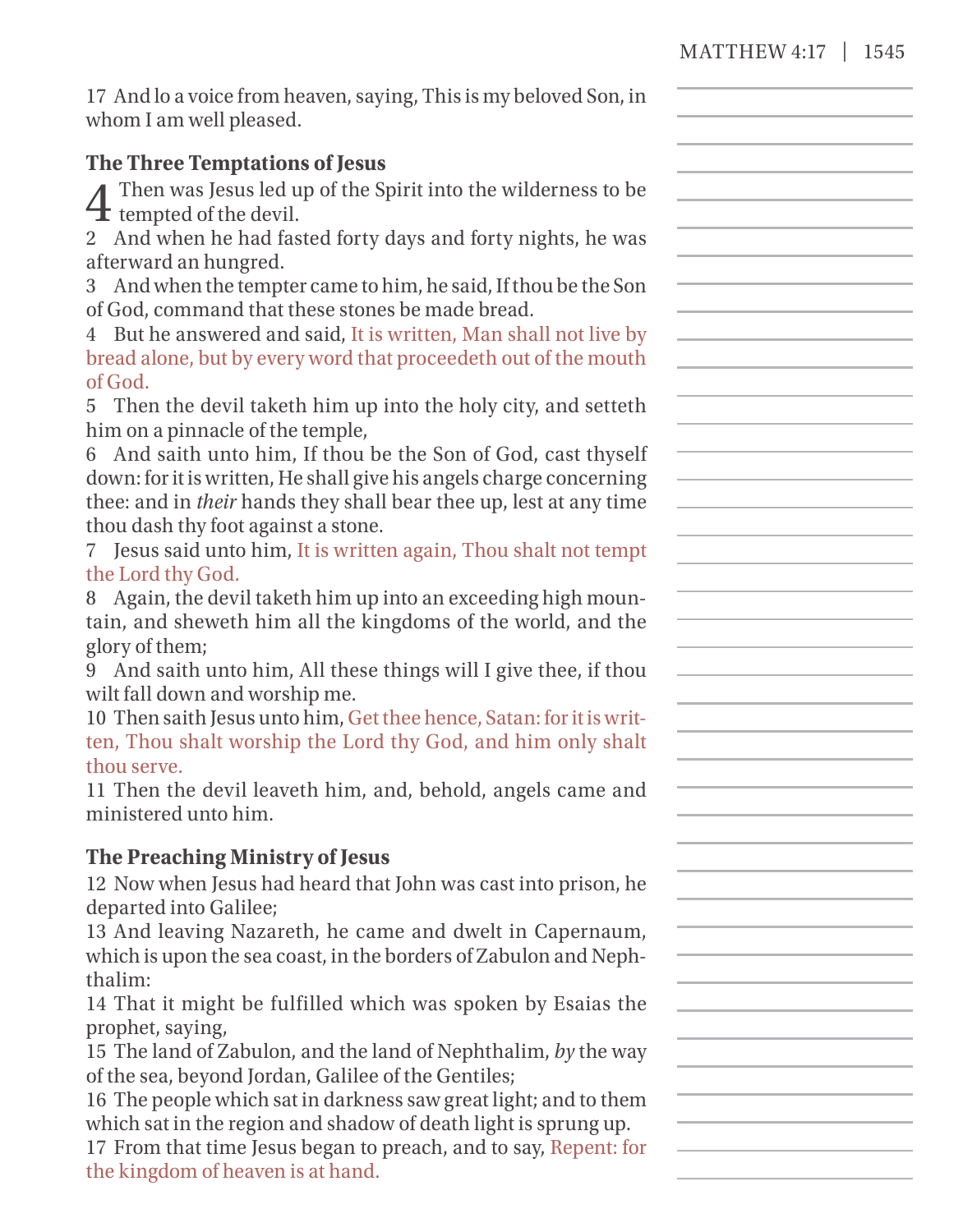17 And lo a voice from heaven, saying, This is my beloved Son, in whom I am well pleased.

### The Three Temptations of Jesus

4 Then was Jesus led up of the Spirit into the wilderness to be tempted of the devil.

2 And when he had fasted forty days and forty nights, he was afterward an hungred.

3 And when the tempter came to him, he said, If thou be the Son of God, command that these stones be made bread.

4 But he answered and said, It is written, Man shall not live by bread alone, but by every word that proceedeth out of the mouth of God.

5 Then the devil taketh him up into the holy city, and setteth him on a pinnacle of the temple,

6 And saith unto him, If thou be the Son of God, cast thyself down: for it is written, He shall give his angels charge concerning thee: and in *their* hands they shall bear thee up, lest at any time thou dash thy foot against a stone.

7 Jesus said unto him, It is written again, Thou shalt not tempt the Lord thy God.

8 Again, the devil taketh him up into an exceeding high mountain, and sheweth him all the kingdoms of the world, and the glory of them;

9 And saith unto him, All these things will I give thee, if thou wilt fall down and worship me.

10 Then saith Jesus unto him, Get thee hence, Satan: for it is written, Thou shalt worship the Lord thy God, and him only shalt thou serve.

11 Then the devil leaveth him, and, behold, angels came and ministered unto him.

### The Preaching Ministry of Jesus

12 Now when Jesus had heard that John was cast into prison, he departed into Galilee;

13 And leaving Nazareth, he came and dwelt in Capernaum, which is upon the sea coast, in the borders of Zabulon and Nephthalim:

14 That it might be fulfilled which was spoken by Esaias the prophet, saying,

15 The land of Zabulon, and the land of Nephthalim, *by* the way of the sea, beyond Jordan, Galilee of the Gentiles;

16 The people which sat in darkness saw great light; and to them which sat in the region and shadow of death light is sprung up.

17 From that time Jesus began to preach, and to say, Repent: for the kingdom of heaven is at hand.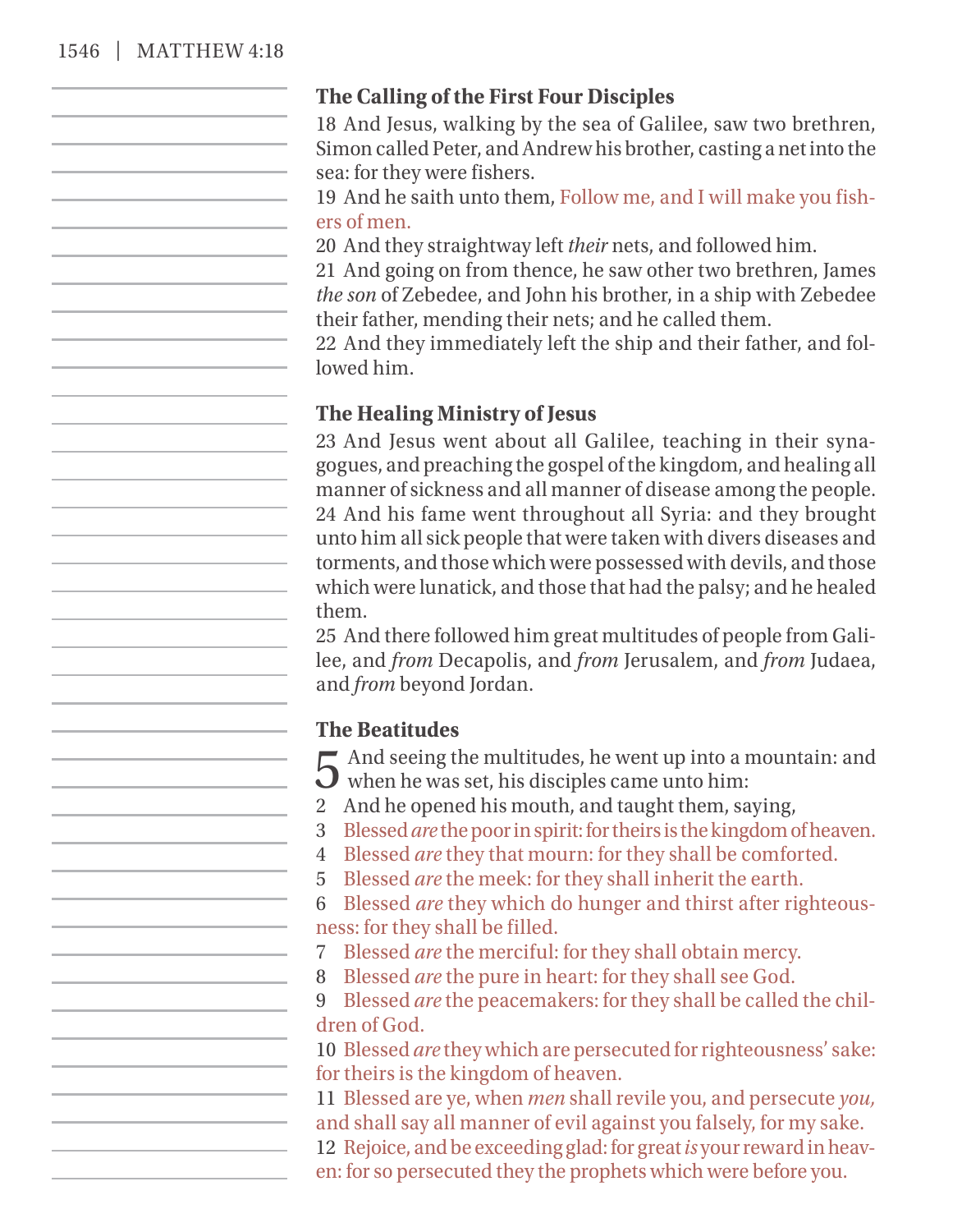### The Calling of the First Four Disciples

18 And Jesus, walking by the sea of Galilee, saw two brethren, Simon called Peter, and Andrew his brother, casting a net into the sea: for they were fishers.

19 And he saith unto them, Follow me, and I will make you fishers of men.

20 And they straightway left *their* nets, and followed him.

21 And going on from thence, he saw other two brethren, James *the son* of Zebedee, and John his brother, in a ship with Zebedee their father, mending their nets; and he called them.

22 And they immediately left the ship and their father, and followed him.

### The Healing Ministry of Jesus

23 And Jesus went about all Galilee, teaching in their synagogues, and preaching the gospel of the kingdom, and healing all manner of sickness and all manner of disease among the people.

24 And his fame went throughout all Syria: and they brought unto him all sick people that were taken with divers diseases and torments, and those which were possessed with devils, and those which were lunatick, and those that had the palsy; and he healed them.

25 And there followed him great multitudes of people from Galilee, and *from* Decapolis, and *from* Jerusalem, and *from* Judaea, and *from* beyond Jordan.

### The Beatitudes

5 And seeing the multitudes, he went up into a mountain: and when he was set, his disciples came unto him:

2 And he opened his mouth, and taught them, saying,

3 Blessed *are* the poor in spirit: for theirs is the kingdom of heaven.

4 Blessed *are* they that mourn: for they shall be comforted.

5 Blessed *are* the meek: for they shall inherit the earth.

6 Blessed *are* they which do hunger and thirst after righteousness: for they shall be filled.

7 Blessed *are* the merciful: for they shall obtain mercy.

8 Blessed *are* the pure in heart: for they shall see God.

9 Blessed *are* the peacemakers: for they shall be called the children of God.

10 Blessed *are* they which are persecuted for righteousness' sake: for theirs is the kingdom of heaven.

11 Blessed are ye, when *men* shall revile you, and persecute *you,* and shall say all manner of evil against you falsely, for my sake.

12 Rejoice, and be exceeding glad: for great *is* your reward in heaven: for so persecuted they the prophets which were before you.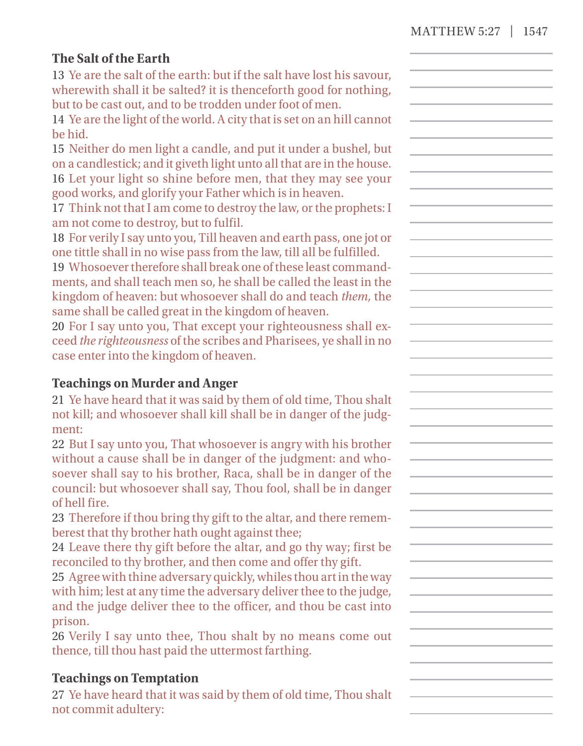### The Salt of the Earth

13 Ye are the salt of the earth: but if the salt have lost his savour, wherewith shall it be salted? it is thenceforth good for nothing, but to be cast out, and to be trodden under foot of men.

14 Ye are the light of the world. A city that is set on an hill cannot be hid.

15 Neither do men light a candle, and put it under a bushel, but on a candlestick; and it giveth light unto all that are in the house.

16 Let your light so shine before men, that they may see your good works, and glorify your Father which is in heaven.

17 Think not that I am come to destroy the law, or the prophets: I am not come to destroy, but to fulfil.

18 For verily I say unto you, Till heaven and earth pass, one jot or one tittle shall in no wise pass from the law, till all be fulfilled.

19 Whosoever therefore shall break one of these least commandments, and shall teach men so, he shall be called the least in the kingdom of heaven: but whosoever shall do and teach *them,* the same shall be called great in the kingdom of heaven.

20 For I say unto you, That except your righteousness shall exceed *the righteousness* of the scribes and Pharisees, ye shall in no case enter into the kingdom of heaven.

### Teachings on Murder and Anger

21 Ye have heard that it was said by them of old time, Thou shalt not kill; and whosoever shall kill shall be in danger of the judgment:

22 But I say unto you, That whosoever is angry with his brother without a cause shall be in danger of the judgment: and whosoever shall say to his brother, Raca, shall be in danger of the council: but whosoever shall say, Thou fool, shall be in danger of hell fire.

23 Therefore if thou bring thy gift to the altar, and there rememberest that thy brother hath ought against thee;

24 Leave there thy gift before the altar, and go thy way; first be reconciled to thy brother, and then come and offer thy gift.

25 Agree with thine adversary quickly, whiles thou art in the way with him; lest at any time the adversary deliver thee to the judge, and the judge deliver thee to the officer, and thou be cast into prison.

26 Verily I say unto thee, Thou shalt by no means come out thence, till thou hast paid the uttermost farthing.

### Teachings on Temptation

27 Ye have heard that it was said by them of old time, Thou shalt not commit adultery: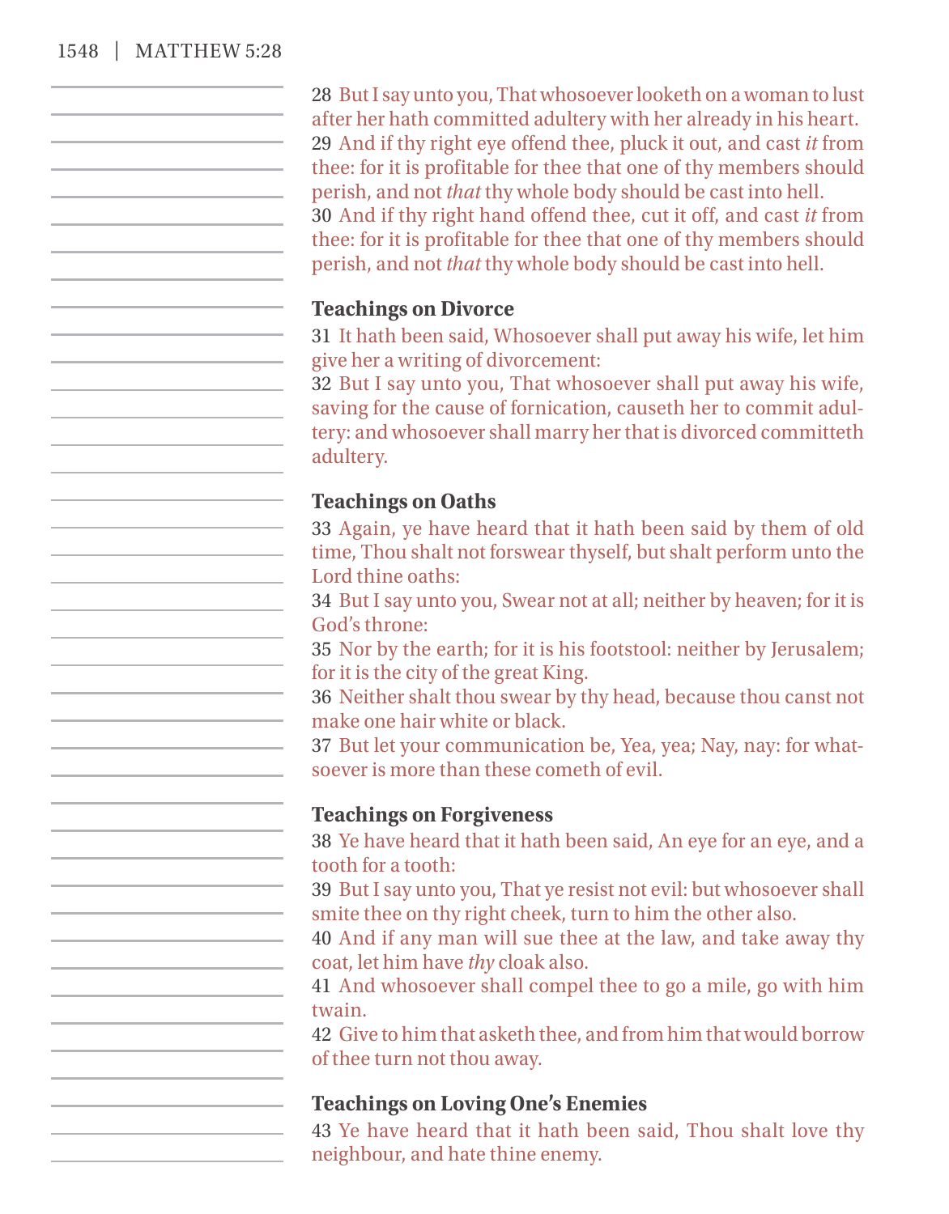28 But I say unto you, That whosoever looketh on a woman to lust after her hath committed adultery with her already in his heart.
29 And if thy right eye offend thee, pluck it out, and cast *it* from thee: for it is profitable for thee that one of thy members should perish, and not *that* thy whole body should be cast into hell.
30 And if thy right hand offend thee, cut it off, and cast *it* from thee: for it is profitable for thee that one of thy members should perish, and not *that* thy whole body should be cast into hell.

**Teachings on Divorce**

31 It hath been said, Whosoever shall put away his wife, let him give her a writing of divorcement:
32 But I say unto you, That whosoever shall put away his wife, saving for the cause of fornication, causeth her to commit adultery: and whosoever shall marry her that is divorced committeth adultery.

**Teachings on Oaths**

33 Again, ye have heard that it hath been said by them of old time, Thou shalt not forswear thyself, but shalt perform unto the Lord thine oaths:
34 But I say unto you, Swear not at all; neither by heaven; for it is God's throne:
35 Nor by the earth; for it is his footstool: neither by Jerusalem; for it is the city of the great King.
36 Neither shalt thou swear by thy head, because thou canst not make one hair white or black.
37 But let your communication be, Yea, yea; Nay, nay: for whatsoever is more than these cometh of evil.

**Teachings on Forgiveness**

38 Ye have heard that it hath been said, An eye for an eye, and a tooth for a tooth:
39 But I say unto you, That ye resist not evil: but whosoever shall smite thee on thy right cheek, turn to him the other also.
40 And if any man will sue thee at the law, and take away thy coat, let him have *thy* cloak also.
41 And whosoever shall compel thee to go a mile, go with him twain.
42 Give to him that asketh thee, and from him that would borrow of thee turn not thou away.

**Teachings on Loving One's Enemies**

43 Ye have heard that it hath been said, Thou shalt love thy neighbour, and hate thine enemy.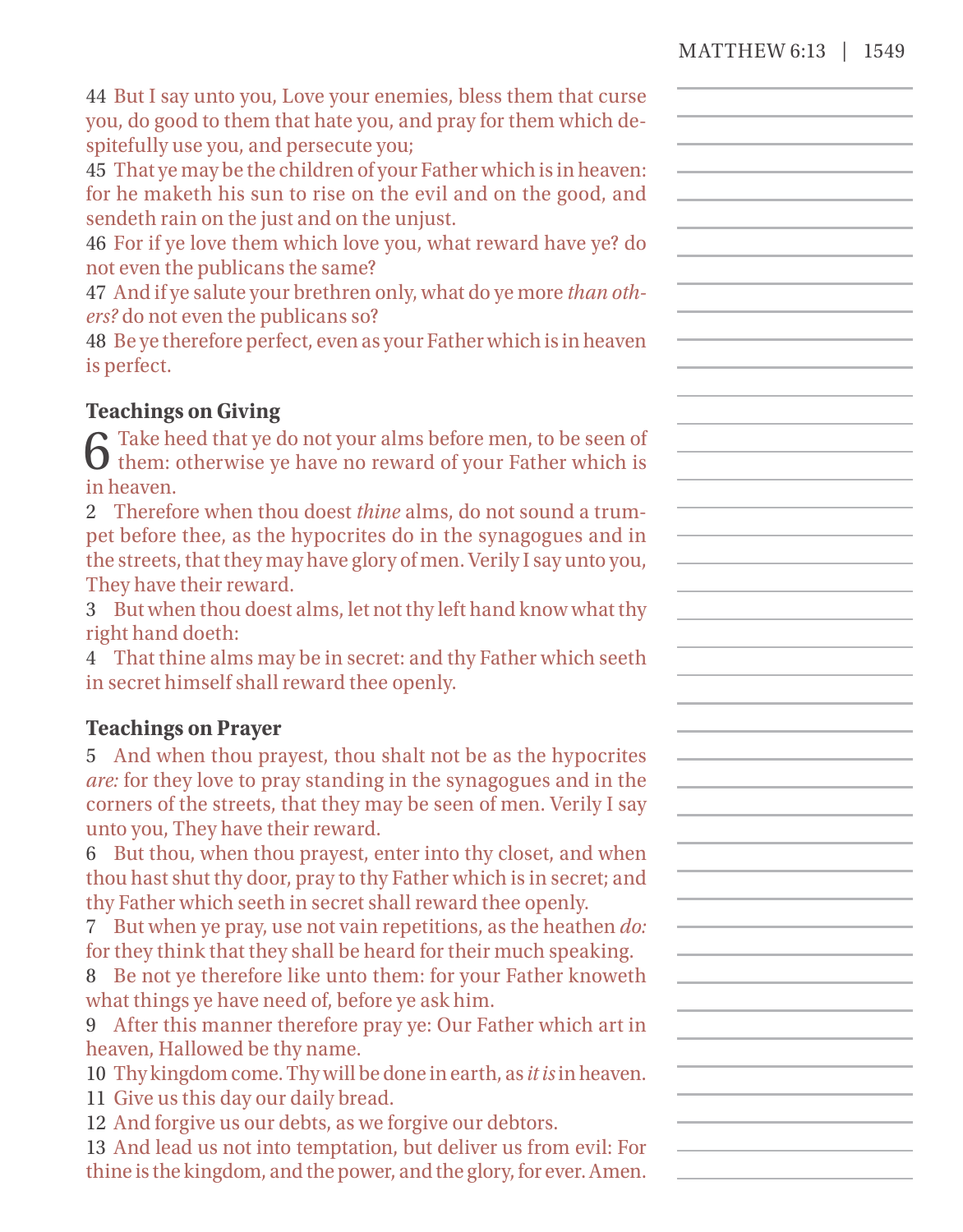44 But I say unto you, Love your enemies, bless them that curse you, do good to them that hate you, and pray for them which despitefully use you, and persecute you;

45 That ye may be the children of your Father which is in heaven: for he maketh his sun to rise on the evil and on the good, and sendeth rain on the just and on the unjust.

46 For if ye love them which love you, what reward have ye? do not even the publicans the same?

47 And if ye salute your brethren only, what do ye more *than others?* do not even the publicans so?

48 Be ye therefore perfect, even as your Father which is in heaven is perfect.

**Teachings on Giving**

6 Take heed that ye do not your alms before men, to be seen of them: otherwise ye have no reward of your Father which is in heaven.

2 Therefore when thou doest *thine* alms, do not sound a trumpet before thee, as the hypocrites do in the synagogues and in the streets, that they may have glory of men. Verily I say unto you, They have their reward.

3 But when thou doest alms, let not thy left hand know what thy right hand doeth:

4 That thine alms may be in secret: and thy Father which seeth in secret himself shall reward thee openly.

**Teachings on Prayer**

5 And when thou prayest, thou shalt not be as the hypocrites *are:* for they love to pray standing in the synagogues and in the corners of the streets, that they may be seen of men. Verily I say unto you, They have their reward.

6 But thou, when thou prayest, enter into thy closet, and when thou hast shut thy door, pray to thy Father which is in secret; and thy Father which seeth in secret shall reward thee openly.

7 But when ye pray, use not vain repetitions, as the heathen *do:* for they think that they shall be heard for their much speaking.

8 Be not ye therefore like unto them: for your Father knoweth what things ye have need of, before ye ask him.

9 After this manner therefore pray ye: Our Father which art in heaven, Hallowed be thy name.

10 Thy kingdom come. Thy will be done in earth, as *it is* in heaven.

11 Give us this day our daily bread.

12 And forgive us our debts, as we forgive our debtors.

13 And lead us not into temptation, but deliver us from evil: For thine is the kingdom, and the power, and the glory, for ever. Amen.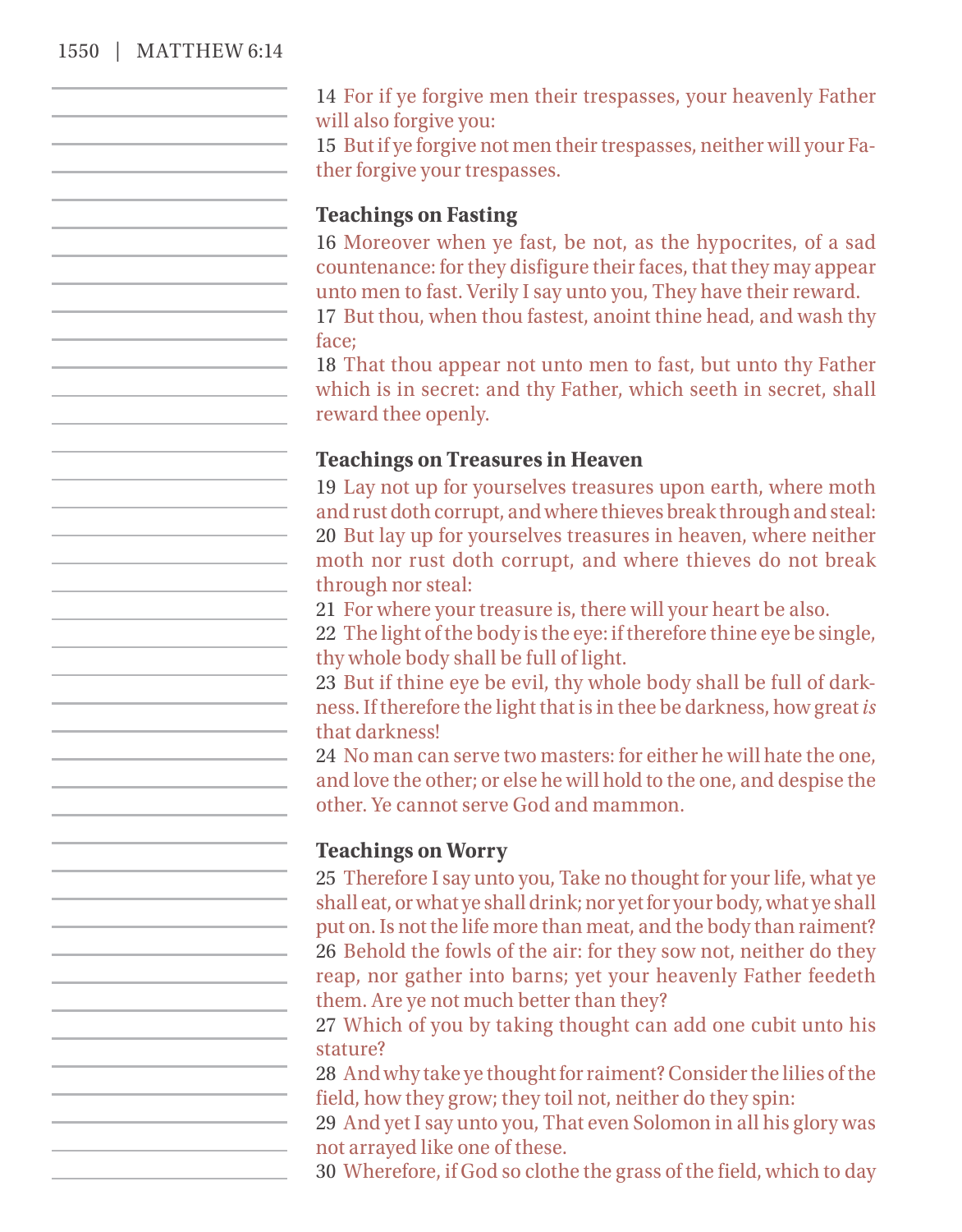14 For if ye forgive men their trespasses, your heavenly Father will also forgive you:

15 But if ye forgive not men their trespasses, neither will your Father forgive your trespasses.

### Teachings on Fasting

16 Moreover when ye fast, be not, as the hypocrites, of a sad countenance: for they disfigure their faces, that they may appear unto men to fast. Verily I say unto you, They have their reward.

17 But thou, when thou fastest, anoint thine head, and wash thy face;

18 That thou appear not unto men to fast, but unto thy Father which is in secret: and thy Father, which seeth in secret, shall reward thee openly.

### Teachings on Treasures in Heaven

19 Lay not up for yourselves treasures upon earth, where moth and rust doth corrupt, and where thieves break through and steal:

20 But lay up for yourselves treasures in heaven, where neither moth nor rust doth corrupt, and where thieves do not break through nor steal:

21 For where your treasure is, there will your heart be also.

22 The light of the body is the eye: if therefore thine eye be single, thy whole body shall be full of light.

23 But if thine eye be evil, thy whole body shall be full of darkness. If therefore the light that is in thee be darkness, how great *is* that darkness!

24 No man can serve two masters: for either he will hate the one, and love the other; or else he will hold to the one, and despise the other. Ye cannot serve God and mammon.

### Teachings on Worry

25 Therefore I say unto you, Take no thought for your life, what ye shall eat, or what ye shall drink; nor yet for your body, what ye shall put on. Is not the life more than meat, and the body than raiment?

26 Behold the fowls of the air: for they sow not, neither do they reap, nor gather into barns; yet your heavenly Father feedeth them. Are ye not much better than they?

27 Which of you by taking thought can add one cubit unto his stature?

28 And why take ye thought for raiment? Consider the lilies of the field, how they grow; they toil not, neither do they spin:

29 And yet I say unto you, That even Solomon in all his glory was not arrayed like one of these.

30 Wherefore, if God so clothe the grass of the field, which to day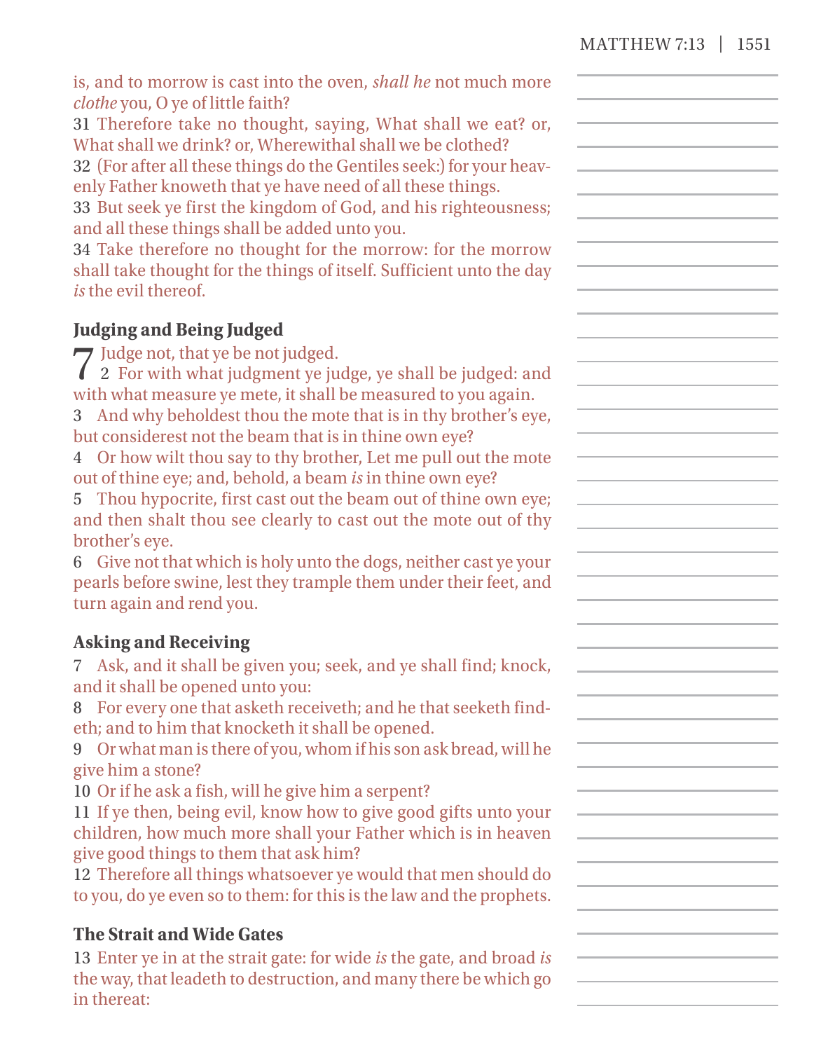is, and to morrow is cast into the oven, *shall he* not much more *clothe* you, O ye of little faith?

31 Therefore take no thought, saying, What shall we eat? or, What shall we drink? or, Wherewithal shall we be clothed?

32 (For after all these things do the Gentiles seek:) for your heavenly Father knoweth that ye have need of all these things.

33 But seek ye first the kingdom of God, and his righteousness; and all these things shall be added unto you.

34 Take therefore no thought for the morrow: for the morrow shall take thought for the things of itself. Sufficient unto the day *is* the evil thereof.

### Judging and Being Judged

7 Judge not, that ye be not judged.

2 For with what judgment ye judge, ye shall be judged: and with what measure ye mete, it shall be measured to you again.

3 And why beholdest thou the mote that is in thy brother's eye, but considerest not the beam that is in thine own eye?

4 Or how wilt thou say to thy brother, Let me pull out the mote out of thine eye; and, behold, a beam *is* in thine own eye?

5 Thou hypocrite, first cast out the beam out of thine own eye; and then shalt thou see clearly to cast out the mote out of thy brother's eye.

6 Give not that which is holy unto the dogs, neither cast ye your pearls before swine, lest they trample them under their feet, and turn again and rend you.

### Asking and Receiving

7 Ask, and it shall be given you; seek, and ye shall find; knock, and it shall be opened unto you:

8 For every one that asketh receiveth; and he that seeketh findeth; and to him that knocketh it shall be opened.

9 Or what man is there of you, whom if his son ask bread, will he give him a stone?

10 Or if he ask a fish, will he give him a serpent?

11 If ye then, being evil, know how to give good gifts unto your children, how much more shall your Father which is in heaven give good things to them that ask him?

12 Therefore all things whatsoever ye would that men should do to you, do ye even so to them: for this is the law and the prophets.

### The Strait and Wide Gates

13 Enter ye in at the strait gate: for wide *is* the gate, and broad *is* the way, that leadeth to destruction, and many there be which go in thereat: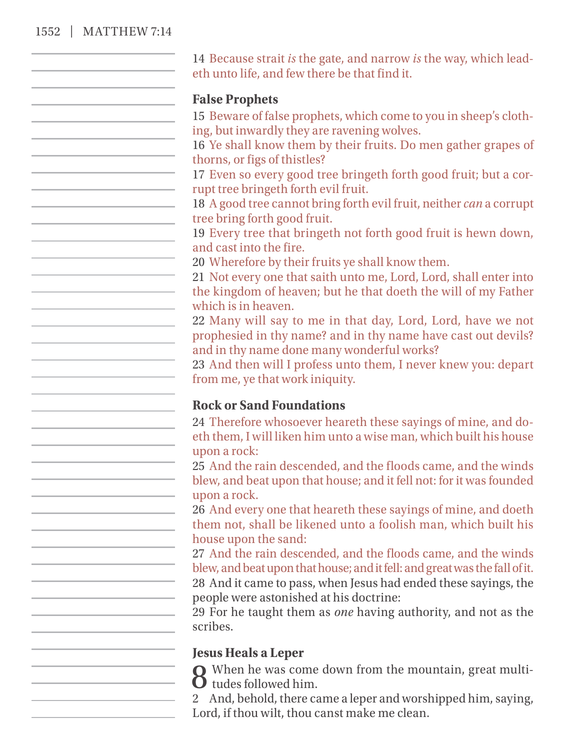14 Because strait *is* the gate, and narrow *is* the way, which leadeth unto life, and few there be that find it.

### False Prophets

15 Beware of false prophets, which come to you in sheep's clothing, but inwardly they are ravening wolves.
16 Ye shall know them by their fruits. Do men gather grapes of thorns, or figs of thistles?
17 Even so every good tree bringeth forth good fruit; but a corrupt tree bringeth forth evil fruit.
18 A good tree cannot bring forth evil fruit, neither *can* a corrupt tree bring forth good fruit.
19 Every tree that bringeth not forth good fruit is hewn down, and cast into the fire.
20 Wherefore by their fruits ye shall know them.
21 Not every one that saith unto me, Lord, Lord, shall enter into the kingdom of heaven; but he that doeth the will of my Father which is in heaven.
22 Many will say to me in that day, Lord, Lord, have we not prophesied in thy name? and in thy name have cast out devils? and in thy name done many wonderful works?
23 And then will I profess unto them, I never knew you: depart from me, ye that work iniquity.

### Rock or Sand Foundations

24 Therefore whosoever heareth these sayings of mine, and doeth them, I will liken him unto a wise man, which built his house upon a rock:
25 And the rain descended, and the floods came, and the winds blew, and beat upon that house; and it fell not: for it was founded upon a rock.
26 And every one that heareth these sayings of mine, and doeth them not, shall be likened unto a foolish man, which built his house upon the sand:
27 And the rain descended, and the floods came, and the winds blew, and beat upon that house; and it fell: and great was the fall of it.
28 And it came to pass, when Jesus had ended these sayings, the people were astonished at his doctrine:
29 For he taught them as *one* having authority, and not as the scribes.

### Jesus Heals a Leper

8 When he was come down from the mountain, great multitudes followed him.
2 And, behold, there came a leper and worshipped him, saying, Lord, if thou wilt, thou canst make me clean.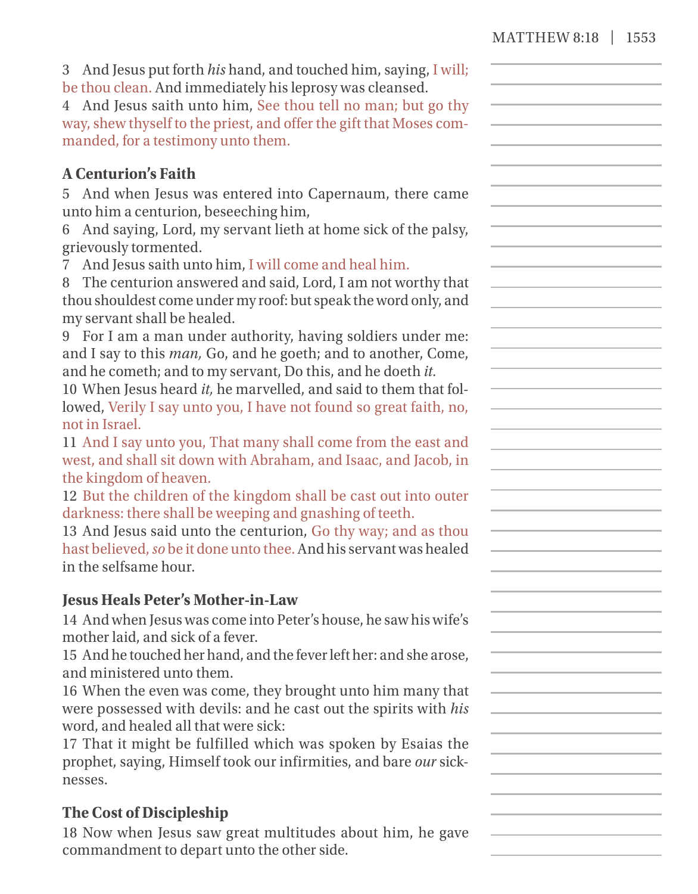3 And Jesus put forth *his* hand, and touched him, saying, I will; be thou clean. And immediately his leprosy was cleansed.

4 And Jesus saith unto him, See thou tell no man; but go thy way, shew thyself to the priest, and offer the gift that Moses commanded, for a testimony unto them.

### A Centurion's Faith

5 And when Jesus was entered into Capernaum, there came unto him a centurion, beseeching him,

6 And saying, Lord, my servant lieth at home sick of the palsy, grievously tormented.

7 And Jesus saith unto him, I will come and heal him.

8 The centurion answered and said, Lord, I am not worthy that thou shouldest come under my roof: but speak the word only, and my servant shall be healed.

9 For I am a man under authority, having soldiers under me: and I say to this *man,* Go, and he goeth; and to another, Come, and he cometh; and to my servant, Do this, and he doeth *it.*

10 When Jesus heard *it,* he marvelled, and said to them that followed, Verily I say unto you, I have not found so great faith, no, not in Israel.

11 And I say unto you, That many shall come from the east and west, and shall sit down with Abraham, and Isaac, and Jacob, in the kingdom of heaven.

12 But the children of the kingdom shall be cast out into outer darkness: there shall be weeping and gnashing of teeth.

13 And Jesus said unto the centurion, Go thy way; and as thou hast believed, *so* be it done unto thee. And his servant was healed in the selfsame hour.

### Jesus Heals Peter's Mother-in-Law

14 And when Jesus was come into Peter's house, he saw his wife's mother laid, and sick of a fever.

15 And he touched her hand, and the fever left her: and she arose, and ministered unto them.

16 When the even was come, they brought unto him many that were possessed with devils: and he cast out the spirits with *his* word, and healed all that were sick:

17 That it might be fulfilled which was spoken by Esaias the prophet, saying, Himself took our infirmities, and bare *our* sicknesses.

### The Cost of Discipleship

18 Now when Jesus saw great multitudes about him, he gave commandment to depart unto the other side.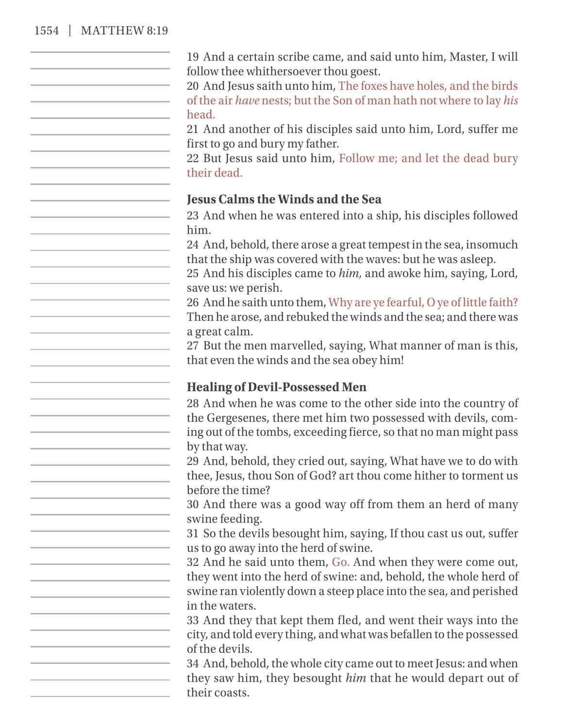19 And a certain scribe came, and said unto him, Master, I will follow thee whithersoever thou goest.
20 And Jesus saith unto him, The foxes have holes, and the birds of the air *have* nests; but the Son of man hath not where to lay *his* head.
21 And another of his disciples said unto him, Lord, suffer me first to go and bury my father.
22 But Jesus said unto him, Follow me; and let the dead bury their dead.

### Jesus Calms the Winds and the Sea

23 And when he was entered into a ship, his disciples followed him.
24 And, behold, there arose a great tempest in the sea, insomuch that the ship was covered with the waves: but he was asleep.
25 And his disciples came to *him,* and awoke him, saying, Lord, save us: we perish.
26 And he saith unto them, Why are ye fearful, O ye of little faith? Then he arose, and rebuked the winds and the sea; and there was a great calm.
27 But the men marvelled, saying, What manner of man is this, that even the winds and the sea obey him!

### Healing of Devil-Possessed Men

28 And when he was come to the other side into the country of the Gergesenes, there met him two possessed with devils, coming out of the tombs, exceeding fierce, so that no man might pass by that way.
29 And, behold, they cried out, saying, What have we to do with thee, Jesus, thou Son of God? art thou come hither to torment us before the time?
30 And there was a good way off from them an herd of many swine feeding.
31 So the devils besought him, saying, If thou cast us out, suffer us to go away into the herd of swine.
32 And he said unto them, Go. And when they were come out, they went into the herd of swine: and, behold, the whole herd of swine ran violently down a steep place into the sea, and perished in the waters.
33 And they that kept them fled, and went their ways into the city, and told every thing, and what was befallen to the possessed of the devils.
34 And, behold, the whole city came out to meet Jesus: and when they saw him, they besought *him* that he would depart out of their coasts.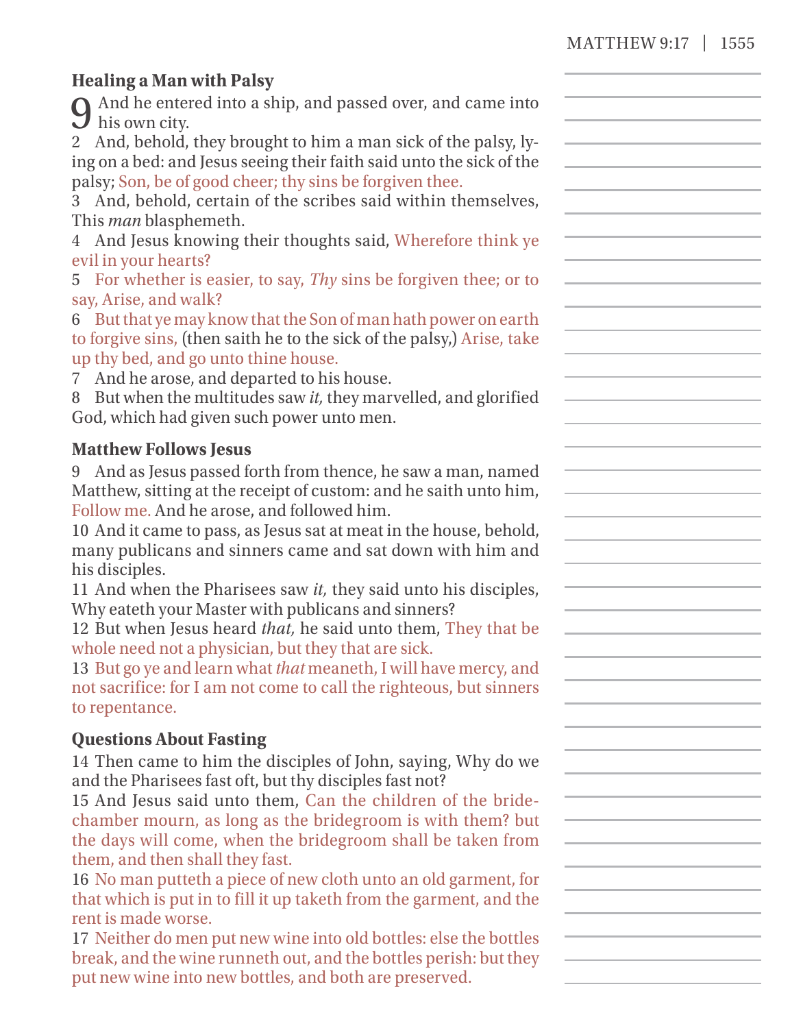### Healing a Man with Palsy

9 And he entered into a ship, and passed over, and came into his own city.

2 And, behold, they brought to him a man sick of the palsy, lying on a bed: and Jesus seeing their faith said unto the sick of the palsy; Son, be of good cheer; thy sins be forgiven thee.

3 And, behold, certain of the scribes said within themselves, This *man* blasphemeth.

4 And Jesus knowing their thoughts said, Wherefore think ye evil in your hearts?

5 For whether is easier, to say, *Thy* sins be forgiven thee; or to say, Arise, and walk?

6 But that ye may know that the Son of man hath power on earth to forgive sins, (then saith he to the sick of the palsy,) Arise, take up thy bed, and go unto thine house.

7 And he arose, and departed to his house.

8 But when the multitudes saw *it,* they marvelled, and glorified God, which had given such power unto men.

### Matthew Follows Jesus

9 And as Jesus passed forth from thence, he saw a man, named Matthew, sitting at the receipt of custom: and he saith unto him, Follow me. And he arose, and followed him.

10 And it came to pass, as Jesus sat at meat in the house, behold, many publicans and sinners came and sat down with him and his disciples.

11 And when the Pharisees saw *it,* they said unto his disciples, Why eateth your Master with publicans and sinners?

12 But when Jesus heard *that,* he said unto them, They that be whole need not a physician, but they that are sick.

13 But go ye and learn what *that* meaneth, I will have mercy, and not sacrifice: for I am not come to call the righteous, but sinners to repentance.

### Questions About Fasting

14 Then came to him the disciples of John, saying, Why do we and the Pharisees fast oft, but thy disciples fast not?

15 And Jesus said unto them, Can the children of the bridechamber mourn, as long as the bridegroom is with them? but the days will come, when the bridegroom shall be taken from them, and then shall they fast.

16 No man putteth a piece of new cloth unto an old garment, for that which is put in to fill it up taketh from the garment, and the rent is made worse.

17 Neither do men put new wine into old bottles: else the bottles break, and the wine runneth out, and the bottles perish: but they put new wine into new bottles, and both are preserved.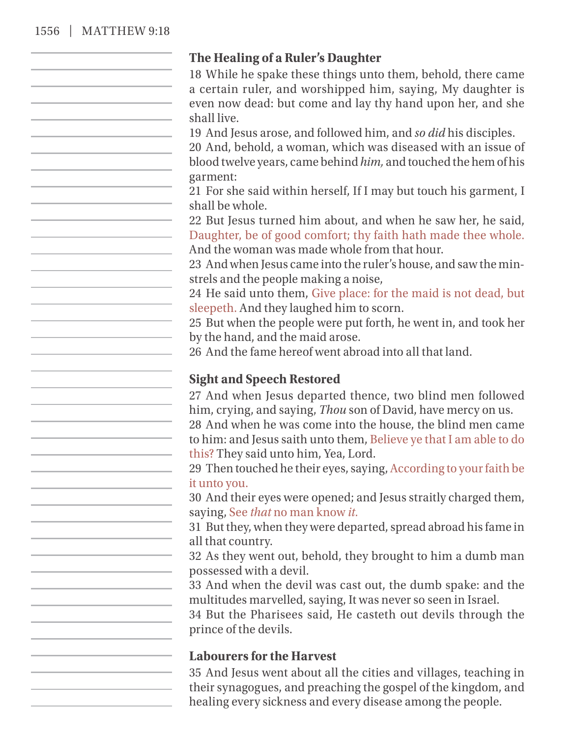### The Healing of a Ruler's Daughter

18 While he spake these things unto them, behold, there came a certain ruler, and worshipped him, saying, My daughter is even now dead: but come and lay thy hand upon her, and she shall live.

19 And Jesus arose, and followed him, and *so did* his disciples.

20 And, behold, a woman, which was diseased with an issue of blood twelve years, came behind *him,* and touched the hem of his garment:

21 For she said within herself, If I may but touch his garment, I shall be whole.

22 But Jesus turned him about, and when he saw her, he said, Daughter, be of good comfort; thy faith hath made thee whole. And the woman was made whole from that hour.

23 And when Jesus came into the ruler's house, and saw the minstrels and the people making a noise,

24 He said unto them, Give place: for the maid is not dead, but sleepeth. And they laughed him to scorn.

25 But when the people were put forth, he went in, and took her by the hand, and the maid arose.

26 And the fame hereof went abroad into all that land.

### Sight and Speech Restored

27 And when Jesus departed thence, two blind men followed him, crying, and saying, *Thou* son of David, have mercy on us.

28 And when he was come into the house, the blind men came to him: and Jesus saith unto them, Believe ye that I am able to do this? They said unto him, Yea, Lord.

29 Then touched he their eyes, saying, According to your faith be it unto you.

30 And their eyes were opened; and Jesus straitly charged them, saying, See *that* no man know *it.*

31 But they, when they were departed, spread abroad his fame in all that country.

32 As they went out, behold, they brought to him a dumb man possessed with a devil.

33 And when the devil was cast out, the dumb spake: and the multitudes marvelled, saying, It was never so seen in Israel.

34 But the Pharisees said, He casteth out devils through the prince of the devils.

### Labourers for the Harvest

35 And Jesus went about all the cities and villages, teaching in their synagogues, and preaching the gospel of the kingdom, and healing every sickness and every disease among the people.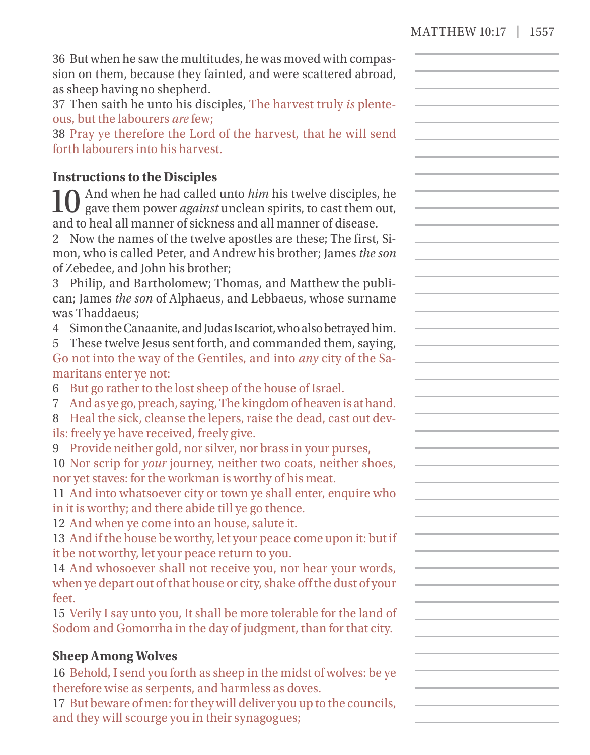36 But when he saw the multitudes, he was moved with compassion on them, because they fainted, and were scattered abroad, as sheep having no shepherd.

37 Then saith he unto his disciples, The harvest truly *is* plenteous, but the labourers *are* few;

38 Pray ye therefore the Lord of the harvest, that he will send forth labourers into his harvest.

### Instructions to the Disciples

10 And when he had called unto *him* his twelve disciples, he gave them power *against* unclean spirits, to cast them out, and to heal all manner of sickness and all manner of disease.

2 Now the names of the twelve apostles are these; The first, Simon, who is called Peter, and Andrew his brother; James *the son* of Zebedee, and John his brother;

3 Philip, and Bartholomew; Thomas, and Matthew the publican; James *the son* of Alphaeus, and Lebbaeus, whose surname was Thaddaeus;

4 Simon the Canaanite, and Judas Iscariot, who also betrayed him.

5 These twelve Jesus sent forth, and commanded them, saying, Go not into the way of the Gentiles, and into *any* city of the Samaritans enter ye not:

6 But go rather to the lost sheep of the house of Israel.

7 And as ye go, preach, saying, The kingdom of heaven is at hand.

8 Heal the sick, cleanse the lepers, raise the dead, cast out devils: freely ye have received, freely give.

9 Provide neither gold, nor silver, nor brass in your purses,

10 Nor scrip for *your* journey, neither two coats, neither shoes, nor yet staves: for the workman is worthy of his meat.

11 And into whatsoever city or town ye shall enter, enquire who in it is worthy; and there abide till ye go thence.

12 And when ye come into an house, salute it.

13 And if the house be worthy, let your peace come upon it: but if it be not worthy, let your peace return to you.

14 And whosoever shall not receive you, nor hear your words, when ye depart out of that house or city, shake off the dust of your feet.

15 Verily I say unto you, It shall be more tolerable for the land of Sodom and Gomorrha in the day of judgment, than for that city.

### Sheep Among Wolves

16 Behold, I send you forth as sheep in the midst of wolves: be ye therefore wise as serpents, and harmless as doves.

17 But beware of men: for they will deliver you up to the councils, and they will scourge you in their synagogues;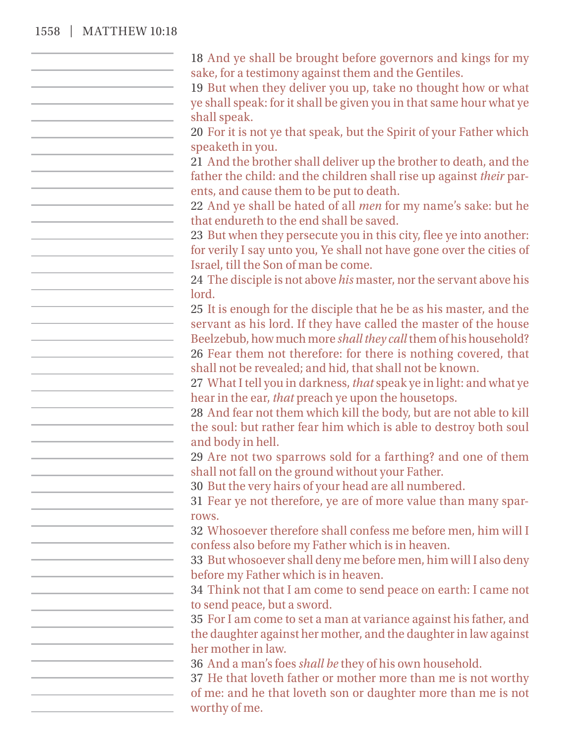18 And ye shall be brought before governors and kings for my sake, for a testimony against them and the Gentiles.
19 But when they deliver you up, take no thought how or what ye shall speak: for it shall be given you in that same hour what ye shall speak.
20 For it is not ye that speak, but the Spirit of your Father which speaketh in you.
21 And the brother shall deliver up the brother to death, and the father the child: and the children shall rise up against *their* parents, and cause them to be put to death.
22 And ye shall be hated of all *men* for my name's sake: but he that endureth to the end shall be saved.
23 But when they persecute you in this city, flee ye into another: for verily I say unto you, Ye shall not have gone over the cities of Israel, till the Son of man be come.
24 The disciple is not above *his* master, nor the servant above his lord.
25 It is enough for the disciple that he be as his master, and the servant as his lord. If they have called the master of the house Beelzebub, how much more *shall they call* them of his household?
26 Fear them not therefore: for there is nothing covered, that shall not be revealed; and hid, that shall not be known.
27 What I tell you in darkness, *that* speak ye in light: and what ye hear in the ear, *that* preach ye upon the housetops.
28 And fear not them which kill the body, but are not able to kill the soul: but rather fear him which is able to destroy both soul and body in hell.
29 Are not two sparrows sold for a farthing? and one of them shall not fall on the ground without your Father.
30 But the very hairs of your head are all numbered.
31 Fear ye not therefore, ye are of more value than many sparrows.
32 Whosoever therefore shall confess me before men, him will I confess also before my Father which is in heaven.
33 But whosoever shall deny me before men, him will I also deny before my Father which is in heaven.
34 Think not that I am come to send peace on earth: I came not to send peace, but a sword.
35 For I am come to set a man at variance against his father, and the daughter against her mother, and the daughter in law against her mother in law.
36 And a man's foes *shall be* they of his own household.
37 He that loveth father or mother more than me is not worthy of me: and he that loveth son or daughter more than me is not worthy of me.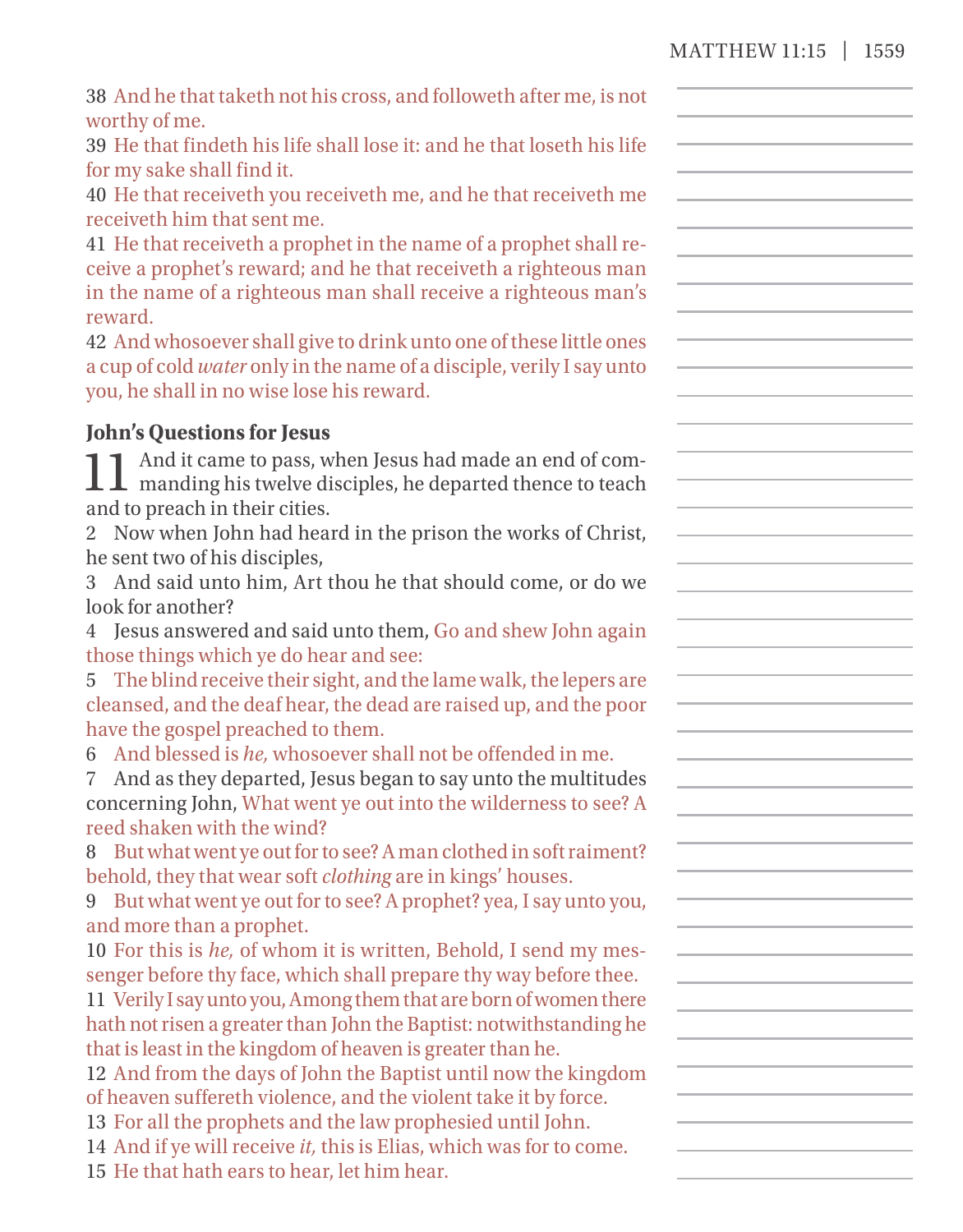38 And he that taketh not his cross, and followeth after me, is not worthy of me.

39 He that findeth his life shall lose it: and he that loseth his life for my sake shall find it.

40 He that receiveth you receiveth me, and he that receiveth me receiveth him that sent me.

41 He that receiveth a prophet in the name of a prophet shall receive a prophet's reward; and he that receiveth a righteous man in the name of a righteous man shall receive a righteous man's reward.

42 And whosoever shall give to drink unto one of these little ones a cup of cold *water* only in the name of a disciple, verily I say unto you, he shall in no wise lose his reward.

## John's Questions for Jesus

11 And it came to pass, when Jesus had made an end of commanding his twelve disciples, he departed thence to teach and to preach in their cities.

2 Now when John had heard in the prison the works of Christ, he sent two of his disciples,

3 And said unto him, Art thou he that should come, or do we look for another?

4 Jesus answered and said unto them, Go and shew John again those things which ye do hear and see:

5 The blind receive their sight, and the lame walk, the lepers are cleansed, and the deaf hear, the dead are raised up, and the poor have the gospel preached to them.

6 And blessed is *he,* whosoever shall not be offended in me.

7 And as they departed, Jesus began to say unto the multitudes concerning John, What went ye out into the wilderness to see? A reed shaken with the wind?

8 But what went ye out for to see? A man clothed in soft raiment? behold, they that wear soft *clothing* are in kings' houses.

9 But what went ye out for to see? A prophet? yea, I say unto you, and more than a prophet.

10 For this is *he,* of whom it is written, Behold, I send my messenger before thy face, which shall prepare thy way before thee.

11 Verily I say unto you, Among them that are born of women there hath not risen a greater than John the Baptist: notwithstanding he that is least in the kingdom of heaven is greater than he.

12 And from the days of John the Baptist until now the kingdom of heaven suffereth violence, and the violent take it by force.

13 For all the prophets and the law prophesied until John.

14 And if ye will receive *it,* this is Elias, which was for to come.

15 He that hath ears to hear, let him hear.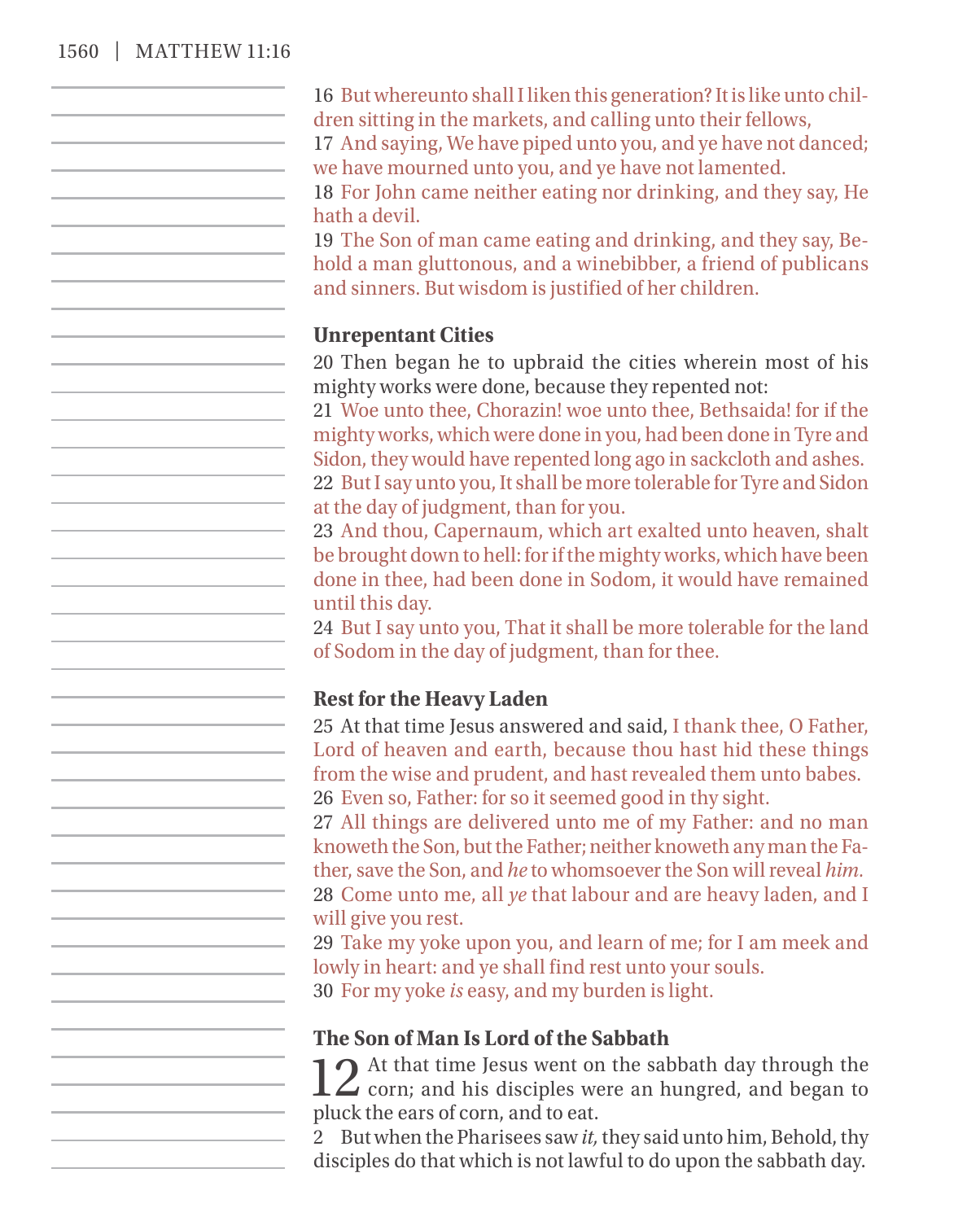16 But whereunto shall I liken this generation? It is like unto children sitting in the markets, and calling unto their fellows,
17 And saying, We have piped unto you, and ye have not danced; we have mourned unto you, and ye have not lamented.
18 For John came neither eating nor drinking, and they say, He hath a devil.
19 The Son of man came eating and drinking, and they say, Behold a man gluttonous, and a winebibber, a friend of publicans and sinners. But wisdom is justified of her children.

### Unrepentant Cities

20 Then began he to upbraid the cities wherein most of his mighty works were done, because they repented not:
21 Woe unto thee, Chorazin! woe unto thee, Bethsaida! for if the mighty works, which were done in you, had been done in Tyre and Sidon, they would have repented long ago in sackcloth and ashes.
22 But I say unto you, It shall be more tolerable for Tyre and Sidon at the day of judgment, than for you.
23 And thou, Capernaum, which art exalted unto heaven, shalt be brought down to hell: for if the mighty works, which have been done in thee, had been done in Sodom, it would have remained until this day.
24 But I say unto you, That it shall be more tolerable for the land of Sodom in the day of judgment, than for thee.

### Rest for the Heavy Laden

25 At that time Jesus answered and said, I thank thee, O Father, Lord of heaven and earth, because thou hast hid these things from the wise and prudent, and hast revealed them unto babes.
26 Even so, Father: for so it seemed good in thy sight.
27 All things are delivered unto me of my Father: and no man knoweth the Son, but the Father; neither knoweth any man the Father, save the Son, and *he* to whomsoever the Son will reveal *him.*
28 Come unto me, all *ye* that labour and are heavy laden, and I will give you rest.
29 Take my yoke upon you, and learn of me; for I am meek and lowly in heart: and ye shall find rest unto your souls.
30 For my yoke *is* easy, and my burden is light.

### The Son of Man Is Lord of the Sabbath

12 At that time Jesus went on the sabbath day through the corn; and his disciples were an hungred, and began to pluck the ears of corn, and to eat.
2 But when the Pharisees saw *it,* they said unto him, Behold, thy disciples do that which is not lawful to do upon the sabbath day.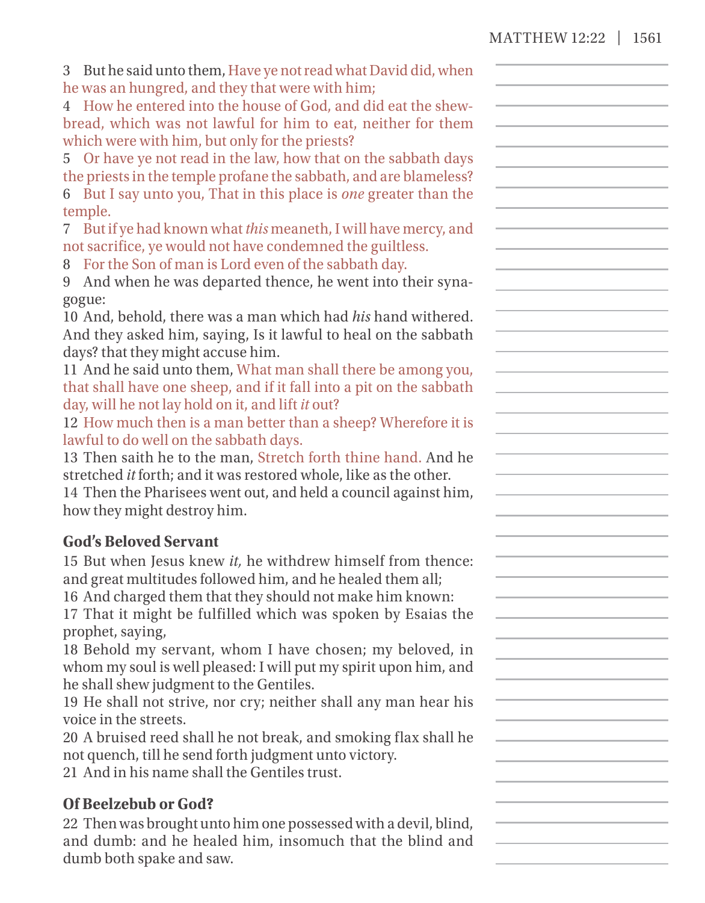3 But he said unto them, Have ye not read what David did, when he was an hungred, and they that were with him;
4 How he entered into the house of God, and did eat the shewbread, which was not lawful for him to eat, neither for them which were with him, but only for the priests?
5 Or have ye not read in the law, how that on the sabbath days the priests in the temple profane the sabbath, and are blameless?
6 But I say unto you, That in this place is *one* greater than the temple.
7 But if ye had known what *this* meaneth, I will have mercy, and not sacrifice, ye would not have condemned the guiltless.
8 For the Son of man is Lord even of the sabbath day.
9 And when he was departed thence, he went into their synagogue:
10 And, behold, there was a man which had *his* hand withered. And they asked him, saying, Is it lawful to heal on the sabbath days? that they might accuse him.
11 And he said unto them, What man shall there be among you, that shall have one sheep, and if it fall into a pit on the sabbath day, will he not lay hold on it, and lift *it* out?
12 How much then is a man better than a sheep? Wherefore it is lawful to do well on the sabbath days.
13 Then saith he to the man, Stretch forth thine hand. And he stretched *it* forth; and it was restored whole, like as the other.
14 Then the Pharisees went out, and held a council against him, how they might destroy him.

### God's Beloved Servant

15 But when Jesus knew *it,* he withdrew himself from thence: and great multitudes followed him, and he healed them all;
16 And charged them that they should not make him known:
17 That it might be fulfilled which was spoken by Esaias the prophet, saying,
18 Behold my servant, whom I have chosen; my beloved, in whom my soul is well pleased: I will put my spirit upon him, and he shall shew judgment to the Gentiles.
19 He shall not strive, nor cry; neither shall any man hear his voice in the streets.
20 A bruised reed shall he not break, and smoking flax shall he not quench, till he send forth judgment unto victory.
21 And in his name shall the Gentiles trust.

### Of Beelzebub or God?

22 Then was brought unto him one possessed with a devil, blind, and dumb: and he healed him, insomuch that the blind and dumb both spake and saw.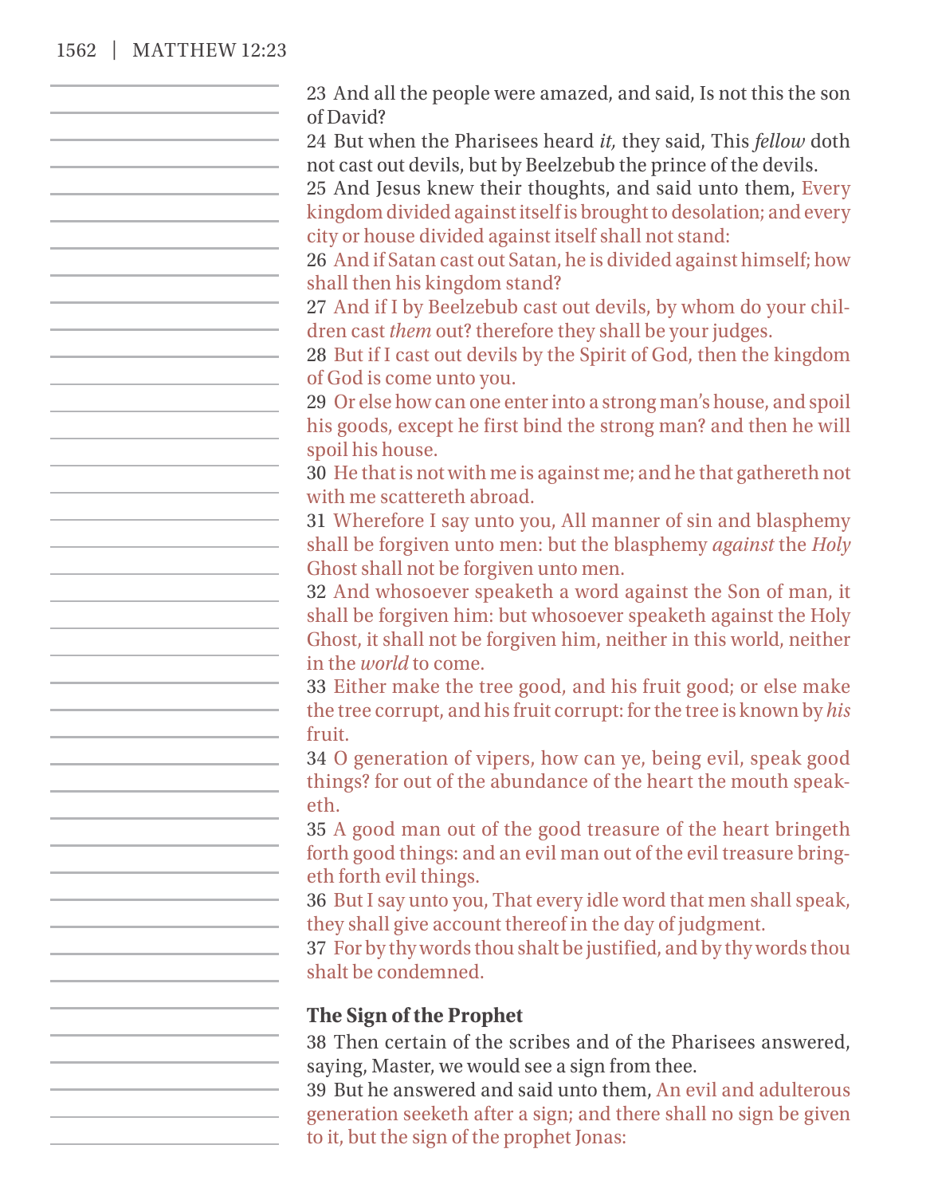23 And all the people were amazed, and said, Is not this the son of David?
24 But when the Pharisees heard *it,* they said, This *fellow* doth not cast out devils, but by Beelzebub the prince of the devils.
25 And Jesus knew their thoughts, and said unto them, Every kingdom divided against itself is brought to desolation; and every city or house divided against itself shall not stand:
26 And if Satan cast out Satan, he is divided against himself; how shall then his kingdom stand?
27 And if I by Beelzebub cast out devils, by whom do your children cast *them* out? therefore they shall be your judges.
28 But if I cast out devils by the Spirit of God, then the kingdom of God is come unto you.
29 Or else how can one enter into a strong man's house, and spoil his goods, except he first bind the strong man? and then he will spoil his house.
30 He that is not with me is against me; and he that gathereth not with me scattereth abroad.
31 Wherefore I say unto you, All manner of sin and blasphemy shall be forgiven unto men: but the blasphemy *against* the *Holy* Ghost shall not be forgiven unto men.
32 And whosoever speaketh a word against the Son of man, it shall be forgiven him: but whosoever speaketh against the Holy Ghost, it shall not be forgiven him, neither in this world, neither in the *world* to come.
33 Either make the tree good, and his fruit good; or else make the tree corrupt, and his fruit corrupt: for the tree is known by *his* fruit.
34 O generation of vipers, how can ye, being evil, speak good things? for out of the abundance of the heart the mouth speaketh.
35 A good man out of the good treasure of the heart bringeth forth good things: and an evil man out of the evil treasure bringeth forth evil things.
36 But I say unto you, That every idle word that men shall speak, they shall give account thereof in the day of judgment.
37 For by thy words thou shalt be justified, and by thy words thou shalt be condemned.

**The Sign of the Prophet**

38 Then certain of the scribes and of the Pharisees answered, saying, Master, we would see a sign from thee.
39 But he answered and said unto them, An evil and adulterous generation seeketh after a sign; and there shall no sign be given to it, but the sign of the prophet Jonas: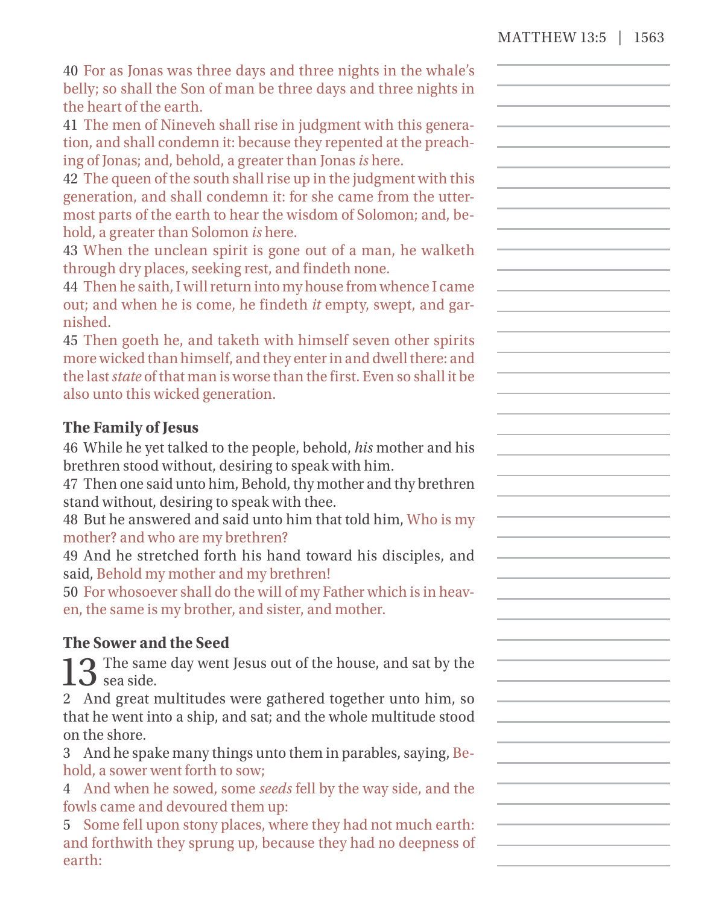40 For as Jonas was three days and three nights in the whale's belly; so shall the Son of man be three days and three nights in the heart of the earth.

41 The men of Nineveh shall rise in judgment with this generation, and shall condemn it: because they repented at the preaching of Jonas; and, behold, a greater than Jonas *is* here.

42 The queen of the south shall rise up in the judgment with this generation, and shall condemn it: for she came from the uttermost parts of the earth to hear the wisdom of Solomon; and, behold, a greater than Solomon *is* here.

43 When the unclean spirit is gone out of a man, he walketh through dry places, seeking rest, and findeth none.

44 Then he saith, I will return into my house from whence I came out; and when he is come, he findeth *it* empty, swept, and garnished.

45 Then goeth he, and taketh with himself seven other spirits more wicked than himself, and they enter in and dwell there: and the last *state* of that man is worse than the first. Even so shall it be also unto this wicked generation.

### The Family of Jesus

46 While he yet talked to the people, behold, *his* mother and his brethren stood without, desiring to speak with him.

47 Then one said unto him, Behold, thy mother and thy brethren stand without, desiring to speak with thee.

48 But he answered and said unto him that told him, Who is my mother? and who are my brethren?

49 And he stretched forth his hand toward his disciples, and said, Behold my mother and my brethren!

50 For whosoever shall do the will of my Father which is in heaven, the same is my brother, and sister, and mother.

### The Sower and the Seed

13 The same day went Jesus out of the house, and sat by the sea side.

2 And great multitudes were gathered together unto him, so that he went into a ship, and sat; and the whole multitude stood on the shore.

3 And he spake many things unto them in parables, saying, Behold, a sower went forth to sow;

4 And when he sowed, some *seeds* fell by the way side, and the fowls came and devoured them up:

5 Some fell upon stony places, where they had not much earth: and forthwith they sprung up, because they had no deepness of earth: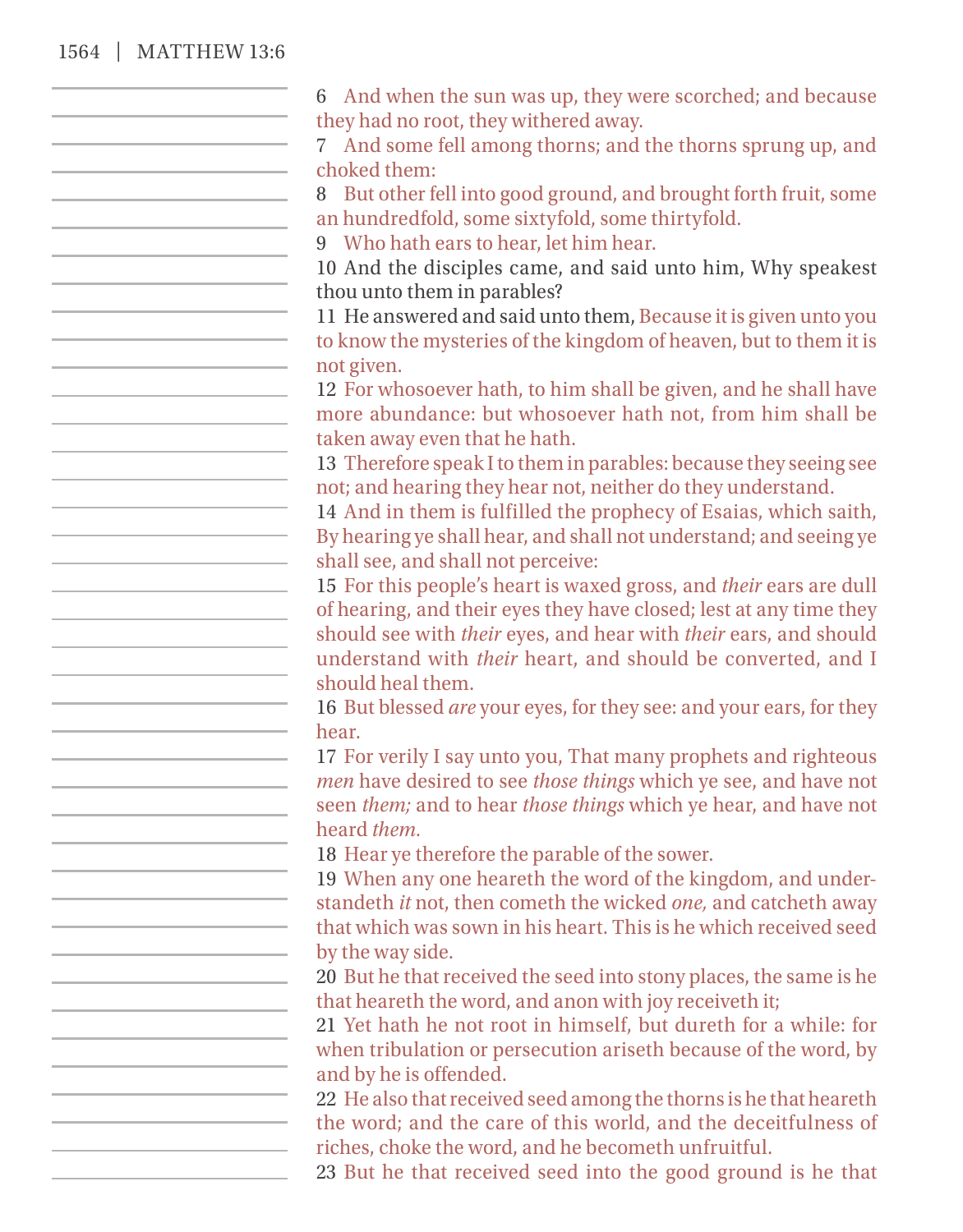6 And when the sun was up, they were scorched; and because they had no root, they withered away.

7 And some fell among thorns; and the thorns sprung up, and choked them:

8 But other fell into good ground, and brought forth fruit, some an hundredfold, some sixtyfold, some thirtyfold.

9 Who hath ears to hear, let him hear.

10 And the disciples came, and said unto him, Why speakest thou unto them in parables?

11 He answered and said unto them, Because it is given unto you to know the mysteries of the kingdom of heaven, but to them it is not given.

12 For whosoever hath, to him shall be given, and he shall have more abundance: but whosoever hath not, from him shall be taken away even that he hath.

13 Therefore speak I to them in parables: because they seeing see not; and hearing they hear not, neither do they understand.

14 And in them is fulfilled the prophecy of Esaias, which saith, By hearing ye shall hear, and shall not understand; and seeing ye shall see, and shall not perceive:

15 For this people's heart is waxed gross, and *their* ears are dull of hearing, and their eyes they have closed; lest at any time they should see with *their* eyes, and hear with *their* ears, and should understand with *their* heart, and should be converted, and I should heal them.

16 But blessed *are* your eyes, for they see: and your ears, for they hear.

17 For verily I say unto you, That many prophets and righteous *men* have desired to see *those things* which ye see, and have not seen *them;* and to hear *those things* which ye hear, and have not heard *them.*

18 Hear ye therefore the parable of the sower.

19 When any one heareth the word of the kingdom, and understandeth *it* not, then cometh the wicked *one,* and catcheth away that which was sown in his heart. This is he which received seed by the way side.

20 But he that received the seed into stony places, the same is he that heareth the word, and anon with joy receiveth it;

21 Yet hath he not root in himself, but dureth for a while: for when tribulation or persecution ariseth because of the word, by and by he is offended.

22 He also that received seed among the thorns is he that heareth the word; and the care of this world, and the deceitfulness of riches, choke the word, and he becometh unfruitful.

23 But he that received seed into the good ground is he that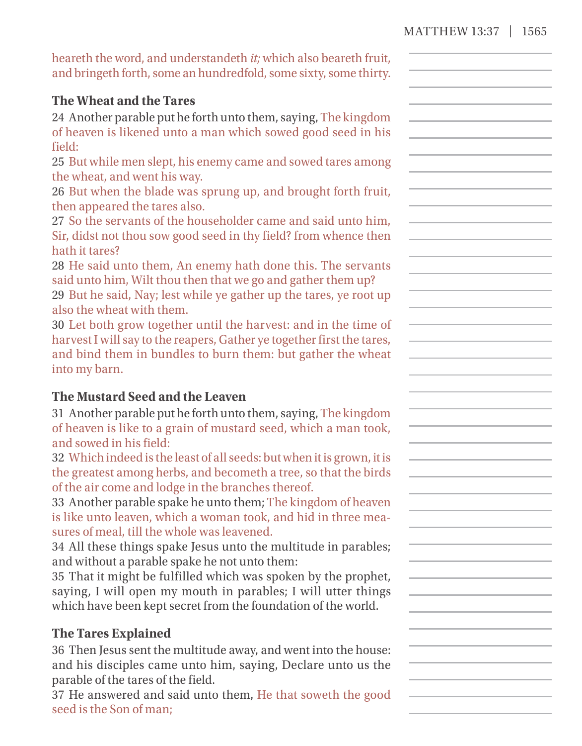heareth the word, and understandeth *it;* which also beareth fruit, and bringeth forth, some an hundredfold, some sixty, some thirty.

### The Wheat and the Tares

24 Another parable put he forth unto them, saying, The kingdom of heaven is likened unto a man which sowed good seed in his field:

25 But while men slept, his enemy came and sowed tares among the wheat, and went his way.

26 But when the blade was sprung up, and brought forth fruit, then appeared the tares also.

27 So the servants of the householder came and said unto him, Sir, didst not thou sow good seed in thy field? from whence then hath it tares?

28 He said unto them, An enemy hath done this. The servants said unto him, Wilt thou then that we go and gather them up?

29 But he said, Nay; lest while ye gather up the tares, ye root up also the wheat with them.

30 Let both grow together until the harvest: and in the time of harvest I will say to the reapers, Gather ye together first the tares, and bind them in bundles to burn them: but gather the wheat into my barn.

### The Mustard Seed and the Leaven

31 Another parable put he forth unto them, saying, The kingdom of heaven is like to a grain of mustard seed, which a man took, and sowed in his field:

32 Which indeed is the least of all seeds: but when it is grown, it is the greatest among herbs, and becometh a tree, so that the birds of the air come and lodge in the branches thereof.

33 Another parable spake he unto them; The kingdom of heaven is like unto leaven, which a woman took, and hid in three measures of meal, till the whole was leavened.

34 All these things spake Jesus unto the multitude in parables; and without a parable spake he not unto them:

35 That it might be fulfilled which was spoken by the prophet, saying, I will open my mouth in parables; I will utter things which have been kept secret from the foundation of the world.

### The Tares Explained

36 Then Jesus sent the multitude away, and went into the house: and his disciples came unto him, saying, Declare unto us the parable of the tares of the field.

37 He answered and said unto them, He that soweth the good seed is the Son of man;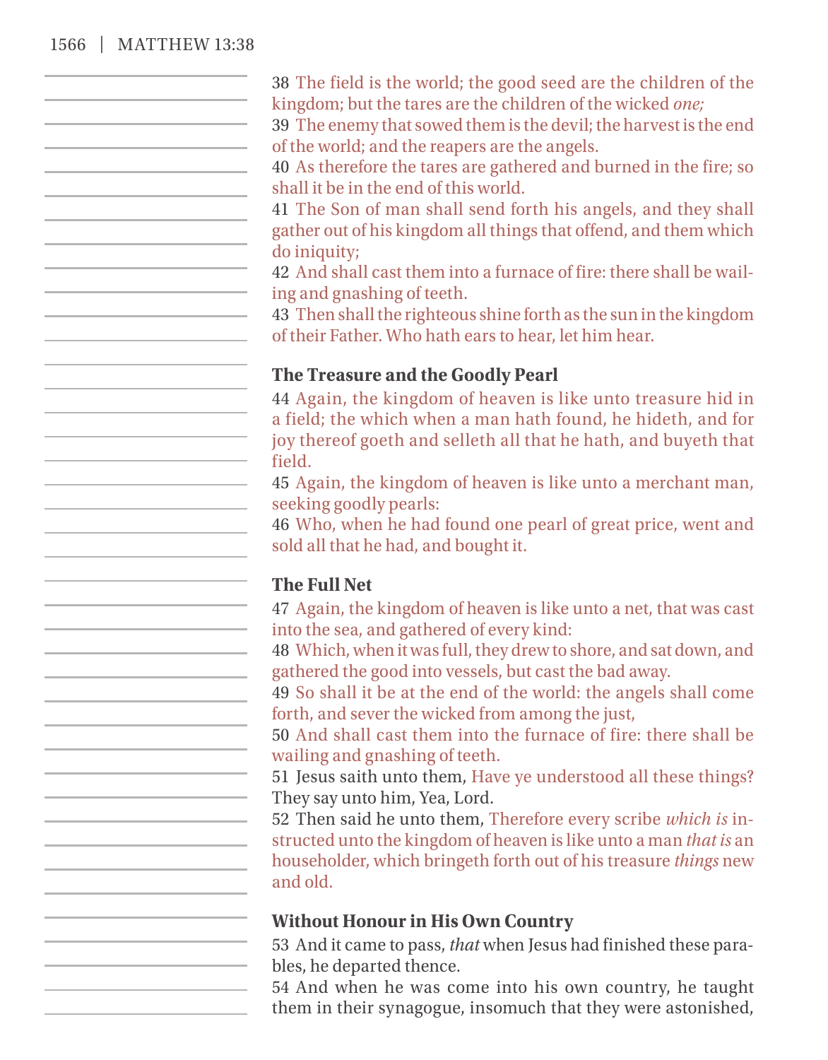38 The field is the world; the good seed are the children of the kingdom; but the tares are the children of the wicked *one;*
39 The enemy that sowed them is the devil; the harvest is the end of the world; and the reapers are the angels.
40 As therefore the tares are gathered and burned in the fire; so shall it be in the end of this world.
41 The Son of man shall send forth his angels, and they shall gather out of his kingdom all things that offend, and them which do iniquity;
42 And shall cast them into a furnace of fire: there shall be wailing and gnashing of teeth.
43 Then shall the righteous shine forth as the sun in the kingdom of their Father. Who hath ears to hear, let him hear.

### The Treasure and the Goodly Pearl

44 Again, the kingdom of heaven is like unto treasure hid in a field; the which when a man hath found, he hideth, and for joy thereof goeth and selleth all that he hath, and buyeth that field.
45 Again, the kingdom of heaven is like unto a merchant man, seeking goodly pearls:
46 Who, when he had found one pearl of great price, went and sold all that he had, and bought it.

### The Full Net

47 Again, the kingdom of heaven is like unto a net, that was cast into the sea, and gathered of every kind:
48 Which, when it was full, they drew to shore, and sat down, and gathered the good into vessels, but cast the bad away.
49 So shall it be at the end of the world: the angels shall come forth, and sever the wicked from among the just,
50 And shall cast them into the furnace of fire: there shall be wailing and gnashing of teeth.
51 Jesus saith unto them, Have ye understood all these things? They say unto him, Yea, Lord.
52 Then said he unto them, Therefore every scribe *which is* instructed unto the kingdom of heaven is like unto a man *that is* an householder, which bringeth forth out of his treasure *things* new and old.

### Without Honour in His Own Country

53 And it came to pass, *that* when Jesus had finished these parables, he departed thence.
54 And when he was come into his own country, he taught them in their synagogue, insomuch that they were astonished,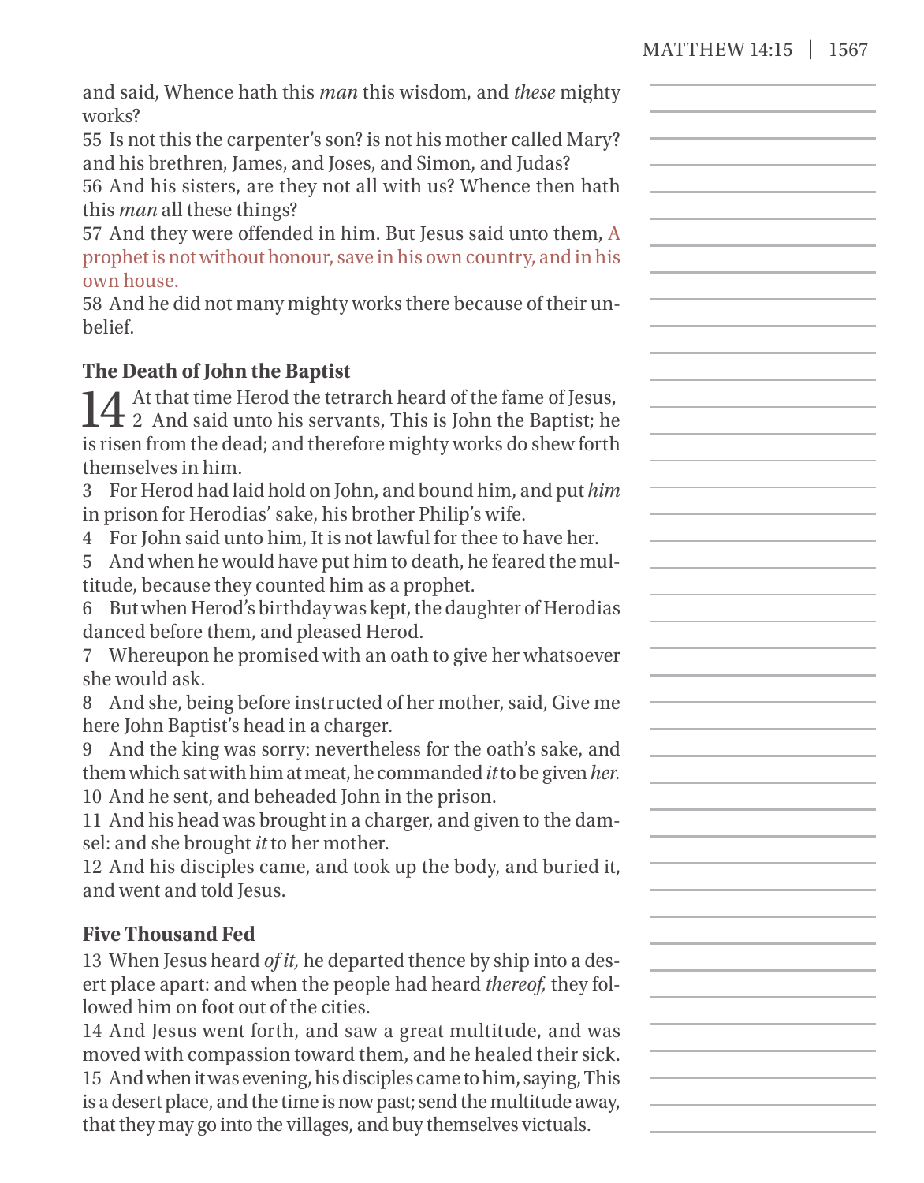and said, Whence hath this *man* this wisdom, and *these* mighty works?

55 Is not this the carpenter's son? is not his mother called Mary? and his brethren, James, and Joses, and Simon, and Judas?

56 And his sisters, are they not all with us? Whence then hath this *man* all these things?

57 And they were offended in him. But Jesus said unto them, A prophet is not without honour, save in his own country, and in his own house.

58 And he did not many mighty works there because of their unbelief.

### The Death of John the Baptist

14 At that time Herod the tetrarch heard of the fame of Jesus,

2 And said unto his servants, This is John the Baptist; he is risen from the dead; and therefore mighty works do shew forth themselves in him.

3 For Herod had laid hold on John, and bound him, and put *him* in prison for Herodias' sake, his brother Philip's wife.

4 For John said unto him, It is not lawful for thee to have her.

5 And when he would have put him to death, he feared the multitude, because they counted him as a prophet.

6 But when Herod's birthday was kept, the daughter of Herodias danced before them, and pleased Herod.

7 Whereupon he promised with an oath to give her whatsoever she would ask.

8 And she, being before instructed of her mother, said, Give me here John Baptist's head in a charger.

9 And the king was sorry: nevertheless for the oath's sake, and them which sat with him at meat, he commanded *it* to be given *her.*

10 And he sent, and beheaded John in the prison.

11 And his head was brought in a charger, and given to the damsel: and she brought *it* to her mother.

12 And his disciples came, and took up the body, and buried it, and went and told Jesus.

### Five Thousand Fed

13 When Jesus heard *of it,* he departed thence by ship into a desert place apart: and when the people had heard *thereof,* they followed him on foot out of the cities.

14 And Jesus went forth, and saw a great multitude, and was moved with compassion toward them, and he healed their sick.

15 And when it was evening, his disciples came to him, saying, This is a desert place, and the time is now past; send the multitude away, that they may go into the villages, and buy themselves victuals.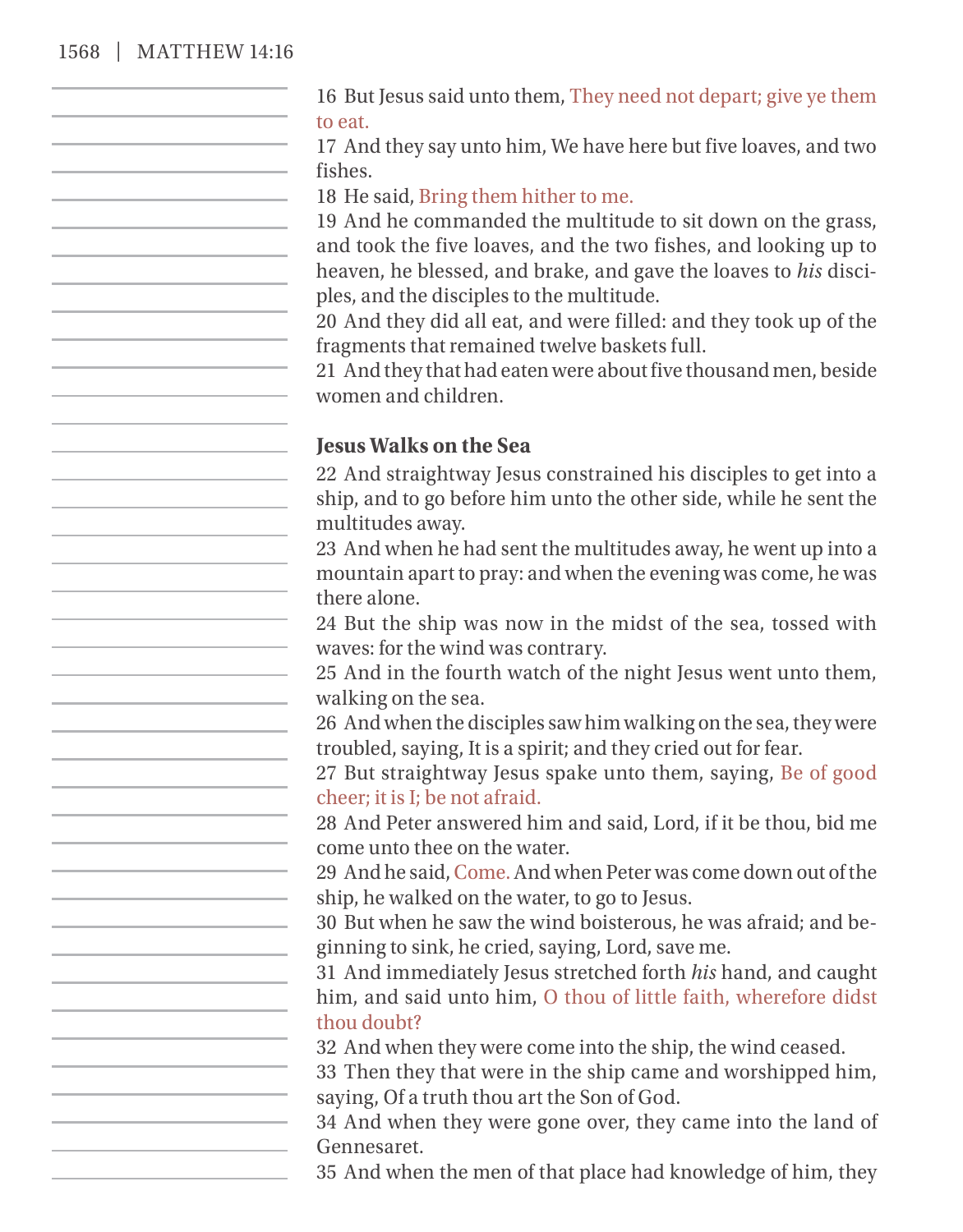16 But Jesus said unto them, They need not depart; give ye them to eat.
17 And they say unto him, We have here but five loaves, and two fishes.
18 He said, Bring them hither to me.
19 And he commanded the multitude to sit down on the grass, and took the five loaves, and the two fishes, and looking up to heaven, he blessed, and brake, and gave the loaves to *his* disciples, and the disciples to the multitude.
20 And they did all eat, and were filled: and they took up of the fragments that remained twelve baskets full.
21 And they that had eaten were about five thousand men, beside women and children.

**Jesus Walks on the Sea**

22 And straightway Jesus constrained his disciples to get into a ship, and to go before him unto the other side, while he sent the multitudes away.
23 And when he had sent the multitudes away, he went up into a mountain apart to pray: and when the evening was come, he was there alone.
24 But the ship was now in the midst of the sea, tossed with waves: for the wind was contrary.
25 And in the fourth watch of the night Jesus went unto them, walking on the sea.
26 And when the disciples saw him walking on the sea, they were troubled, saying, It is a spirit; and they cried out for fear.
27 But straightway Jesus spake unto them, saying, Be of good cheer; it is I; be not afraid.
28 And Peter answered him and said, Lord, if it be thou, bid me come unto thee on the water.
29 And he said, Come. And when Peter was come down out of the ship, he walked on the water, to go to Jesus.
30 But when he saw the wind boisterous, he was afraid; and beginning to sink, he cried, saying, Lord, save me.
31 And immediately Jesus stretched forth *his* hand, and caught him, and said unto him, O thou of little faith, wherefore didst thou doubt?
32 And when they were come into the ship, the wind ceased.
33 Then they that were in the ship came and worshipped him, saying, Of a truth thou art the Son of God.
34 And when they were gone over, they came into the land of Gennesaret.
35 And when the men of that place had knowledge of him, they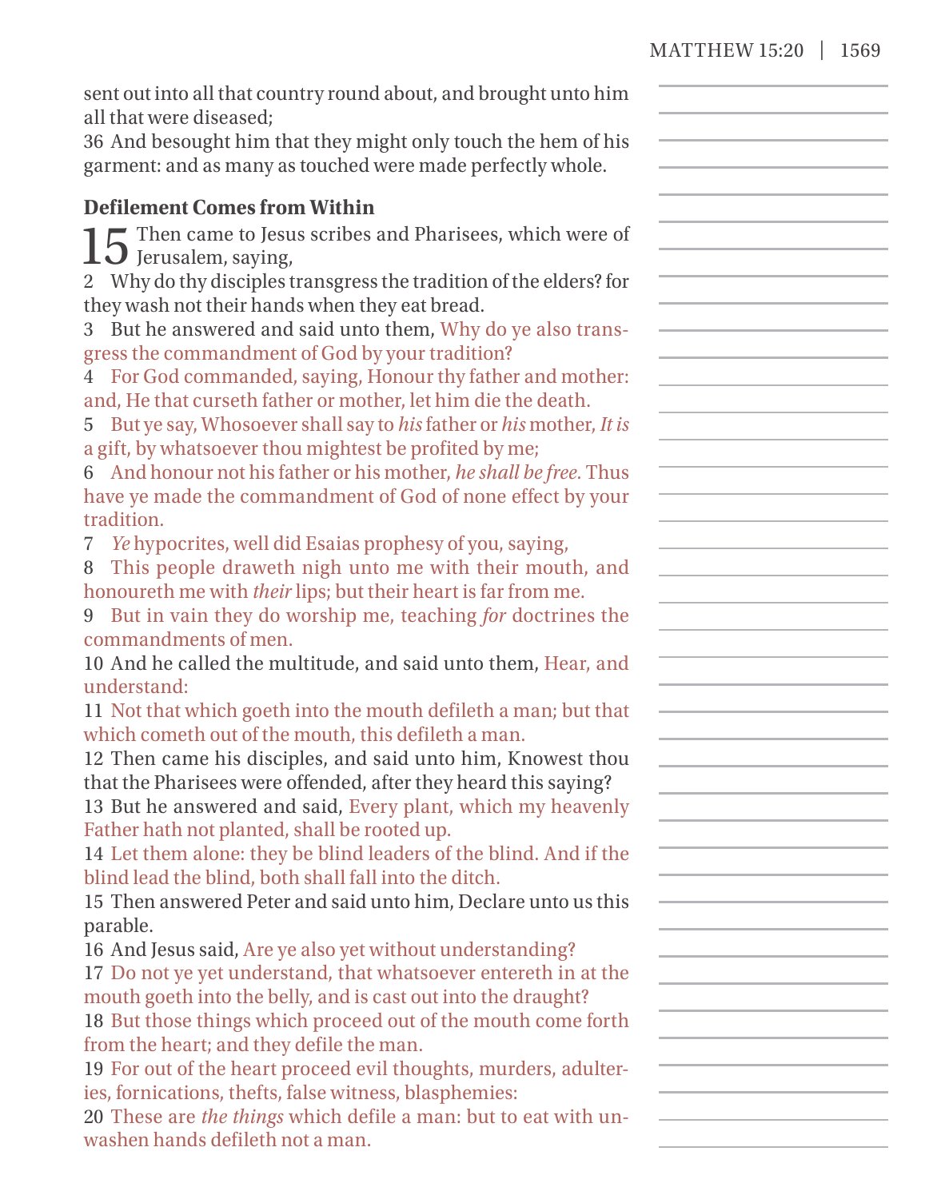sent out into all that country round about, and brought unto him all that were diseased;

36 And besought him that they might only touch the hem of his garment: and as many as touched were made perfectly whole.

### Defilement Comes from Within

15 Then came to Jesus scribes and Pharisees, which were of Jerusalem, saying,

2 Why do thy disciples transgress the tradition of the elders? for they wash not their hands when they eat bread.

3 But he answered and said unto them, Why do ye also transgress the commandment of God by your tradition?

4 For God commanded, saying, Honour thy father and mother: and, He that curseth father or mother, let him die the death.

5 But ye say, Whosoever shall say to *his* father or *his* mother, *It is* a gift, by whatsoever thou mightest be profited by me;

6 And honour not his father or his mother, *he shall be free.* Thus have ye made the commandment of God of none effect by your tradition.

7 *Ye* hypocrites, well did Esaias prophesy of you, saying,

8 This people draweth nigh unto me with their mouth, and honoureth me with *their* lips; but their heart is far from me.

9 But in vain they do worship me, teaching *for* doctrines the commandments of men.

10 And he called the multitude, and said unto them, Hear, and understand:

11 Not that which goeth into the mouth defileth a man; but that which cometh out of the mouth, this defileth a man.

12 Then came his disciples, and said unto him, Knowest thou that the Pharisees were offended, after they heard this saying?

13 But he answered and said, Every plant, which my heavenly Father hath not planted, shall be rooted up.

14 Let them alone: they be blind leaders of the blind. And if the blind lead the blind, both shall fall into the ditch.

15 Then answered Peter and said unto him, Declare unto us this parable.

16 And Jesus said, Are ye also yet without understanding?

17 Do not ye yet understand, that whatsoever entereth in at the mouth goeth into the belly, and is cast out into the draught?

18 But those things which proceed out of the mouth come forth from the heart; and they defile the man.

19 For out of the heart proceed evil thoughts, murders, adulteries, fornications, thefts, false witness, blasphemies:

20 These are *the things* which defile a man: but to eat with unwashen hands defileth not a man.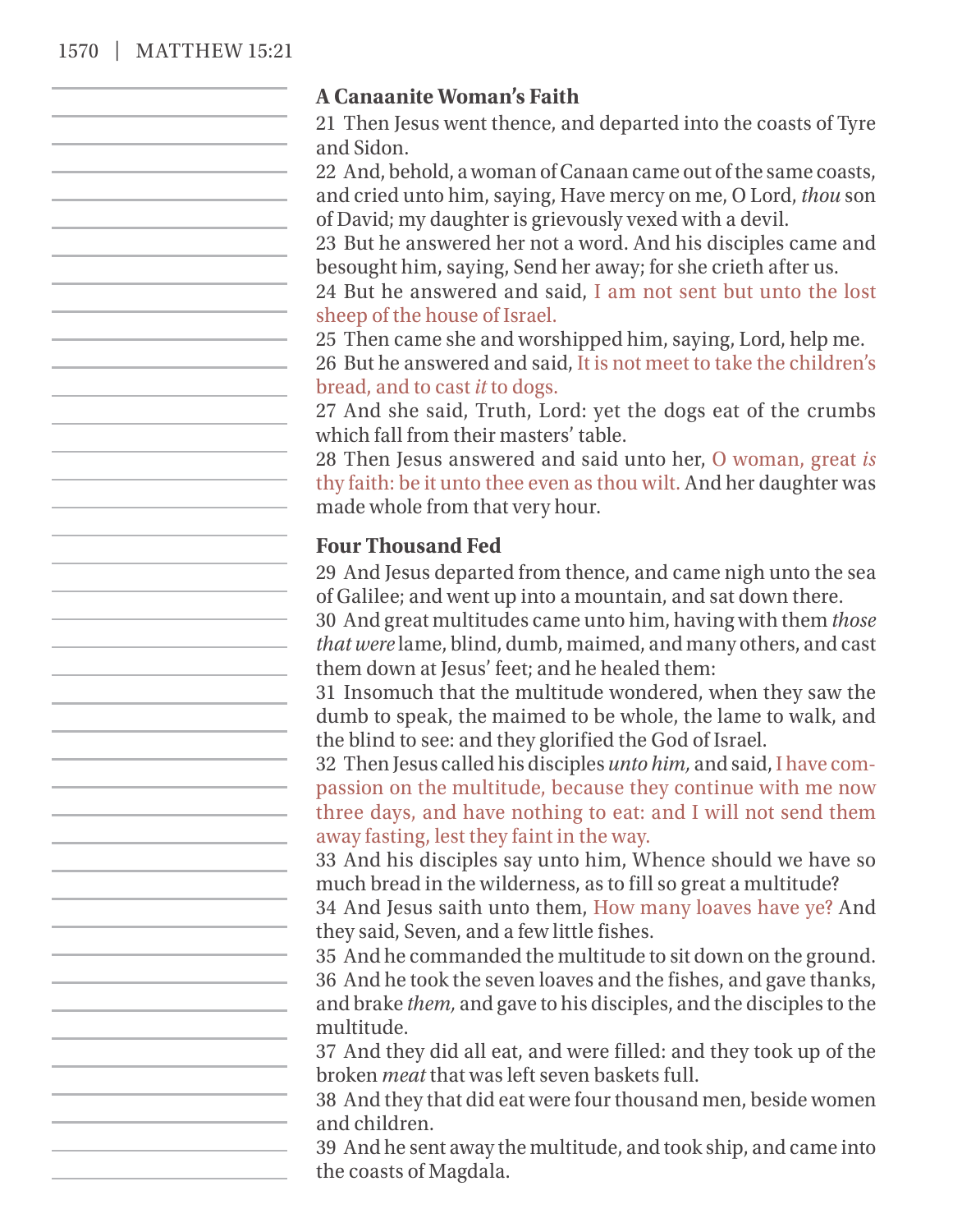### A Canaanite Woman's Faith

21 Then Jesus went thence, and departed into the coasts of Tyre and Sidon.

22 And, behold, a woman of Canaan came out of the same coasts, and cried unto him, saying, Have mercy on me, O Lord, *thou* son of David; my daughter is grievously vexed with a devil.

23 But he answered her not a word. And his disciples came and besought him, saying, Send her away; for she crieth after us.

24 But he answered and said, I am not sent but unto the lost sheep of the house of Israel.

25 Then came she and worshipped him, saying, Lord, help me.

26 But he answered and said, It is not meet to take the children's bread, and to cast *it* to dogs.

27 And she said, Truth, Lord: yet the dogs eat of the crumbs which fall from their masters' table.

28 Then Jesus answered and said unto her, O woman, great *is* thy faith: be it unto thee even as thou wilt. And her daughter was made whole from that very hour.

### Four Thousand Fed

29 And Jesus departed from thence, and came nigh unto the sea of Galilee; and went up into a mountain, and sat down there.

30 And great multitudes came unto him, having with them *those that were* lame, blind, dumb, maimed, and many others, and cast them down at Jesus' feet; and he healed them:

31 Insomuch that the multitude wondered, when they saw the dumb to speak, the maimed to be whole, the lame to walk, and the blind to see: and they glorified the God of Israel.

32 Then Jesus called his disciples *unto him,* and said, I have compassion on the multitude, because they continue with me now three days, and have nothing to eat: and I will not send them away fasting, lest they faint in the way.

33 And his disciples say unto him, Whence should we have so much bread in the wilderness, as to fill so great a multitude?

34 And Jesus saith unto them, How many loaves have ye? And they said, Seven, and a few little fishes.

35 And he commanded the multitude to sit down on the ground.

36 And he took the seven loaves and the fishes, and gave thanks, and brake *them,* and gave to his disciples, and the disciples to the multitude.

37 And they did all eat, and were filled: and they took up of the broken *meat* that was left seven baskets full.

38 And they that did eat were four thousand men, beside women and children.

39 And he sent away the multitude, and took ship, and came into the coasts of Magdala.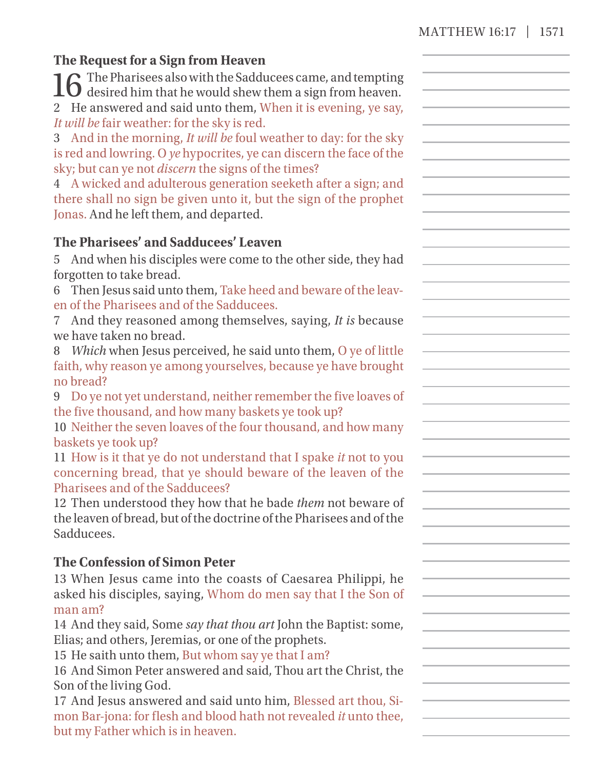### The Request for a Sign from Heaven

**16** The Pharisees also with the Sadducees came, and tempting desired him that he would shew them a sign from heaven.

2 He answered and said unto them, When it is evening, ye say, *It will be* fair weather: for the sky is red.

3 And in the morning, *It will be* foul weather to day: for the sky is red and lowring. O *ye* hypocrites, ye can discern the face of the sky; but can ye not *discern* the signs of the times?

4 A wicked and adulterous generation seeketh after a sign; and there shall no sign be given unto it, but the sign of the prophet Jonas. And he left them, and departed.

### The Pharisees' and Sadducees' Leaven

5 And when his disciples were come to the other side, they had forgotten to take bread.

6 Then Jesus said unto them, Take heed and beware of the leaven of the Pharisees and of the Sadducees.

7 And they reasoned among themselves, saying, *It is* because we have taken no bread.

8 *Which* when Jesus perceived, he said unto them, O ye of little faith, why reason ye among yourselves, because ye have brought no bread?

9 Do ye not yet understand, neither remember the five loaves of the five thousand, and how many baskets ye took up?

10 Neither the seven loaves of the four thousand, and how many baskets ye took up?

11 How is it that ye do not understand that I spake *it* not to you concerning bread, that ye should beware of the leaven of the Pharisees and of the Sadducees?

12 Then understood they how that he bade *them* not beware of the leaven of bread, but of the doctrine of the Pharisees and of the Sadducees.

### The Confession of Simon Peter

13 When Jesus came into the coasts of Caesarea Philippi, he asked his disciples, saying, Whom do men say that I the Son of man am?

14 And they said, Some *say that thou art* John the Baptist: some, Elias; and others, Jeremias, or one of the prophets.

15 He saith unto them, But whom say ye that I am?

16 And Simon Peter answered and said, Thou art the Christ, the Son of the living God.

17 And Jesus answered and said unto him, Blessed art thou, Simon Bar-jona: for flesh and blood hath not revealed *it* unto thee, but my Father which is in heaven.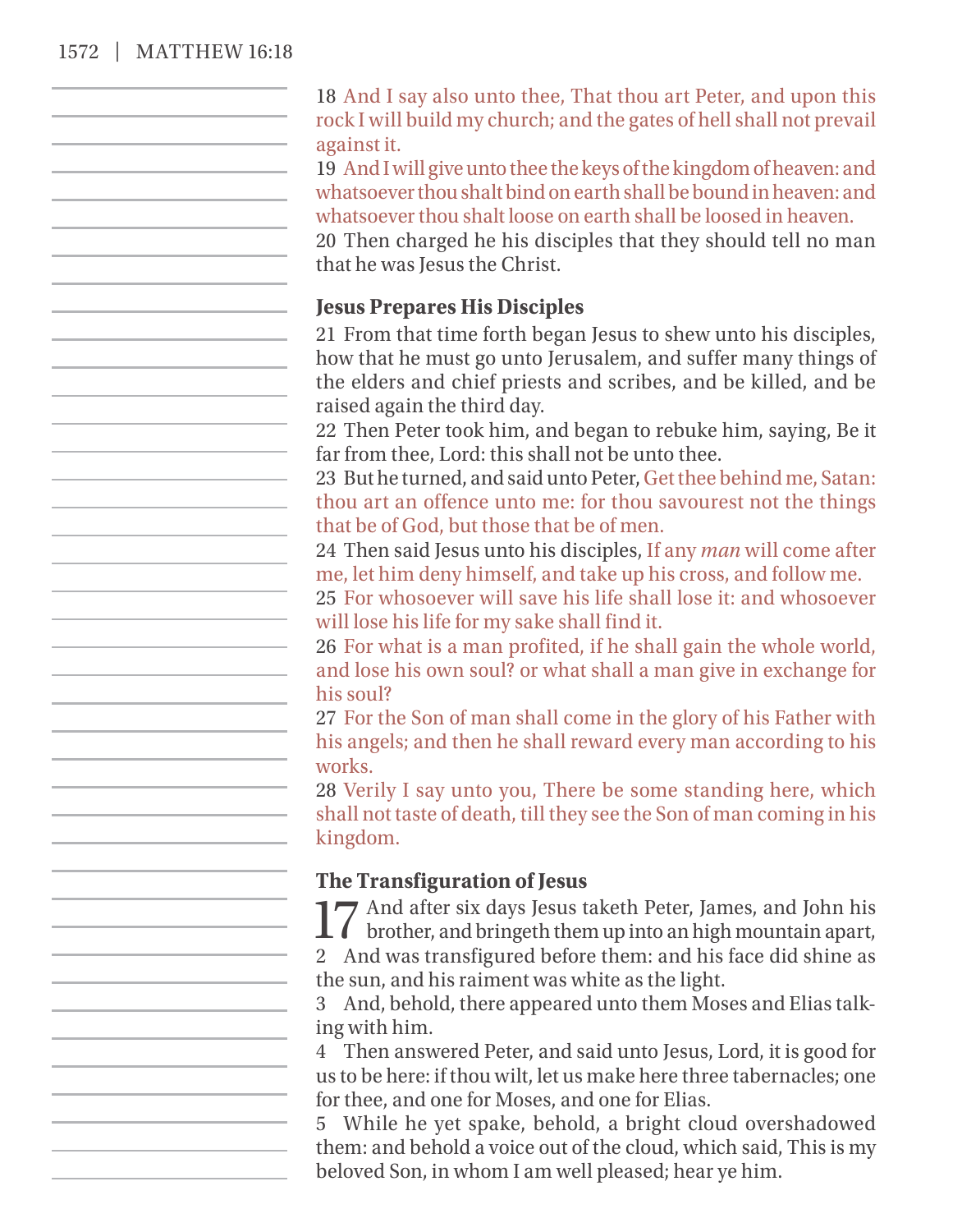18 And I say also unto thee, That thou art Peter, and upon this rock I will build my church; and the gates of hell shall not prevail against it.
19 And I will give unto thee the keys of the kingdom of heaven: and whatsoever thou shalt bind on earth shall be bound in heaven: and whatsoever thou shalt loose on earth shall be loosed in heaven.
20 Then charged he his disciples that they should tell no man that he was Jesus the Christ.

### Jesus Prepares His Disciples

21 From that time forth began Jesus to shew unto his disciples, how that he must go unto Jerusalem, and suffer many things of the elders and chief priests and scribes, and be killed, and be raised again the third day.
22 Then Peter took him, and began to rebuke him, saying, Be it far from thee, Lord: this shall not be unto thee.
23 But he turned, and said unto Peter, Get thee behind me, Satan: thou art an offence unto me: for thou savourest not the things that be of God, but those that be of men.
24 Then said Jesus unto his disciples, If any *man* will come after me, let him deny himself, and take up his cross, and follow me.
25 For whosoever will save his life shall lose it: and whosoever will lose his life for my sake shall find it.
26 For what is a man profited, if he shall gain the whole world, and lose his own soul? or what shall a man give in exchange for his soul?
27 For the Son of man shall come in the glory of his Father with his angels; and then he shall reward every man according to his works.
28 Verily I say unto you, There be some standing here, which shall not taste of death, till they see the Son of man coming in his kingdom.

### The Transfiguration of Jesus

17 And after six days Jesus taketh Peter, James, and John his brother, and bringeth them up into an high mountain apart,
2 And was transfigured before them: and his face did shine as the sun, and his raiment was white as the light.
3 And, behold, there appeared unto them Moses and Elias talking with him.
4 Then answered Peter, and said unto Jesus, Lord, it is good for us to be here: if thou wilt, let us make here three tabernacles; one for thee, and one for Moses, and one for Elias.
5 While he yet spake, behold, a bright cloud overshadowed them: and behold a voice out of the cloud, which said, This is my beloved Son, in whom I am well pleased; hear ye him.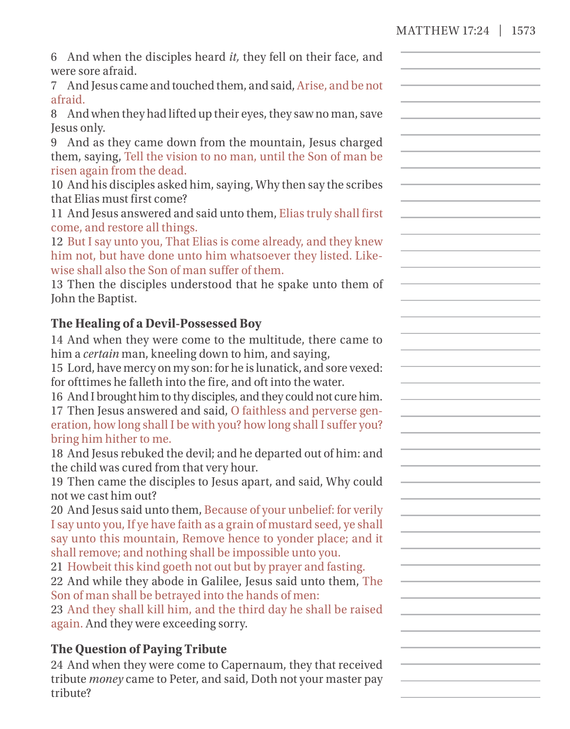6 And when the disciples heard *it,* they fell on their face, and were sore afraid.
7 And Jesus came and touched them, and said, Arise, and be not afraid.
8 And when they had lifted up their eyes, they saw no man, save Jesus only.
9 And as they came down from the mountain, Jesus charged them, saying, Tell the vision to no man, until the Son of man be risen again from the dead.
10 And his disciples asked him, saying, Why then say the scribes that Elias must first come?
11 And Jesus answered and said unto them, Elias truly shall first come, and restore all things.
12 But I say unto you, That Elias is come already, and they knew him not, but have done unto him whatsoever they listed. Likewise shall also the Son of man suffer of them.
13 Then the disciples understood that he spake unto them of John the Baptist.

### The Healing of a Devil-Possessed Boy

14 And when they were come to the multitude, there came to him a *certain* man, kneeling down to him, and saying,
15 Lord, have mercy on my son: for he is lunatick, and sore vexed: for ofttimes he falleth into the fire, and oft into the water.
16 And I brought him to thy disciples, and they could not cure him.
17 Then Jesus answered and said, O faithless and perverse generation, how long shall I be with you? how long shall I suffer you? bring him hither to me.
18 And Jesus rebuked the devil; and he departed out of him: and the child was cured from that very hour.
19 Then came the disciples to Jesus apart, and said, Why could not we cast him out?
20 And Jesus said unto them, Because of your unbelief: for verily I say unto you, If ye have faith as a grain of mustard seed, ye shall say unto this mountain, Remove hence to yonder place; and it shall remove; and nothing shall be impossible unto you.
21 Howbeit this kind goeth not out but by prayer and fasting.
22 And while they abode in Galilee, Jesus said unto them, The Son of man shall be betrayed into the hands of men:
23 And they shall kill him, and the third day he shall be raised again. And they were exceeding sorry.

### The Question of Paying Tribute

24 And when they were come to Capernaum, they that received tribute *money* came to Peter, and said, Doth not your master pay tribute?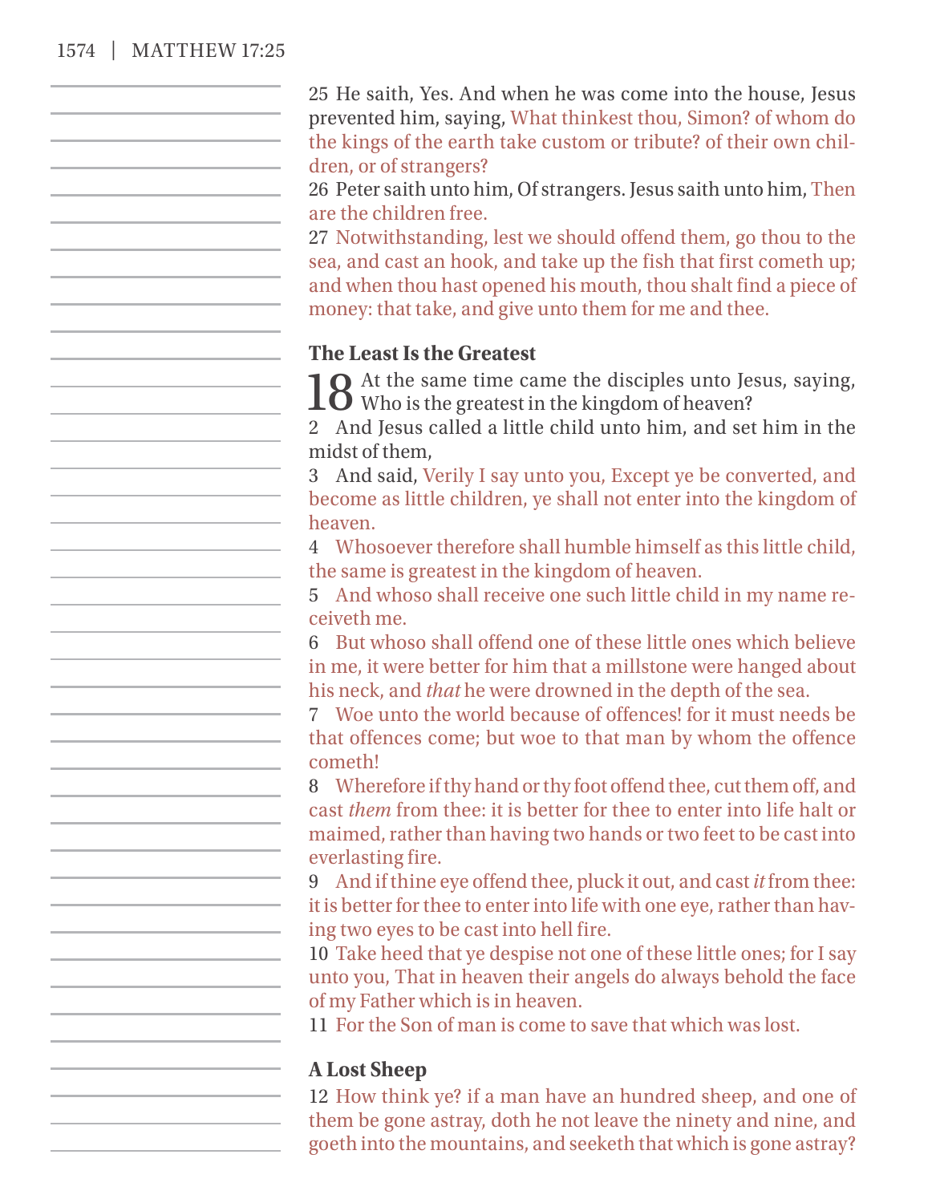25 He saith, Yes. And when he was come into the house, Jesus prevented him, saying, What thinkest thou, Simon? of whom do the kings of the earth take custom or tribute? of their own children, or of strangers?

26 Peter saith unto him, Of strangers. Jesus saith unto him, Then are the children free.

27 Notwithstanding, lest we should offend them, go thou to the sea, and cast an hook, and take up the fish that first cometh up; and when thou hast opened his mouth, thou shalt find a piece of money: that take, and give unto them for me and thee.

### The Least Is the Greatest

18 At the same time came the disciples unto Jesus, saying, Who is the greatest in the kingdom of heaven?

2 And Jesus called a little child unto him, and set him in the midst of them,

3 And said, Verily I say unto you, Except ye be converted, and become as little children, ye shall not enter into the kingdom of heaven.

4 Whosoever therefore shall humble himself as this little child, the same is greatest in the kingdom of heaven.

5 And whoso shall receive one such little child in my name receiveth me.

6 But whoso shall offend one of these little ones which believe in me, it were better for him that a millstone were hanged about his neck, and *that* he were drowned in the depth of the sea.

7 Woe unto the world because of offences! for it must needs be that offences come; but woe to that man by whom the offence cometh!

8 Wherefore if thy hand or thy foot offend thee, cut them off, and cast *them* from thee: it is better for thee to enter into life halt or maimed, rather than having two hands or two feet to be cast into everlasting fire.

9 And if thine eye offend thee, pluck it out, and cast *it* from thee: it is better for thee to enter into life with one eye, rather than having two eyes to be cast into hell fire.

10 Take heed that ye despise not one of these little ones; for I say unto you, That in heaven their angels do always behold the face of my Father which is in heaven.

11 For the Son of man is come to save that which was lost.

### A Lost Sheep

12 How think ye? if a man have an hundred sheep, and one of them be gone astray, doth he not leave the ninety and nine, and goeth into the mountains, and seeketh that which is gone astray?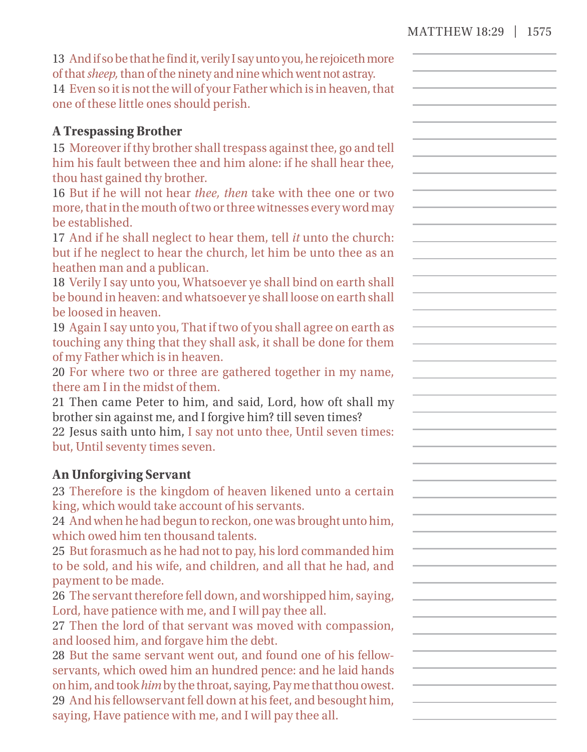13 And if so be that he find it, verily I say unto you, he rejoiceth more of that *sheep,* than of the ninety and nine which went not astray.
14 Even so it is not the will of your Father which is in heaven, that one of these little ones should perish.

### A Trespassing Brother

15 Moreover if thy brother shall trespass against thee, go and tell him his fault between thee and him alone: if he shall hear thee, thou hast gained thy brother.
16 But if he will not hear *thee, then* take with thee one or two more, that in the mouth of two or three witnesses every word may be established.
17 And if he shall neglect to hear them, tell *it* unto the church: but if he neglect to hear the church, let him be unto thee as an heathen man and a publican.
18 Verily I say unto you, Whatsoever ye shall bind on earth shall be bound in heaven: and whatsoever ye shall loose on earth shall be loosed in heaven.
19 Again I say unto you, That if two of you shall agree on earth as touching any thing that they shall ask, it shall be done for them of my Father which is in heaven.
20 For where two or three are gathered together in my name, there am I in the midst of them.
21 Then came Peter to him, and said, Lord, how oft shall my brother sin against me, and I forgive him? till seven times?
22 Jesus saith unto him, I say not unto thee, Until seven times: but, Until seventy times seven.

### An Unforgiving Servant

23 Therefore is the kingdom of heaven likened unto a certain king, which would take account of his servants.
24 And when he had begun to reckon, one was brought unto him, which owed him ten thousand talents.
25 But forasmuch as he had not to pay, his lord commanded him to be sold, and his wife, and children, and all that he had, and payment to be made.
26 The servant therefore fell down, and worshipped him, saying, Lord, have patience with me, and I will pay thee all.
27 Then the lord of that servant was moved with compassion, and loosed him, and forgave him the debt.
28 But the same servant went out, and found one of his fellowservants, which owed him an hundred pence: and he laid hands on him, and took *him* by the throat, saying, Pay me that thou owest.
29 And his fellowservant fell down at his feet, and besought him, saying, Have patience with me, and I will pay thee all.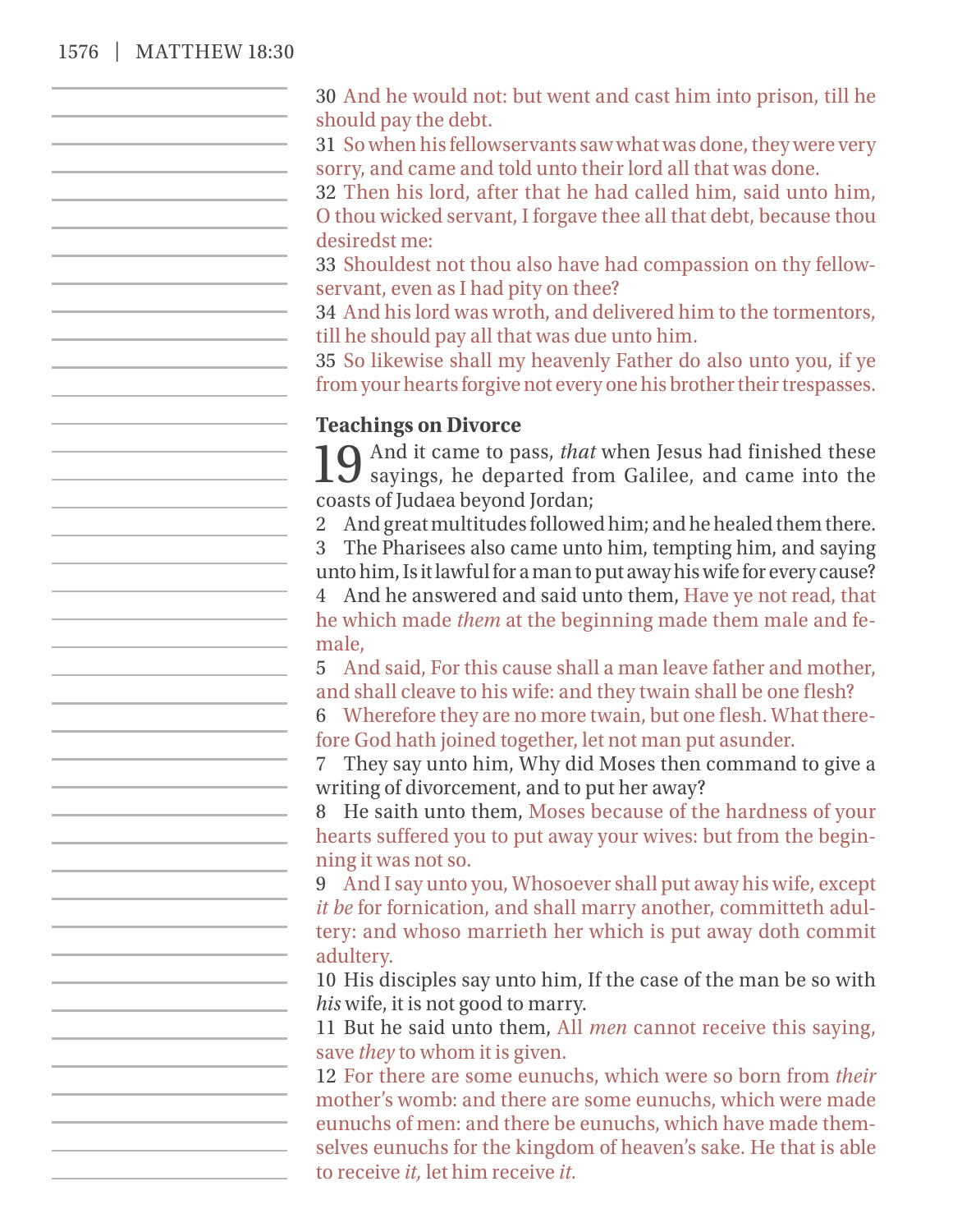30 And he would not: but went and cast him into prison, till he should pay the debt.

31 So when his fellowservants saw what was done, they were very sorry, and came and told unto their lord all that was done.

32 Then his lord, after that he had called him, said unto him, O thou wicked servant, I forgave thee all that debt, because thou desiredst me:

33 Shouldest not thou also have had compassion on thy fellowservant, even as I had pity on thee?

34 And his lord was wroth, and delivered him to the tormentors, till he should pay all that was due unto him.

35 So likewise shall my heavenly Father do also unto you, if ye from your hearts forgive not every one his brother their trespasses.

### Teachings on Divorce

19 And it came to pass, *that* when Jesus had finished these sayings, he departed from Galilee, and came into the coasts of Judaea beyond Jordan;

2 And great multitudes followed him; and he healed them there.

3 The Pharisees also came unto him, tempting him, and saying unto him, Is it lawful for a man to put away his wife for every cause?

4 And he answered and said unto them, Have ye not read, that he which made *them* at the beginning made them male and female,

5 And said, For this cause shall a man leave father and mother, and shall cleave to his wife: and they twain shall be one flesh?

6 Wherefore they are no more twain, but one flesh. What therefore God hath joined together, let not man put asunder.

7 They say unto him, Why did Moses then command to give a writing of divorcement, and to put her away?

8 He saith unto them, Moses because of the hardness of your hearts suffered you to put away your wives: but from the beginning it was not so.

9 And I say unto you, Whosoever shall put away his wife, except *it be* for fornication, and shall marry another, committeth adultery: and whoso marrieth her which is put away doth commit adultery.

10 His disciples say unto him, If the case of the man be so with *his* wife, it is not good to marry.

11 But he said unto them, All *men* cannot receive this saying, save *they* to whom it is given.

12 For there are some eunuchs, which were so born from *their* mother's womb: and there are some eunuchs, which were made eunuchs of men: and there be eunuchs, which have made themselves eunuchs for the kingdom of heaven's sake. He that is able to receive *it,* let him receive *it.*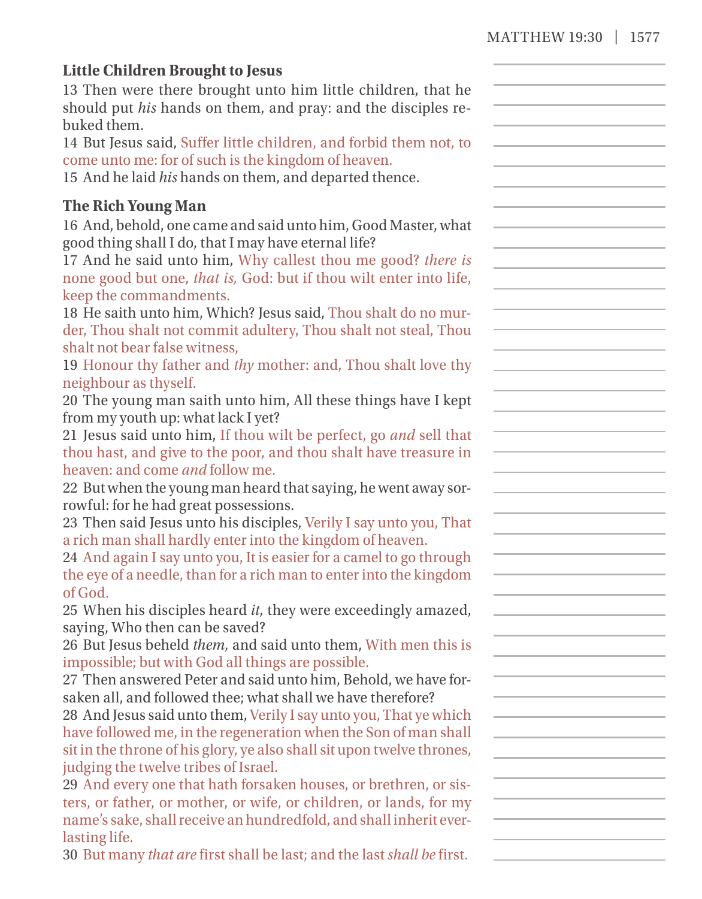### Little Children Brought to Jesus

13 Then were there brought unto him little children, that he should put *his* hands on them, and pray: and the disciples rebuked them.

14 But Jesus said, Suffer little children, and forbid them not, to come unto me: for of such is the kingdom of heaven.

15 And he laid *his* hands on them, and departed thence.

### The Rich Young Man

16 And, behold, one came and said unto him, Good Master, what good thing shall I do, that I may have eternal life?

17 And he said unto him, Why callest thou me good? *there is* none good but one, *that is,* God: but if thou wilt enter into life, keep the commandments.

18 He saith unto him, Which? Jesus said, Thou shalt do no murder, Thou shalt not commit adultery, Thou shalt not steal, Thou shalt not bear false witness,

19 Honour thy father and *thy* mother: and, Thou shalt love thy neighbour as thyself.

20 The young man saith unto him, All these things have I kept from my youth up: what lack I yet?

21 Jesus said unto him, If thou wilt be perfect, go *and* sell that thou hast, and give to the poor, and thou shalt have treasure in heaven: and come *and* follow me.

22 But when the young man heard that saying, he went away sorrowful: for he had great possessions.

23 Then said Jesus unto his disciples, Verily I say unto you, That a rich man shall hardly enter into the kingdom of heaven.

24 And again I say unto you, It is easier for a camel to go through the eye of a needle, than for a rich man to enter into the kingdom of God.

25 When his disciples heard *it,* they were exceedingly amazed, saying, Who then can be saved?

26 But Jesus beheld *them,* and said unto them, With men this is impossible; but with God all things are possible.

27 Then answered Peter and said unto him, Behold, we have forsaken all, and followed thee; what shall we have therefore?

28 And Jesus said unto them, Verily I say unto you, That ye which have followed me, in the regeneration when the Son of man shall sit in the throne of his glory, ye also shall sit upon twelve thrones, judging the twelve tribes of Israel.

29 And every one that hath forsaken houses, or brethren, or sisters, or father, or mother, or wife, or children, or lands, for my name's sake, shall receive an hundredfold, and shall inherit everlasting life.

30 But many *that are* first shall be last; and the last *shall be* first.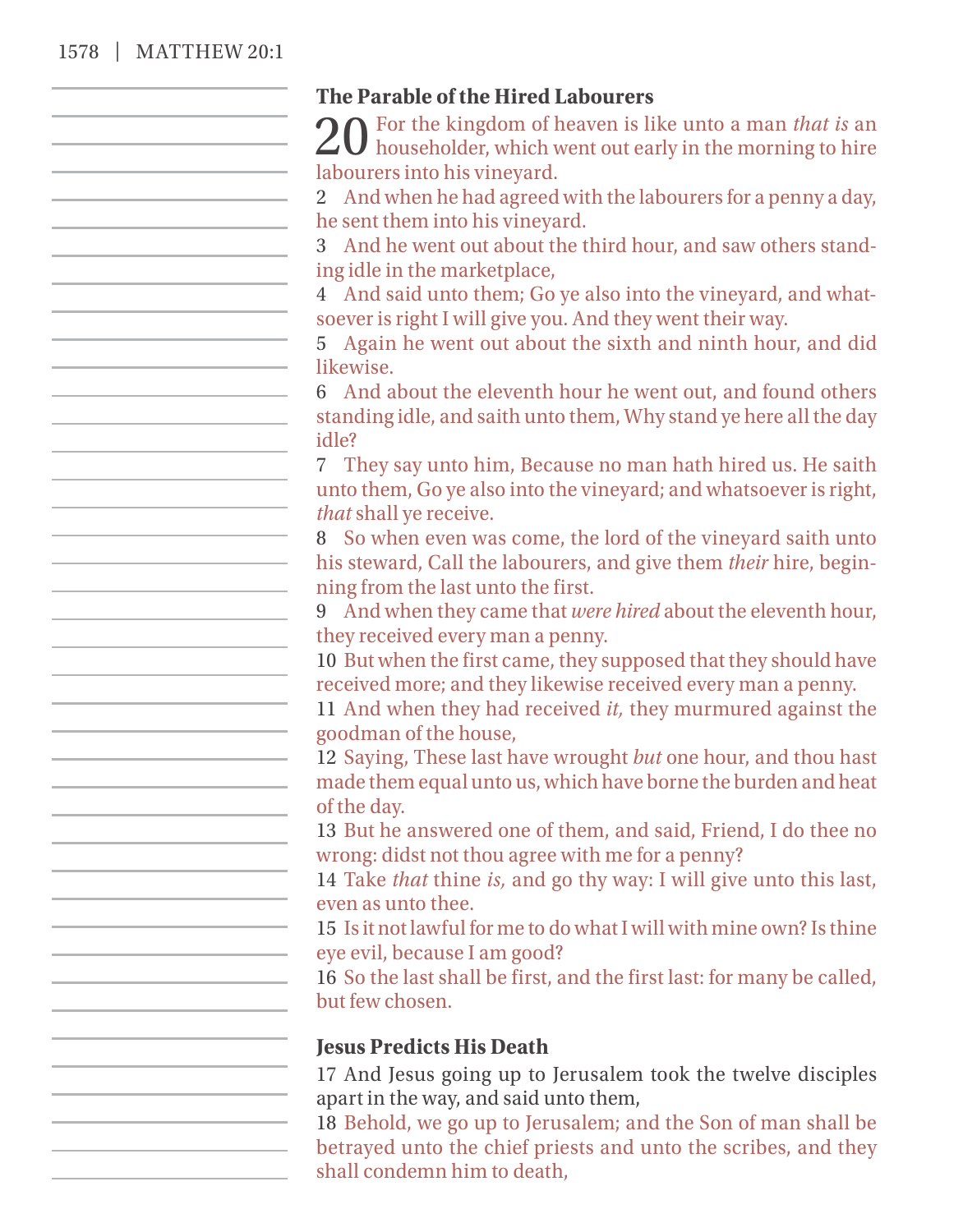## The Parable of the Hired Labourers

20 For the kingdom of heaven is like unto a man *that is* an householder, which went out early in the morning to hire labourers into his vineyard.

2 And when he had agreed with the labourers for a penny a day, he sent them into his vineyard.

3 And he went out about the third hour, and saw others standing idle in the marketplace,

4 And said unto them; Go ye also into the vineyard, and whatsoever is right I will give you. And they went their way.

5 Again he went out about the sixth and ninth hour, and did likewise.

6 And about the eleventh hour he went out, and found others standing idle, and saith unto them, Why stand ye here all the day idle?

7 They say unto him, Because no man hath hired us. He saith unto them, Go ye also into the vineyard; and whatsoever is right, *that* shall ye receive.

8 So when even was come, the lord of the vineyard saith unto his steward, Call the labourers, and give them *their* hire, beginning from the last unto the first.

9 And when they came that *were hired* about the eleventh hour, they received every man a penny.

10 But when the first came, they supposed that they should have received more; and they likewise received every man a penny.

11 And when they had received *it,* they murmured against the goodman of the house,

12 Saying, These last have wrought *but* one hour, and thou hast made them equal unto us, which have borne the burden and heat of the day.

13 But he answered one of them, and said, Friend, I do thee no wrong: didst not thou agree with me for a penny?

14 Take *that* thine *is,* and go thy way: I will give unto this last, even as unto thee.

15 Is it not lawful for me to do what I will with mine own? Is thine eye evil, because I am good?

16 So the last shall be first, and the first last: for many be called, but few chosen.

## Jesus Predicts His Death

17 And Jesus going up to Jerusalem took the twelve disciples apart in the way, and said unto them,

18 Behold, we go up to Jerusalem; and the Son of man shall be betrayed unto the chief priests and unto the scribes, and they shall condemn him to death,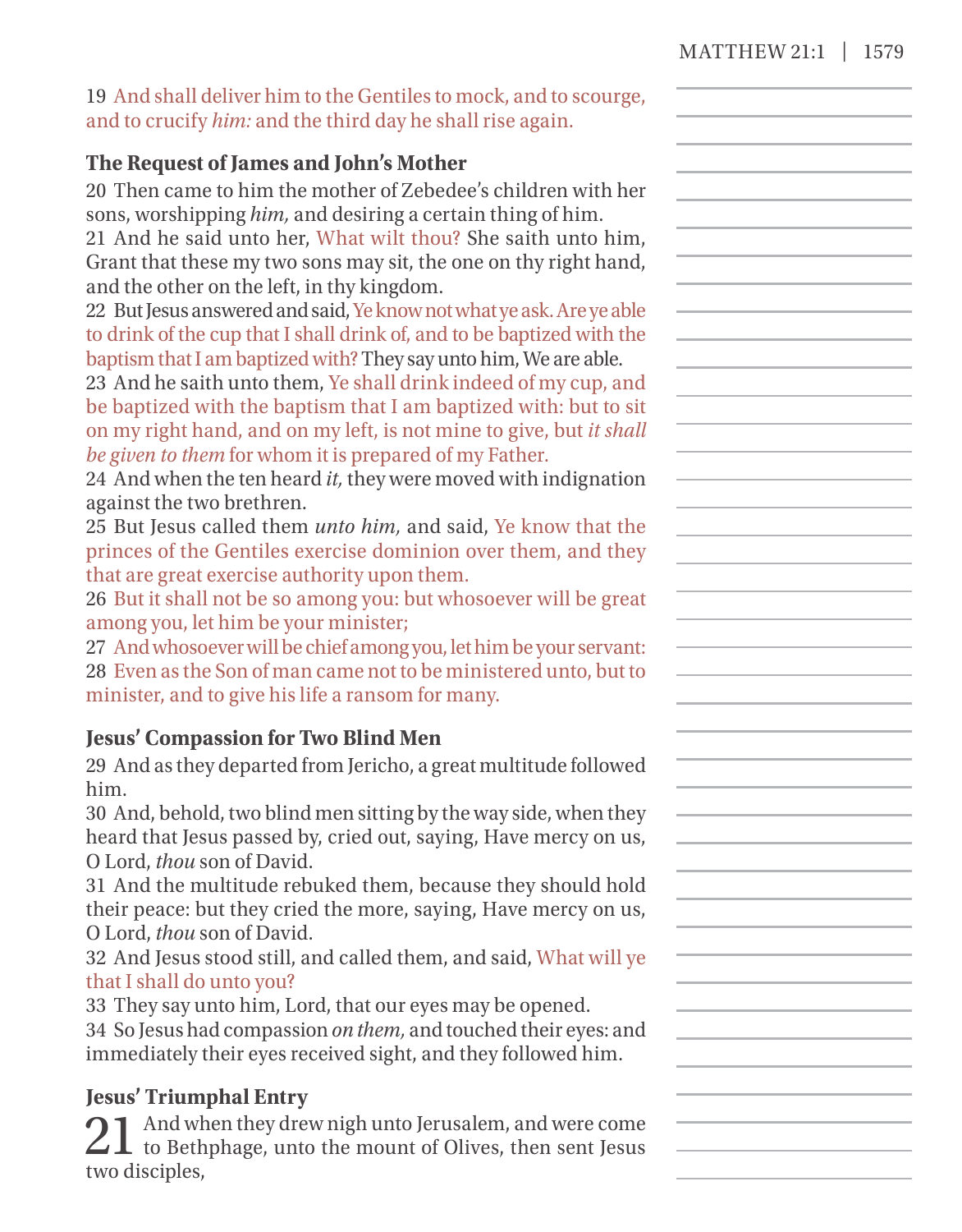19 And shall deliver him to the Gentiles to mock, and to scourge, and to crucify *him:* and the third day he shall rise again.

### The Request of James and John's Mother

20 Then came to him the mother of Zebedee's children with her sons, worshipping *him,* and desiring a certain thing of him.
21 And he said unto her, What wilt thou? She saith unto him, Grant that these my two sons may sit, the one on thy right hand, and the other on the left, in thy kingdom.
22 But Jesus answered and said, Ye know not what ye ask. Are ye able to drink of the cup that I shall drink of, and to be baptized with the baptism that I am baptized with? They say unto him, We are able.
23 And he saith unto them, Ye shall drink indeed of my cup, and be baptized with the baptism that I am baptized with: but to sit on my right hand, and on my left, is not mine to give, but *it shall be given to them* for whom it is prepared of my Father.
24 And when the ten heard *it,* they were moved with indignation against the two brethren.
25 But Jesus called them *unto him,* and said, Ye know that the princes of the Gentiles exercise dominion over them, and they that are great exercise authority upon them.
26 But it shall not be so among you: but whosoever will be great among you, let him be your minister;
27 And whosoever will be chief among you, let him be your servant:
28 Even as the Son of man came not to be ministered unto, but to minister, and to give his life a ransom for many.

### Jesus' Compassion for Two Blind Men

29 And as they departed from Jericho, a great multitude followed him.
30 And, behold, two blind men sitting by the way side, when they heard that Jesus passed by, cried out, saying, Have mercy on us, O Lord, *thou* son of David.
31 And the multitude rebuked them, because they should hold their peace: but they cried the more, saying, Have mercy on us, O Lord, *thou* son of David.
32 And Jesus stood still, and called them, and said, What will ye that I shall do unto you?
33 They say unto him, Lord, that our eyes may be opened.
34 So Jesus had compassion *on them,* and touched their eyes: and immediately their eyes received sight, and they followed him.

### Jesus' Triumphal Entry

21 And when they drew nigh unto Jerusalem, and were come to Bethphage, unto the mount of Olives, then sent Jesus two disciples,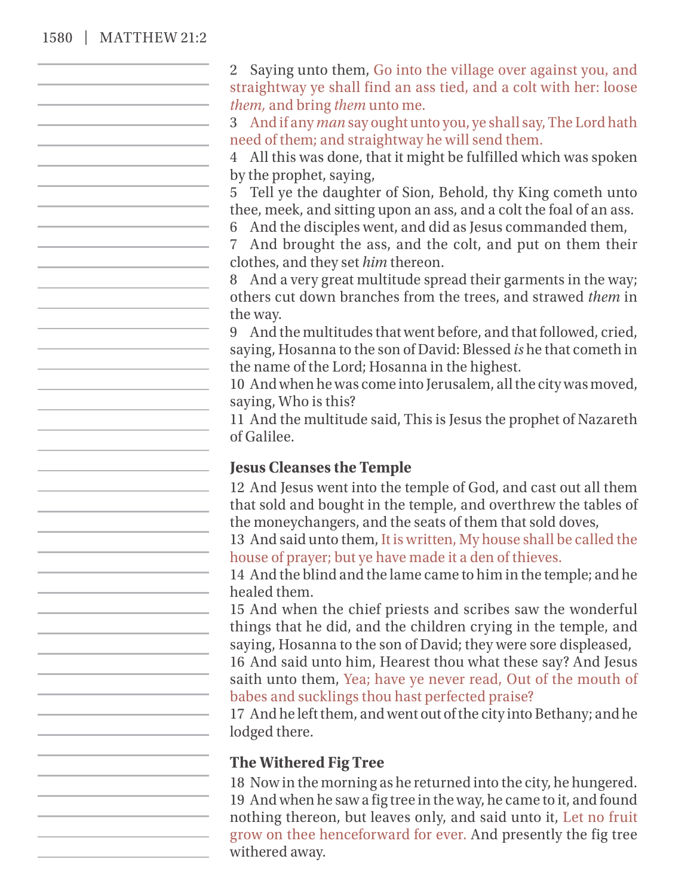2 Saying unto them, Go into the village over against you, and straightway ye shall find an ass tied, and a colt with her: loose *them,* and bring *them* unto me.

3 And if any *man* say ought unto you, ye shall say, The Lord hath need of them; and straightway he will send them.

4 All this was done, that it might be fulfilled which was spoken by the prophet, saying,

5 Tell ye the daughter of Sion, Behold, thy King cometh unto thee, meek, and sitting upon an ass, and a colt the foal of an ass.

6 And the disciples went, and did as Jesus commanded them,

7 And brought the ass, and the colt, and put on them their clothes, and they set *him* thereon.

8 And a very great multitude spread their garments in the way; others cut down branches from the trees, and strawed *them* in the way.

9 And the multitudes that went before, and that followed, cried, saying, Hosanna to the son of David: Blessed *is* he that cometh in the name of the Lord; Hosanna in the highest.

10 And when he was come into Jerusalem, all the city was moved, saying, Who is this?

11 And the multitude said, This is Jesus the prophet of Nazareth of Galilee.

### Jesus Cleanses the Temple

12 And Jesus went into the temple of God, and cast out all them that sold and bought in the temple, and overthrew the tables of the moneychangers, and the seats of them that sold doves,

13 And said unto them, It is written, My house shall be called the house of prayer; but ye have made it a den of thieves.

14 And the blind and the lame came to him in the temple; and he healed them.

15 And when the chief priests and scribes saw the wonderful things that he did, and the children crying in the temple, and saying, Hosanna to the son of David; they were sore displeased,

16 And said unto him, Hearest thou what these say? And Jesus saith unto them, Yea; have ye never read, Out of the mouth of babes and sucklings thou hast perfected praise?

17 And he left them, and went out of the city into Bethany; and he lodged there.

### The Withered Fig Tree

18 Now in the morning as he returned into the city, he hungered.

19 And when he saw a fig tree in the way, he came to it, and found nothing thereon, but leaves only, and said unto it, Let no fruit grow on thee henceforward for ever. And presently the fig tree withered away.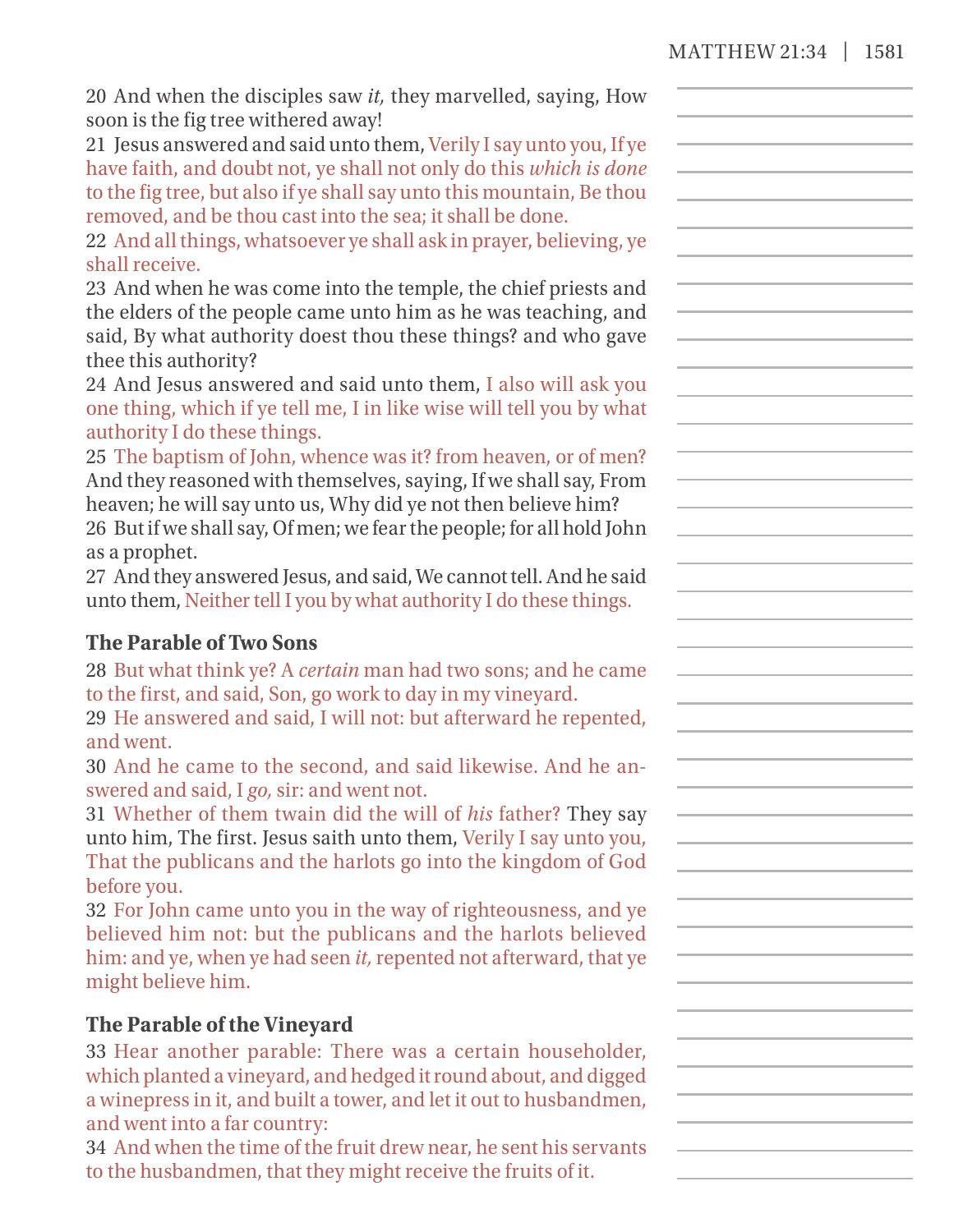20 And when the disciples saw *it,* they marvelled, saying, How soon is the fig tree withered away!

21 Jesus answered and said unto them, Verily I say unto you, If ye have faith, and doubt not, ye shall not only do this *which is done* to the fig tree, but also if ye shall say unto this mountain, Be thou removed, and be thou cast into the sea; it shall be done.

22 And all things, whatsoever ye shall ask in prayer, believing, ye shall receive.

23 And when he was come into the temple, the chief priests and the elders of the people came unto him as he was teaching, and said, By what authority doest thou these things? and who gave thee this authority?

24 And Jesus answered and said unto them, I also will ask you one thing, which if ye tell me, I in like wise will tell you by what authority I do these things.

25 The baptism of John, whence was it? from heaven, or of men? And they reasoned with themselves, saying, If we shall say, From heaven; he will say unto us, Why did ye not then believe him?

26 But if we shall say, Of men; we fear the people; for all hold John as a prophet.

27 And they answered Jesus, and said, We cannot tell. And he said unto them, Neither tell I you by what authority I do these things.

### The Parable of Two Sons

28 But what think ye? A *certain* man had two sons; and he came to the first, and said, Son, go work to day in my vineyard.

29 He answered and said, I will not: but afterward he repented, and went.

30 And he came to the second, and said likewise. And he answered and said, I *go,* sir: and went not.

31 Whether of them twain did the will of *his* father? They say unto him, The first. Jesus saith unto them, Verily I say unto you, That the publicans and the harlots go into the kingdom of God before you.

32 For John came unto you in the way of righteousness, and ye believed him not: but the publicans and the harlots believed him: and ye, when ye had seen *it,* repented not afterward, that ye might believe him.

### The Parable of the Vineyard

33 Hear another parable: There was a certain householder, which planted a vineyard, and hedged it round about, and digged a winepress in it, and built a tower, and let it out to husbandmen, and went into a far country:

34 And when the time of the fruit drew near, he sent his servants to the husbandmen, that they might receive the fruits of it.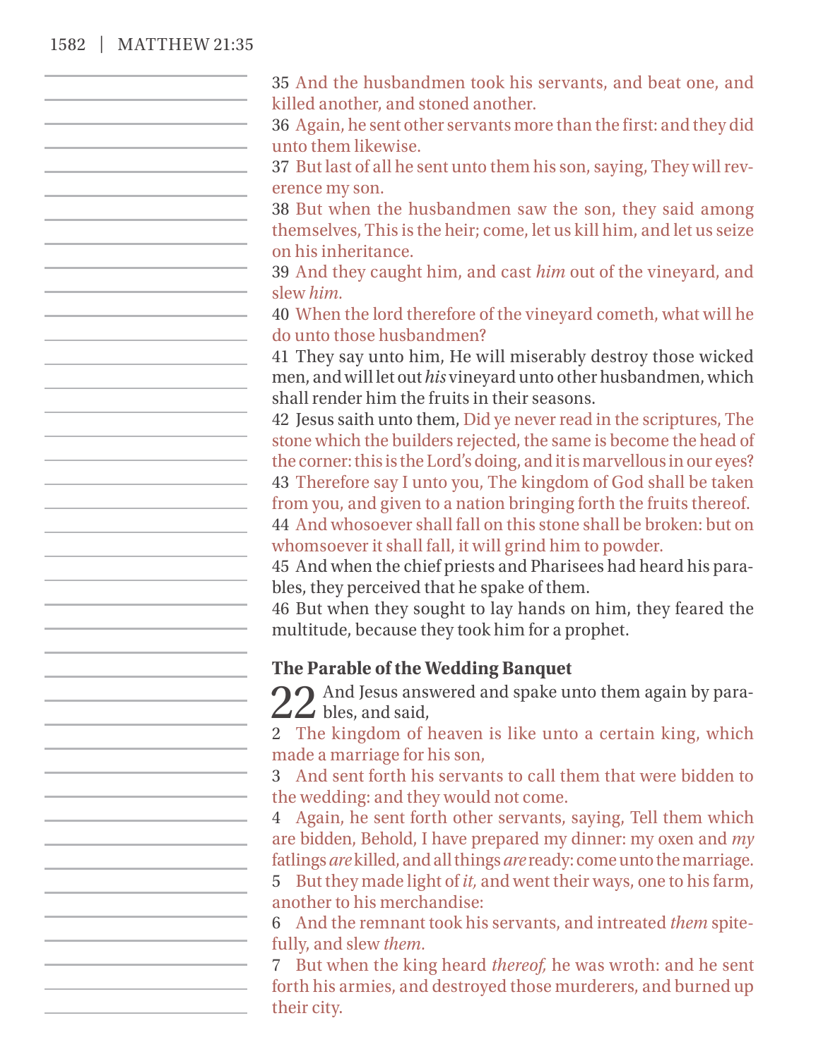35 And the husbandmen took his servants, and beat one, and killed another, and stoned another.
36 Again, he sent other servants more than the first: and they did unto them likewise.
37 But last of all he sent unto them his son, saying, They will reverence my son.
38 But when the husbandmen saw the son, they said among themselves, This is the heir; come, let us kill him, and let us seize on his inheritance.
39 And they caught him, and cast *him* out of the vineyard, and slew *him.*
40 When the lord therefore of the vineyard cometh, what will he do unto those husbandmen?
41 They say unto him, He will miserably destroy those wicked men, and will let out *his* vineyard unto other husbandmen, which shall render him the fruits in their seasons.
42 Jesus saith unto them, Did ye never read in the scriptures, The stone which the builders rejected, the same is become the head of the corner: this is the Lord's doing, and it is marvellous in our eyes?
43 Therefore say I unto you, The kingdom of God shall be taken from you, and given to a nation bringing forth the fruits thereof.
44 And whosoever shall fall on this stone shall be broken: but on whomsoever it shall fall, it will grind him to powder.
45 And when the chief priests and Pharisees had heard his parables, they perceived that he spake of them.
46 But when they sought to lay hands on him, they feared the multitude, because they took him for a prophet.

**The Parable of the Wedding Banquet**

22 And Jesus answered and spake unto them again by parables, and said,
2 The kingdom of heaven is like unto a certain king, which made a marriage for his son,
3 And sent forth his servants to call them that were bidden to the wedding: and they would not come.
4 Again, he sent forth other servants, saying, Tell them which are bidden, Behold, I have prepared my dinner: my oxen and *my* fatlings *are* killed, and all things *are* ready: come unto the marriage.
5 But they made light of *it,* and went their ways, one to his farm, another to his merchandise:
6 And the remnant took his servants, and intreated *them* spitefully, and slew *them.*
7 But when the king heard *thereof,* he was wroth: and he sent forth his armies, and destroyed those murderers, and burned up their city.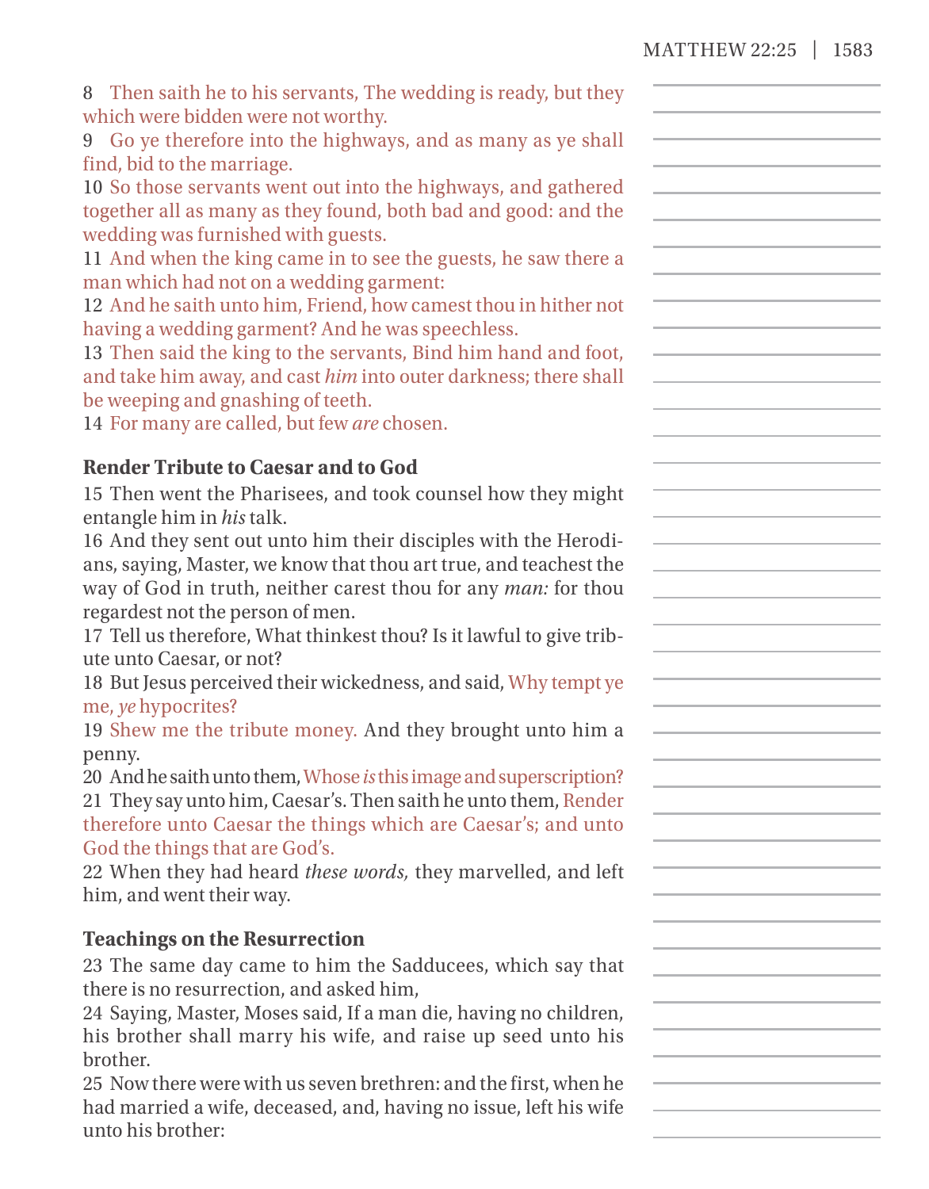8 Then saith he to his servants, The wedding is ready, but they which were bidden were not worthy.
9 Go ye therefore into the highways, and as many as ye shall find, bid to the marriage.
10 So those servants went out into the highways, and gathered together all as many as they found, both bad and good: and the wedding was furnished with guests.
11 And when the king came in to see the guests, he saw there a man which had not on a wedding garment:
12 And he saith unto him, Friend, how camest thou in hither not having a wedding garment? And he was speechless.
13 Then said the king to the servants, Bind him hand and foot, and take him away, and cast *him* into outer darkness; there shall be weeping and gnashing of teeth.
14 For many are called, but few *are* chosen.

**Render Tribute to Caesar and to God**

15 Then went the Pharisees, and took counsel how they might entangle him in *his* talk.
16 And they sent out unto him their disciples with the Herodians, saying, Master, we know that thou art true, and teachest the way of God in truth, neither carest thou for any *man:* for thou regardest not the person of men.
17 Tell us therefore, What thinkest thou? Is it lawful to give tribute unto Caesar, or not?
18 But Jesus perceived their wickedness, and said, Why tempt ye me, *ye* hypocrites?
19 Shew me the tribute money. And they brought unto him a penny.
20 And he saith unto them, Whose *is* this image and superscription?
21 They say unto him, Caesar's. Then saith he unto them, Render therefore unto Caesar the things which are Caesar's; and unto God the things that are God's.
22 When they had heard *these words,* they marvelled, and left him, and went their way.

**Teachings on the Resurrection**

23 The same day came to him the Sadducees, which say that there is no resurrection, and asked him,
24 Saying, Master, Moses said, If a man die, having no children, his brother shall marry his wife, and raise up seed unto his brother.
25 Now there were with us seven brethren: and the first, when he had married a wife, deceased, and, having no issue, left his wife unto his brother: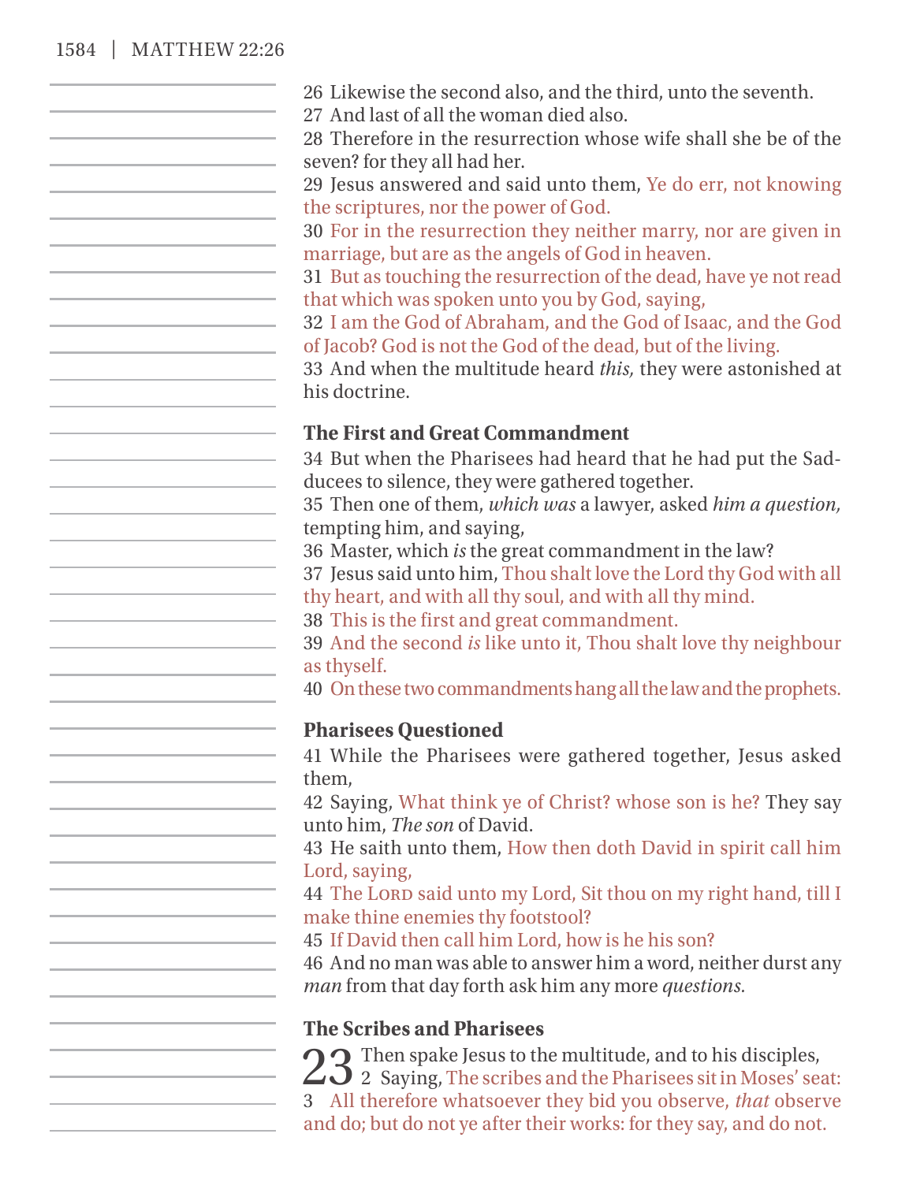26 Likewise the second also, and the third, unto the seventh.
27 And last of all the woman died also.
28 Therefore in the resurrection whose wife shall she be of the seven? for they all had her.
29 Jesus answered and said unto them, Ye do err, not knowing the scriptures, nor the power of God.
30 For in the resurrection they neither marry, nor are given in marriage, but are as the angels of God in heaven.
31 But as touching the resurrection of the dead, have ye not read that which was spoken unto you by God, saying,
32 I am the God of Abraham, and the God of Isaac, and the God of Jacob? God is not the God of the dead, but of the living.
33 And when the multitude heard *this,* they were astonished at his doctrine.

### The First and Great Commandment

34 But when the Pharisees had heard that he had put the Sadducees to silence, they were gathered together.
35 Then one of them, *which was* a lawyer, asked *him a question,* tempting him, and saying,
36 Master, which *is* the great commandment in the law?
37 Jesus said unto him, Thou shalt love the Lord thy God with all thy heart, and with all thy soul, and with all thy mind.
38 This is the first and great commandment.
39 And the second *is* like unto it, Thou shalt love thy neighbour as thyself.
40 On these two commandments hang all the law and the prophets.

### Pharisees Questioned

41 While the Pharisees were gathered together, Jesus asked them,
42 Saying, What think ye of Christ? whose son is he? They say unto him, *The son* of David.
43 He saith unto them, How then doth David in spirit call him Lord, saying,
44 The LORD said unto my Lord, Sit thou on my right hand, till I make thine enemies thy footstool?
45 If David then call him Lord, how is he his son?
46 And no man was able to answer him a word, neither durst any *man* from that day forth ask him any more *questions.*

### The Scribes and Pharisees

23 Then spake Jesus to the multitude, and to his disciples,
2 Saying, The scribes and the Pharisees sit in Moses' seat:
3 All therefore whatsoever they bid you observe, *that* observe and do; but do not ye after their works: for they say, and do not.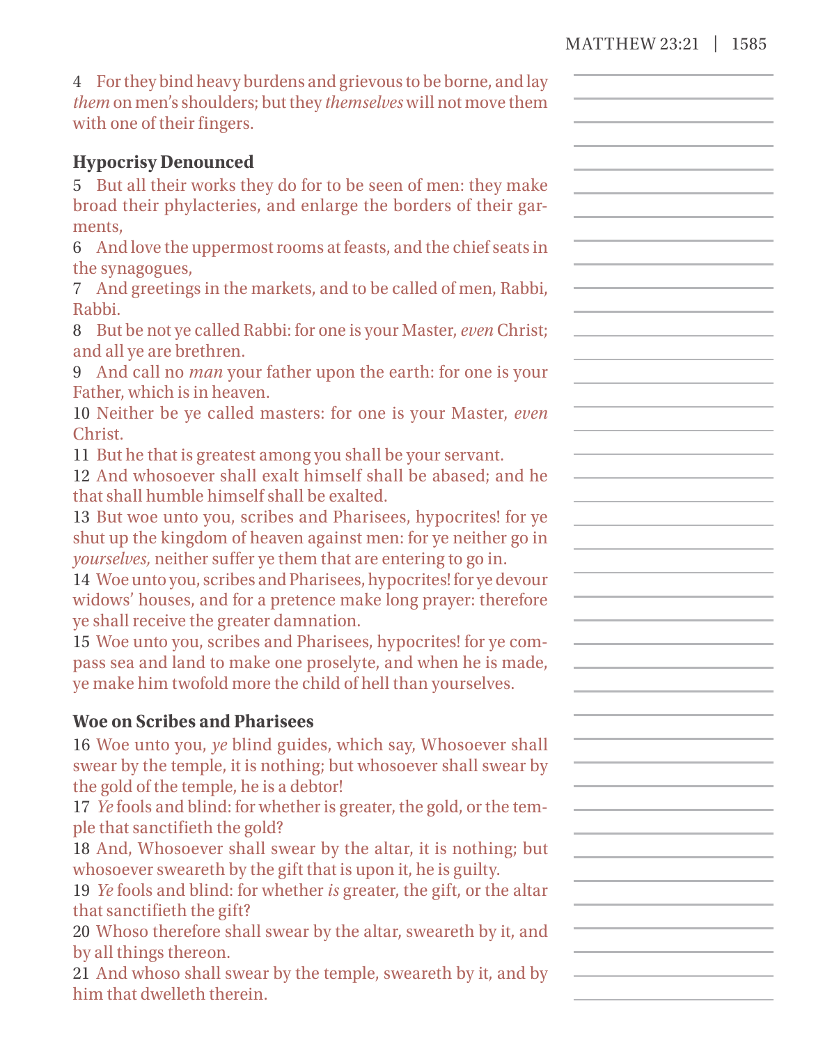4 For they bind heavy burdens and grievous to be borne, and lay *them* on men's shoulders; but they *themselves* will not move them with one of their fingers.

**Hypocrisy Denounced**

5 But all their works they do for to be seen of men: they make broad their phylacteries, and enlarge the borders of their garments,

6 And love the uppermost rooms at feasts, and the chief seats in the synagogues,

7 And greetings in the markets, and to be called of men, Rabbi, Rabbi.

8 But be not ye called Rabbi: for one is your Master, *even* Christ; and all ye are brethren.

9 And call no *man* your father upon the earth: for one is your Father, which is in heaven.

10 Neither be ye called masters: for one is your Master, *even* Christ.

11 But he that is greatest among you shall be your servant.

12 And whosoever shall exalt himself shall be abased; and he that shall humble himself shall be exalted.

13 But woe unto you, scribes and Pharisees, hypocrites! for ye shut up the kingdom of heaven against men: for ye neither go in *yourselves,* neither suffer ye them that are entering to go in.

14 Woe unto you, scribes and Pharisees, hypocrites! for ye devour widows' houses, and for a pretence make long prayer: therefore ye shall receive the greater damnation.

15 Woe unto you, scribes and Pharisees, hypocrites! for ye compass sea and land to make one proselyte, and when he is made, ye make him twofold more the child of hell than yourselves.

**Woe on Scribes and Pharisees**

16 Woe unto you, *ye* blind guides, which say, Whosoever shall swear by the temple, it is nothing; but whosoever shall swear by the gold of the temple, he is a debtor!

17 *Ye* fools and blind: for whether is greater, the gold, or the temple that sanctifieth the gold?

18 And, Whosoever shall swear by the altar, it is nothing; but whosoever sweareth by the gift that is upon it, he is guilty.

19 *Ye* fools and blind: for whether *is* greater, the gift, or the altar that sanctifieth the gift?

20 Whoso therefore shall swear by the altar, sweareth by it, and by all things thereon.

21 And whoso shall swear by the temple, sweareth by it, and by him that dwelleth therein.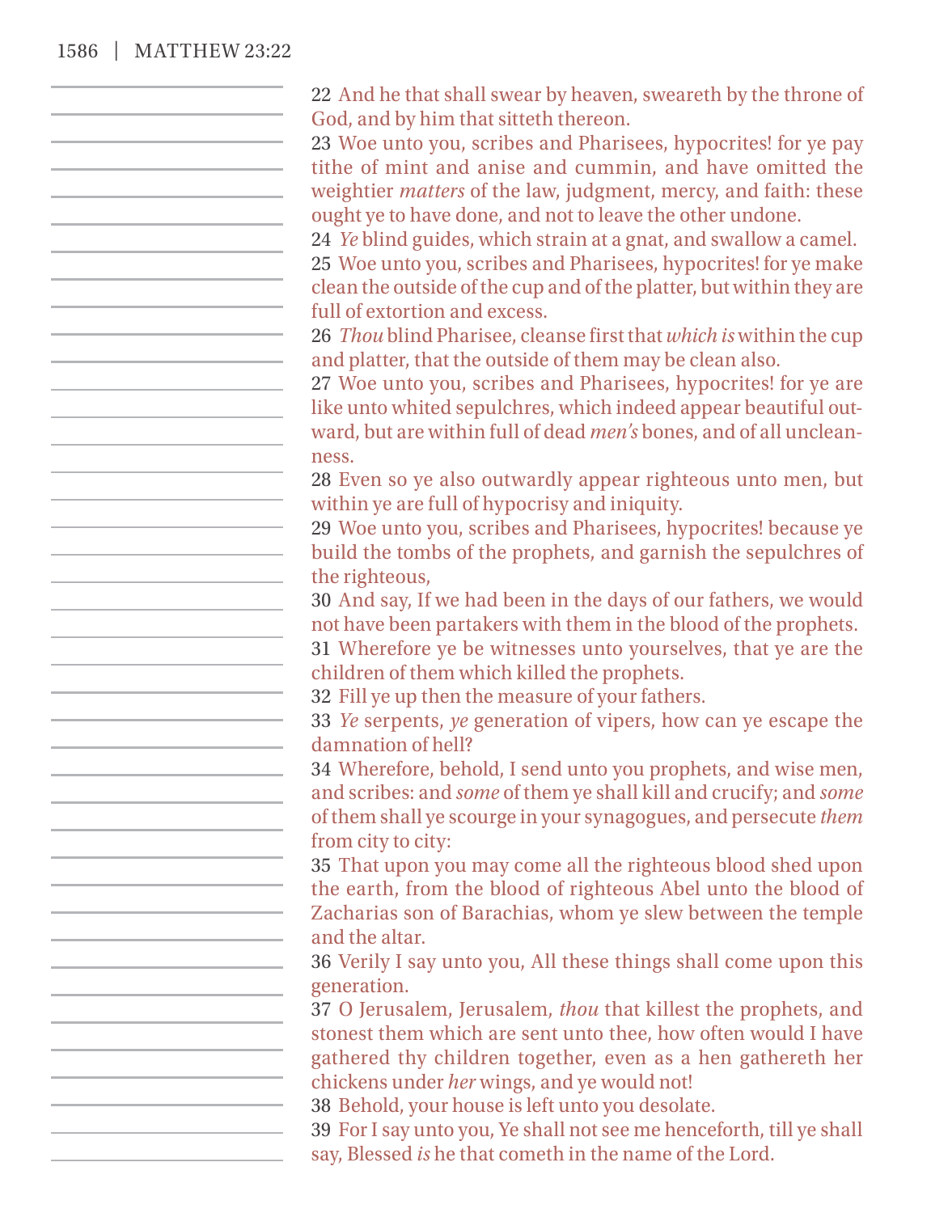22 And he that shall swear by heaven, sweareth by the throne of God, and by him that sitteth thereon.

23 Woe unto you, scribes and Pharisees, hypocrites! for ye pay tithe of mint and anise and cummin, and have omitted the weightier *matters* of the law, judgment, mercy, and faith: these ought ye to have done, and not to leave the other undone.

24 *Ye* blind guides, which strain at a gnat, and swallow a camel.

25 Woe unto you, scribes and Pharisees, hypocrites! for ye make clean the outside of the cup and of the platter, but within they are full of extortion and excess.

26 *Thou* blind Pharisee, cleanse first that *which is* within the cup and platter, that the outside of them may be clean also.

27 Woe unto you, scribes and Pharisees, hypocrites! for ye are like unto whited sepulchres, which indeed appear beautiful outward, but are within full of dead *men's* bones, and of all uncleanness.

28 Even so ye also outwardly appear righteous unto men, but within ye are full of hypocrisy and iniquity.

29 Woe unto you, scribes and Pharisees, hypocrites! because ye build the tombs of the prophets, and garnish the sepulchres of the righteous,

30 And say, If we had been in the days of our fathers, we would not have been partakers with them in the blood of the prophets.

31 Wherefore ye be witnesses unto yourselves, that ye are the children of them which killed the prophets.

32 Fill ye up then the measure of your fathers.

33 *Ye* serpents, *ye* generation of vipers, how can ye escape the damnation of hell?

34 Wherefore, behold, I send unto you prophets, and wise men, and scribes: and *some* of them ye shall kill and crucify; and *some* of them shall ye scourge in your synagogues, and persecute *them* from city to city:

35 That upon you may come all the righteous blood shed upon the earth, from the blood of righteous Abel unto the blood of Zacharias son of Barachias, whom ye slew between the temple and the altar.

36 Verily I say unto you, All these things shall come upon this generation.

37 O Jerusalem, Jerusalem, *thou* that killest the prophets, and stonest them which are sent unto thee, how often would I have gathered thy children together, even as a hen gathereth her chickens under *her* wings, and ye would not!

38 Behold, your house is left unto you desolate.

39 For I say unto you, Ye shall not see me henceforth, till ye shall say, Blessed *is* he that cometh in the name of the Lord.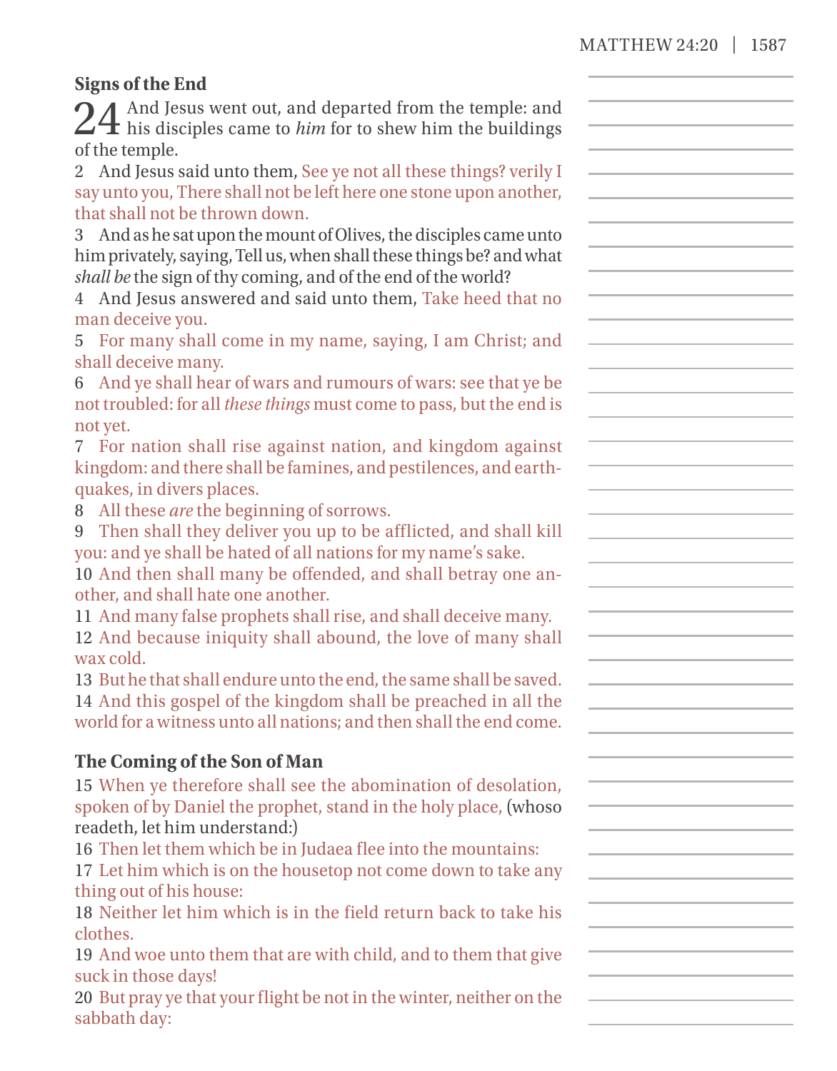## Signs of the End

**24** And Jesus went out, and departed from the temple: and his disciples came to *him* for to shew him the buildings of the temple.

2 And Jesus said unto them, See ye not all these things? verily I say unto you, There shall not be left here one stone upon another, that shall not be thrown down.

3 And as he sat upon the mount of Olives, the disciples came unto him privately, saying, Tell us, when shall these things be? and what *shall be* the sign of thy coming, and of the end of the world?

4 And Jesus answered and said unto them, Take heed that no man deceive you.

5 For many shall come in my name, saying, I am Christ; and shall deceive many.

6 And ye shall hear of wars and rumours of wars: see that ye be not troubled: for all *these things* must come to pass, but the end is not yet.

7 For nation shall rise against nation, and kingdom against kingdom: and there shall be famines, and pestilences, and earthquakes, in divers places.

8 All these *are* the beginning of sorrows.

9 Then shall they deliver you up to be afflicted, and shall kill you: and ye shall be hated of all nations for my name's sake.

10 And then shall many be offended, and shall betray one another, and shall hate one another.

11 And many false prophets shall rise, and shall deceive many.

12 And because iniquity shall abound, the love of many shall wax cold.

13 But he that shall endure unto the end, the same shall be saved.

14 And this gospel of the kingdom shall be preached in all the world for a witness unto all nations; and then shall the end come.

## The Coming of the Son of Man

15 When ye therefore shall see the abomination of desolation, spoken of by Daniel the prophet, stand in the holy place, (whoso readeth, let him understand:)

16 Then let them which be in Judaea flee into the mountains:

17 Let him which is on the housetop not come down to take any thing out of his house:

18 Neither let him which is in the field return back to take his clothes.

19 And woe unto them that are with child, and to them that give suck in those days!

20 But pray ye that your flight be not in the winter, neither on the sabbath day: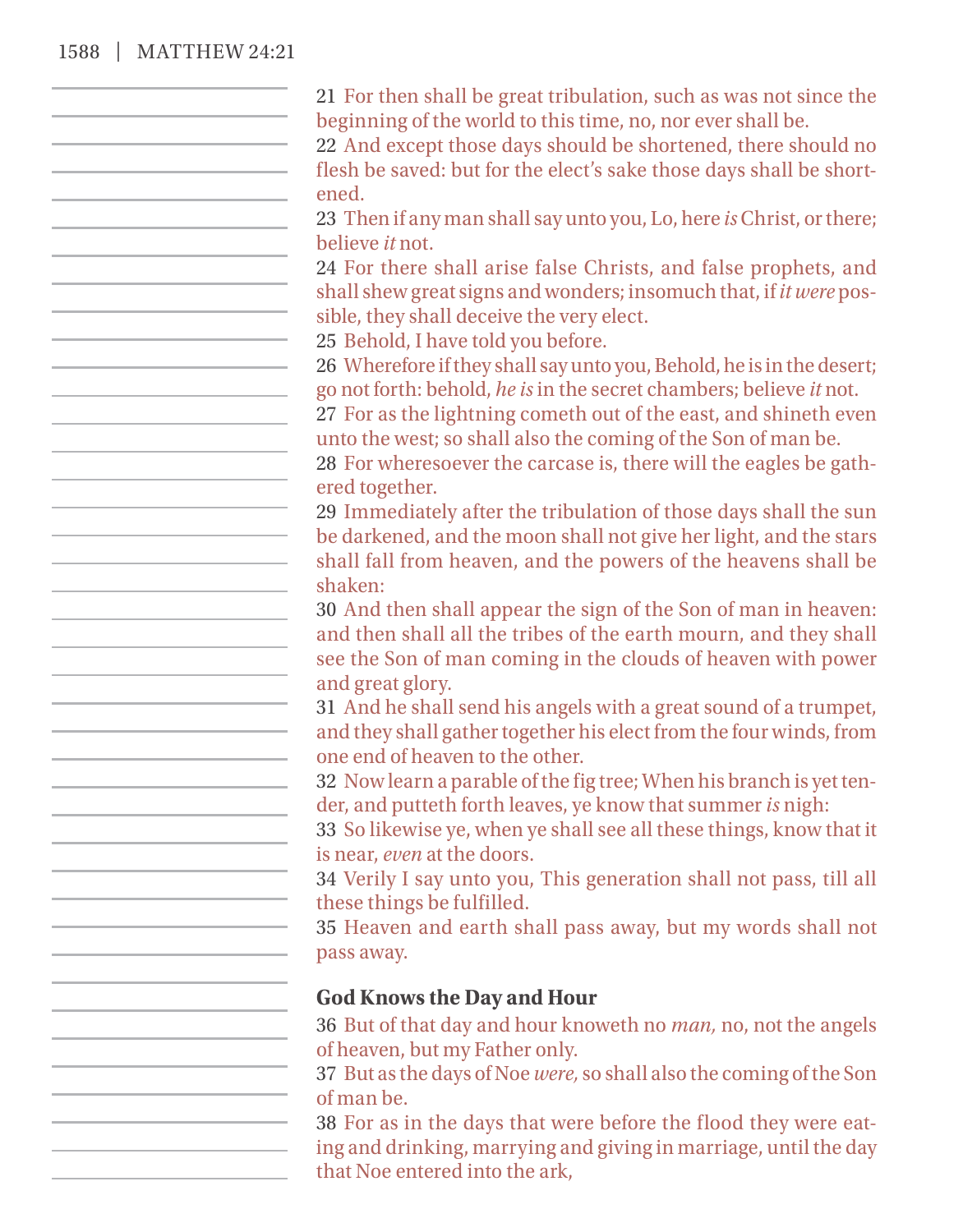21 For then shall be great tribulation, such as was not since the beginning of the world to this time, no, nor ever shall be.
22 And except those days should be shortened, there should no flesh be saved: but for the elect's sake those days shall be shortened.
23 Then if any man shall say unto you, Lo, here *is* Christ, or there; believe *it* not.
24 For there shall arise false Christs, and false prophets, and shall shew great signs and wonders; insomuch that, if *it were* possible, they shall deceive the very elect.
25 Behold, I have told you before.
26 Wherefore if they shall say unto you, Behold, he is in the desert; go not forth: behold, *he is* in the secret chambers; believe *it* not.
27 For as the lightning cometh out of the east, and shineth even unto the west; so shall also the coming of the Son of man be.
28 For wheresoever the carcase is, there will the eagles be gathered together.
29 Immediately after the tribulation of those days shall the sun be darkened, and the moon shall not give her light, and the stars shall fall from heaven, and the powers of the heavens shall be shaken:
30 And then shall appear the sign of the Son of man in heaven: and then shall all the tribes of the earth mourn, and they shall see the Son of man coming in the clouds of heaven with power and great glory.
31 And he shall send his angels with a great sound of a trumpet, and they shall gather together his elect from the four winds, from one end of heaven to the other.
32 Now learn a parable of the fig tree; When his branch is yet tender, and putteth forth leaves, ye know that summer *is* nigh:
33 So likewise ye, when ye shall see all these things, know that it is near, *even* at the doors.
34 Verily I say unto you, This generation shall not pass, till all these things be fulfilled.
35 Heaven and earth shall pass away, but my words shall not pass away.

### God Knows the Day and Hour

36 But of that day and hour knoweth no *man,* no, not the angels of heaven, but my Father only.
37 But as the days of Noe *were,* so shall also the coming of the Son of man be.
38 For as in the days that were before the flood they were eating and drinking, marrying and giving in marriage, until the day that Noe entered into the ark,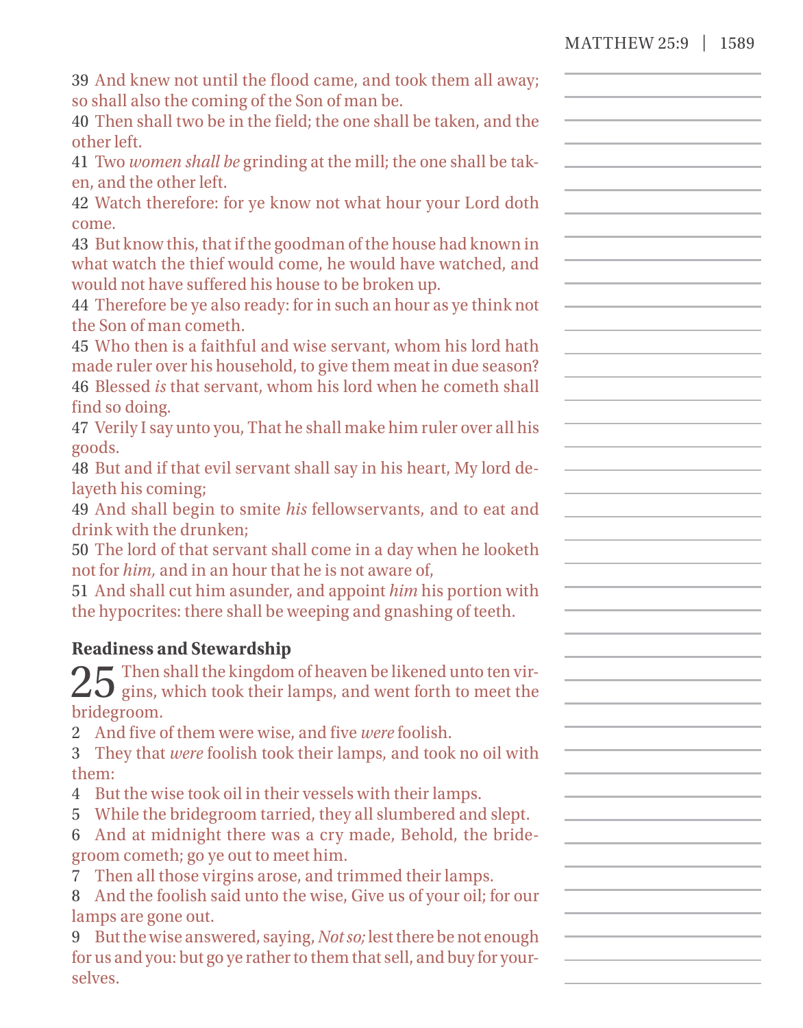39 And knew not until the flood came, and took them all away; so shall also the coming of the Son of man be.
40 Then shall two be in the field; the one shall be taken, and the other left.
41 Two *women shall be* grinding at the mill; the one shall be taken, and the other left.
42 Watch therefore: for ye know not what hour your Lord doth come.
43 But know this, that if the goodman of the house had known in what watch the thief would come, he would have watched, and would not have suffered his house to be broken up.
44 Therefore be ye also ready: for in such an hour as ye think not the Son of man cometh.
45 Who then is a faithful and wise servant, whom his lord hath made ruler over his household, to give them meat in due season?
46 Blessed *is* that servant, whom his lord when he cometh shall find so doing.
47 Verily I say unto you, That he shall make him ruler over all his goods.
48 But and if that evil servant shall say in his heart, My lord delayeth his coming;
49 And shall begin to smite *his* fellowservants, and to eat and drink with the drunken;
50 The lord of that servant shall come in a day when he looketh not for *him,* and in an hour that he is not aware of,
51 And shall cut him asunder, and appoint *him* his portion with the hypocrites: there shall be weeping and gnashing of teeth.

### Readiness and Stewardship

25 Then shall the kingdom of heaven be likened unto ten virgins, which took their lamps, and went forth to meet the bridegroom.
2 And five of them were wise, and five *were* foolish.
3 They that *were* foolish took their lamps, and took no oil with them:
4 But the wise took oil in their vessels with their lamps.
5 While the bridegroom tarried, they all slumbered and slept.
6 And at midnight there was a cry made, Behold, the bridegroom cometh; go ye out to meet him.
7 Then all those virgins arose, and trimmed their lamps.
8 And the foolish said unto the wise, Give us of your oil; for our lamps are gone out.
9 But the wise answered, saying, *Not so;* lest there be not enough for us and you: but go ye rather to them that sell, and buy for yourselves.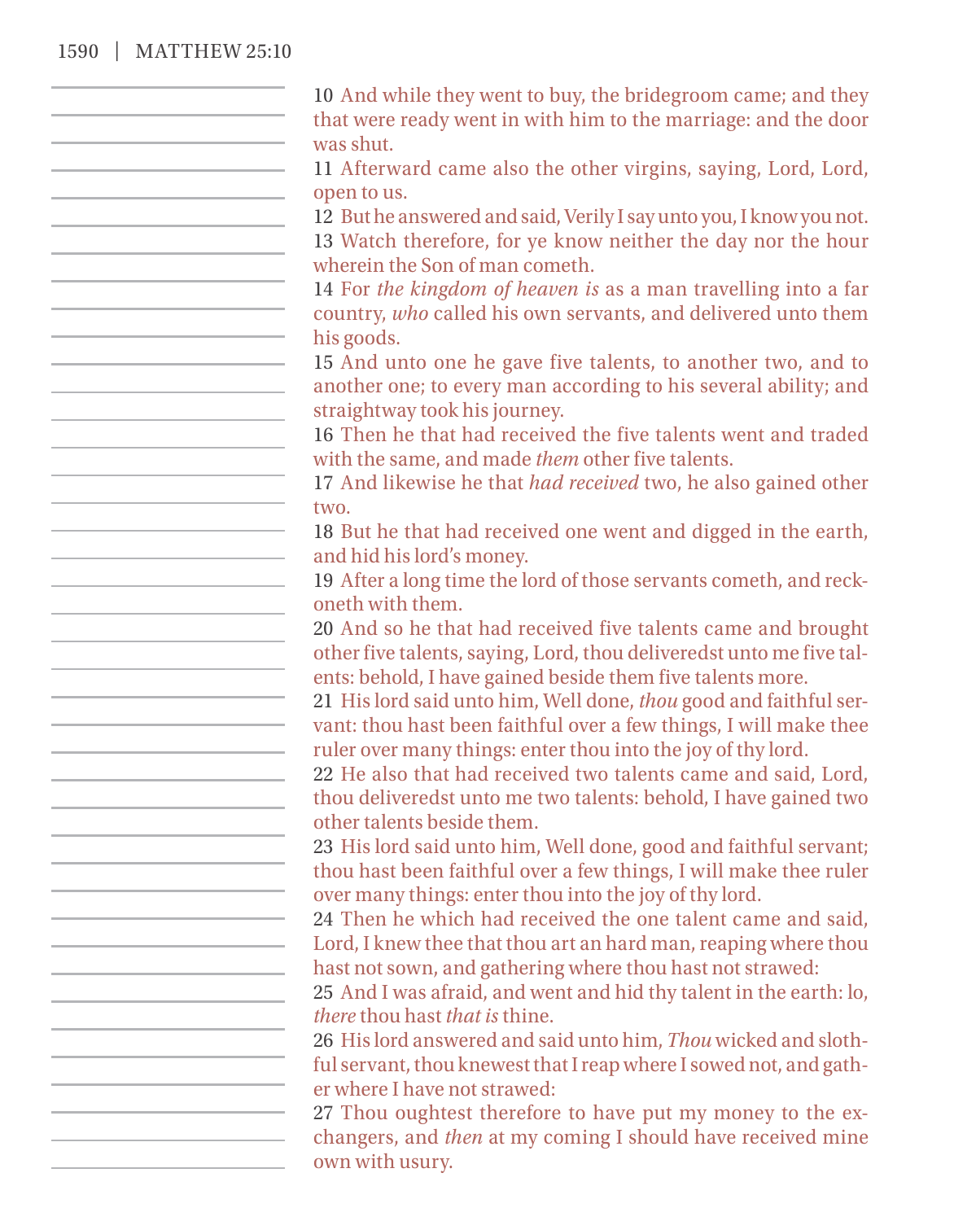10 And while they went to buy, the bridegroom came; and they that were ready went in with him to the marriage: and the door was shut.

11 Afterward came also the other virgins, saying, Lord, Lord, open to us.

12 But he answered and said, Verily I say unto you, I know you not.

13 Watch therefore, for ye know neither the day nor the hour wherein the Son of man cometh.

14 For *the kingdom of heaven is* as a man travelling into a far country, *who* called his own servants, and delivered unto them his goods.

15 And unto one he gave five talents, to another two, and to another one; to every man according to his several ability; and straightway took his journey.

16 Then he that had received the five talents went and traded with the same, and made *them* other five talents.

17 And likewise he that *had received* two, he also gained other two.

18 But he that had received one went and digged in the earth, and hid his lord's money.

19 After a long time the lord of those servants cometh, and reckoneth with them.

20 And so he that had received five talents came and brought other five talents, saying, Lord, thou deliveredst unto me five talents: behold, I have gained beside them five talents more.

21 His lord said unto him, Well done, *thou* good and faithful servant: thou hast been faithful over a few things, I will make thee ruler over many things: enter thou into the joy of thy lord.

22 He also that had received two talents came and said, Lord, thou deliveredst unto me two talents: behold, I have gained two other talents beside them.

23 His lord said unto him, Well done, good and faithful servant; thou hast been faithful over a few things, I will make thee ruler over many things: enter thou into the joy of thy lord.

24 Then he which had received the one talent came and said, Lord, I knew thee that thou art an hard man, reaping where thou hast not sown, and gathering where thou hast not strawed:

25 And I was afraid, and went and hid thy talent in the earth: lo, *there* thou hast *that is* thine.

26 His lord answered and said unto him, *Thou* wicked and slothful servant, thou knewest that I reap where I sowed not, and gather where I have not strawed:

27 Thou oughtest therefore to have put my money to the exchangers, and *then* at my coming I should have received mine own with usury.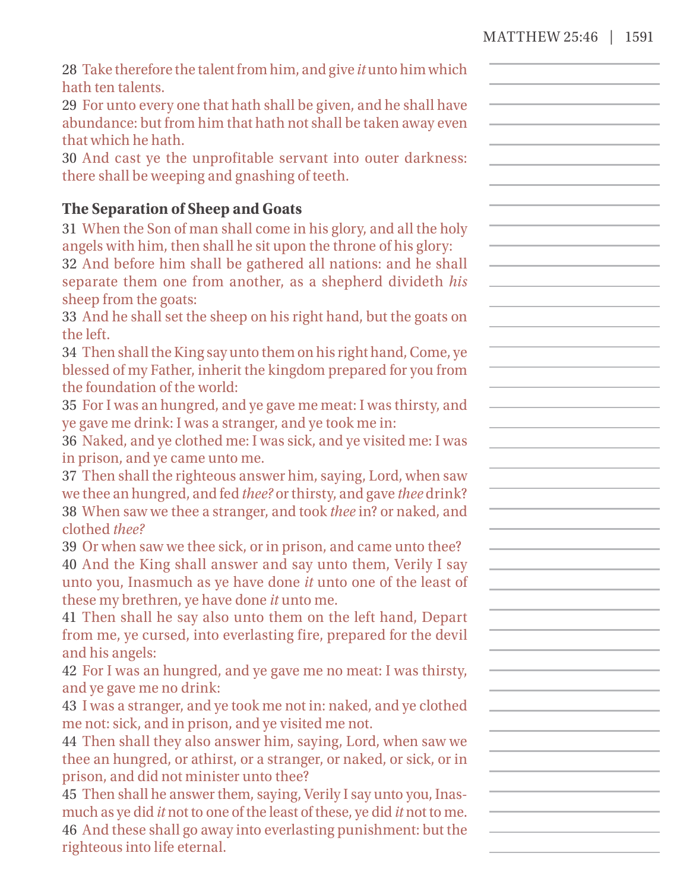28 Take therefore the talent from him, and give *it* unto him which hath ten talents.
29 For unto every one that hath shall be given, and he shall have abundance: but from him that hath not shall be taken away even that which he hath.
30 And cast ye the unprofitable servant into outer darkness: there shall be weeping and gnashing of teeth.

**The Separation of Sheep and Goats**

31 When the Son of man shall come in his glory, and all the holy angels with him, then shall he sit upon the throne of his glory:
32 And before him shall be gathered all nations: and he shall separate them one from another, as a shepherd divideth *his* sheep from the goats:
33 And he shall set the sheep on his right hand, but the goats on the left.
34 Then shall the King say unto them on his right hand, Come, ye blessed of my Father, inherit the kingdom prepared for you from the foundation of the world:
35 For I was an hungred, and ye gave me meat: I was thirsty, and ye gave me drink: I was a stranger, and ye took me in:
36 Naked, and ye clothed me: I was sick, and ye visited me: I was in prison, and ye came unto me.
37 Then shall the righteous answer him, saying, Lord, when saw we thee an hungred, and fed *thee?* or thirsty, and gave *thee* drink?
38 When saw we thee a stranger, and took *thee* in? or naked, and clothed *thee?*
39 Or when saw we thee sick, or in prison, and came unto thee?
40 And the King shall answer and say unto them, Verily I say unto you, Inasmuch as ye have done *it* unto one of the least of these my brethren, ye have done *it* unto me.
41 Then shall he say also unto them on the left hand, Depart from me, ye cursed, into everlasting fire, prepared for the devil and his angels:
42 For I was an hungred, and ye gave me no meat: I was thirsty, and ye gave me no drink:
43 I was a stranger, and ye took me not in: naked, and ye clothed me not: sick, and in prison, and ye visited me not.
44 Then shall they also answer him, saying, Lord, when saw we thee an hungred, or athirst, or a stranger, or naked, or sick, or in prison, and did not minister unto thee?
45 Then shall he answer them, saying, Verily I say unto you, Inasmuch as ye did *it* not to one of the least of these, ye did *it* not to me.
46 And these shall go away into everlasting punishment: but the righteous into life eternal.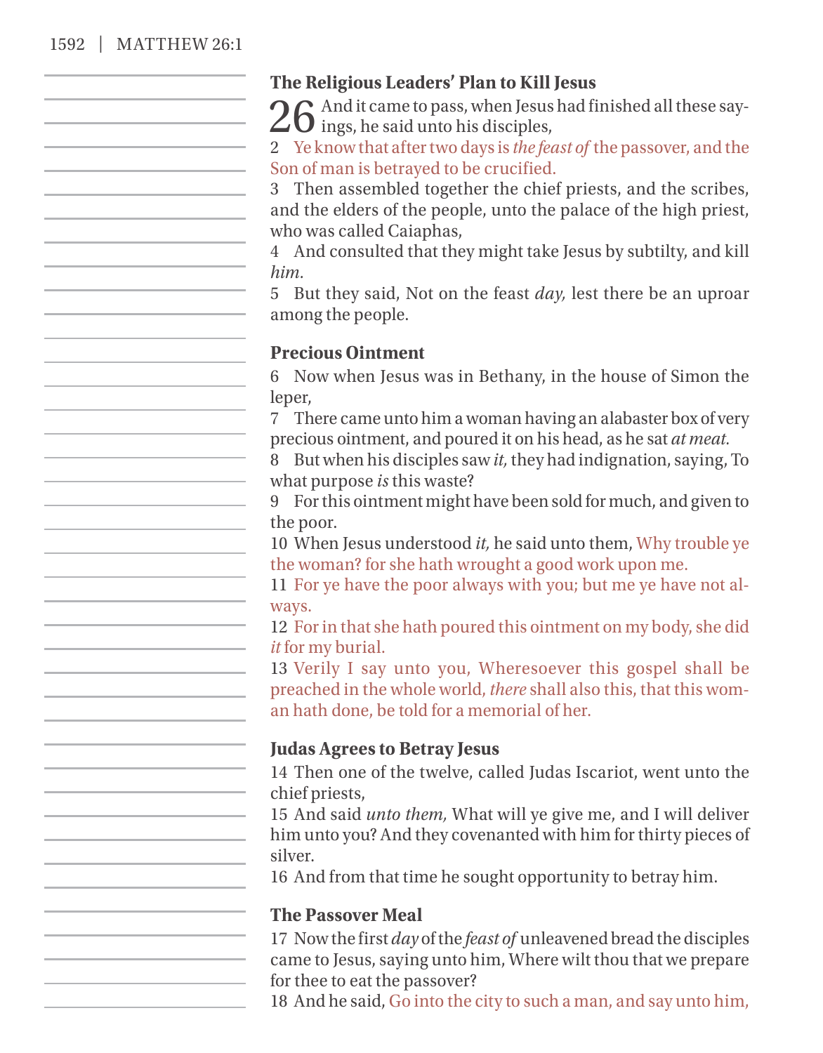### The Religious Leaders' Plan to Kill Jesus

26 And it came to pass, when Jesus had finished all these sayings, he said unto his disciples,

2 Ye know that after two days is *the feast of* the passover, and the Son of man is betrayed to be crucified.

3 Then assembled together the chief priests, and the scribes, and the elders of the people, unto the palace of the high priest, who was called Caiaphas,

4 And consulted that they might take Jesus by subtilty, and kill *him.*

5 But they said, Not on the feast *day,* lest there be an uproar among the people.

### Precious Ointment

6 Now when Jesus was in Bethany, in the house of Simon the leper,

7 There came unto him a woman having an alabaster box of very precious ointment, and poured it on his head, as he sat *at meat.*

8 But when his disciples saw *it,* they had indignation, saying, To what purpose *is* this waste?

9 For this ointment might have been sold for much, and given to the poor.

10 When Jesus understood *it,* he said unto them, Why trouble ye the woman? for she hath wrought a good work upon me.

11 For ye have the poor always with you; but me ye have not always.

12 For in that she hath poured this ointment on my body, she did *it* for my burial.

13 Verily I say unto you, Wheresoever this gospel shall be preached in the whole world, *there* shall also this, that this woman hath done, be told for a memorial of her.

### Judas Agrees to Betray Jesus

14 Then one of the twelve, called Judas Iscariot, went unto the chief priests,

15 And said *unto them,* What will ye give me, and I will deliver him unto you? And they covenanted with him for thirty pieces of silver.

16 And from that time he sought opportunity to betray him.

### The Passover Meal

17 Now the first *day* of the *feast of* unleavened bread the disciples came to Jesus, saying unto him, Where wilt thou that we prepare for thee to eat the passover?

18 And he said, Go into the city to such a man, and say unto him,